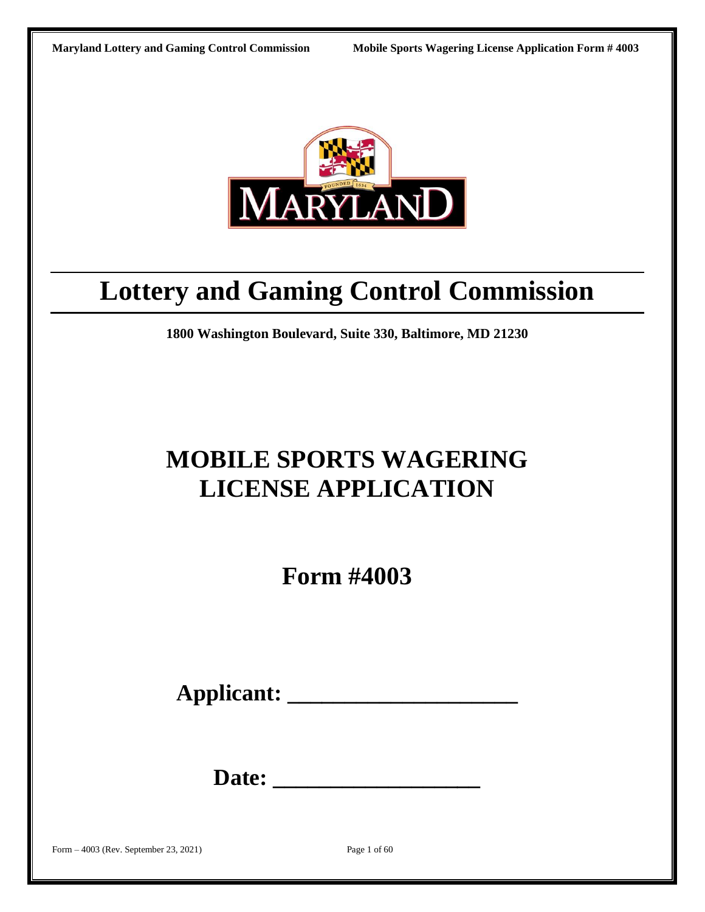# Lottery and Gaming Control Commission

**1800 Washington Boulevard, Suite 330, Baltimore, MD 21230**

# MOBILE SPORTS WAGERING LICENSE APPLICATION

## Form #4003

**Applicant: ____________________**

**Date: ___________________**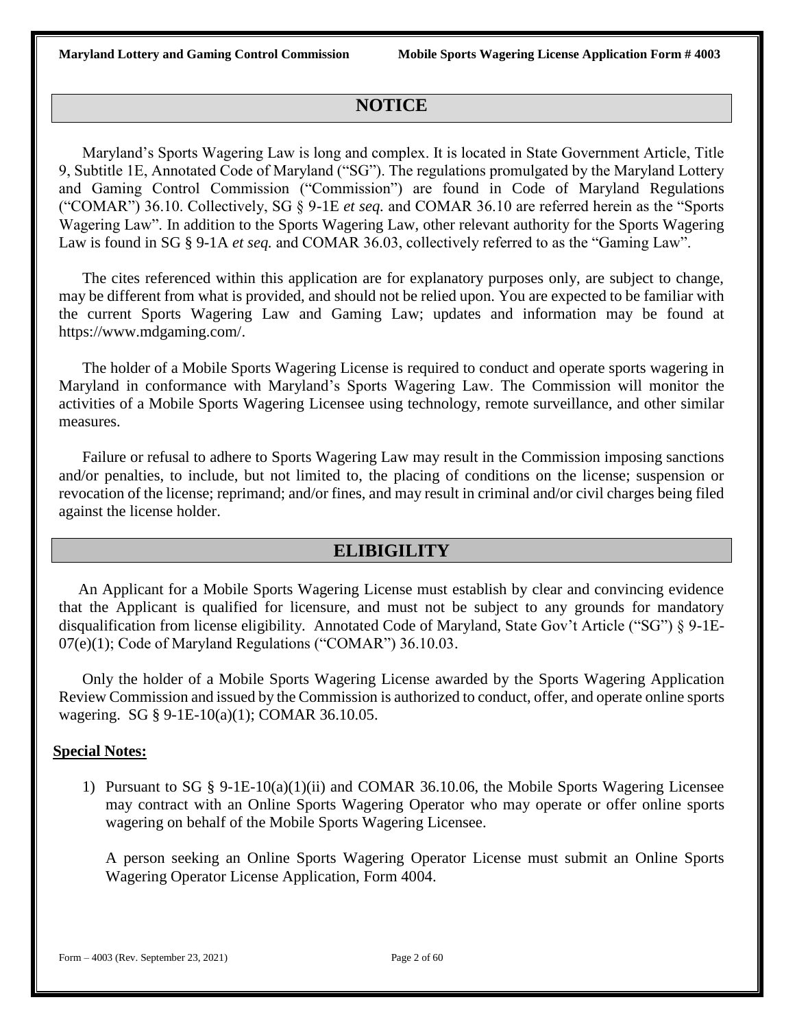## NOTICE

Maryland's Sports Wagering Law is long and complex. It is located in State Government Article, Title 9, Subtitle 1E, Annotated Code of Maryland ("SG"). The regulations promulgated by the Maryland Lottery and Gaming Control Commission ("Commission") are found in Code of Maryland Regulations ("COMAR") 36.10. Collectively, SG § 9-1E *et seq.* and COMAR 36.10 are referred herein as the "Sports Wagering Law". In addition to the Sports Wagering Law, other relevant authority for the Sports Wagering Law is found in SG § 9-1A *et seq.* and COMAR 36.03, collectively referred to as the "Gaming Law".

The cites referenced within this application are for explanatory purposes only, are subject to change, may be different from what is provided, and should not be relied upon. You are expected to be familiar with the current Sports Wagering Law and Gaming Law; updates and information may be found at https://www.mdgaming.com/.

The holder of a Mobile Sports Wagering License is required to conduct and operate sports wagering in Maryland in conformance with Maryland's Sports Wagering Law. The Commission will monitor the activities of a Mobile Sports Wagering Licensee using technology, remote surveillance, and other similar measures.

Failure or refusal to adhere to Sports Wagering Law may result in the Commission imposing sanctions and/or penalties, to include, but not limited to, the placing of conditions on the license; suspension or revocation of the license; reprimand; and/or fines, and may result in criminal and/or civil charges being filed against the license holder.

## ELIBIGILITY

An Applicant for a Mobile Sports Wagering License must establish by clear and convincing evidence that the Applicant is qualified for licensure, and must not be subject to any grounds for mandatory disqualification from license eligibility. Annotated Code of Maryland, State Gov't Article ("SG") § 9-1E-07(e)(1); Code of Maryland Regulations ("COMAR") 36.10.03.

Only the holder of a Mobile Sports Wagering License awarded by the Sports Wagering Application Review Commission and issued by the Commission is authorized to conduct, offer, and operate online sports wagering. SG § 9-1E-10(a)(1); COMAR 36.10.05.

**Special Notes:**

1) Pursuant to SG § 9-1E-10(a)(1)(ii) and COMAR 36.10.06, the Mobile Sports Wagering Licensee may contract with an Online Sports Wagering Operator who may operate or offer online sports wagering on behalf of the Mobile Sports Wagering Licensee.

   A person seeking an Online Sports Wagering Operator License must submit an Online Sports Wagering Operator License Application, Form 4004.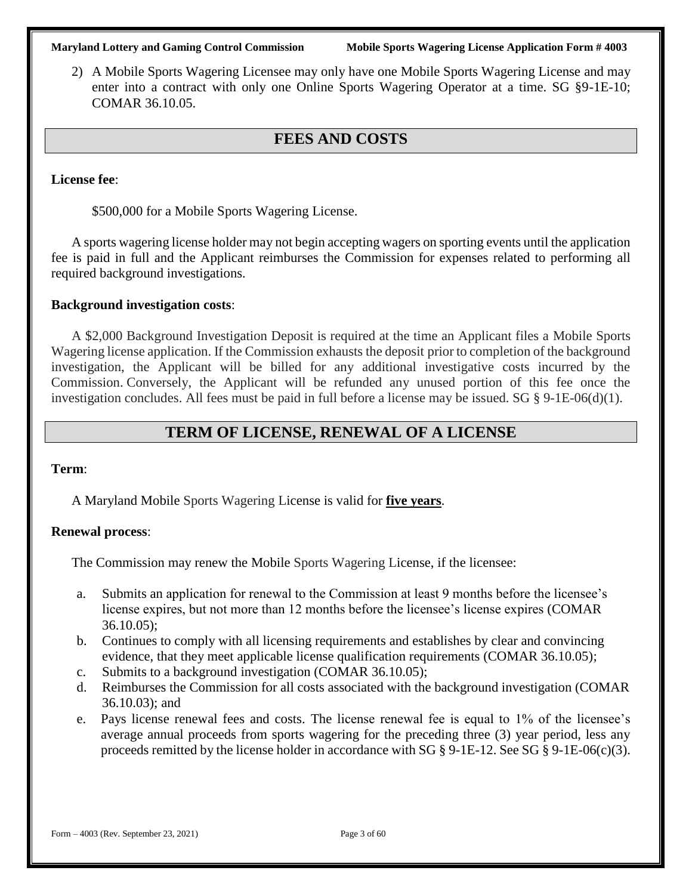2) A Mobile Sports Wagering Licensee may only have one Mobile Sports Wagering License and may enter into a contract with only one Online Sports Wagering Operator at a time. SG §9-1E-10; COMAR 36.10.05.

## FEES AND COSTS

**License fee**:

\$500,000 for a Mobile Sports Wagering License.

A sports wagering license holder may not begin accepting wagers on sporting events until the application fee is paid in full and the Applicant reimburses the Commission for expenses related to performing all required background investigations.

**Background investigation costs**:

A \$2,000 Background Investigation Deposit is required at the time an Applicant files a Mobile Sports Wagering license application. If the Commission exhausts the deposit prior to completion of the background investigation, the Applicant will be billed for any additional investigative costs incurred by the Commission. Conversely, the Applicant will be refunded any unused portion of this fee once the investigation concludes. All fees must be paid in full before a license may be issued. SG § 9-1E-06(d)(1).

## TERM OF LICENSE, RENEWAL OF A LICENSE

**Term**:

A Maryland Mobile Sports Wagering License is valid for **<u>five years</u>**.

**Renewal process**:

The Commission may renew the Mobile Sports Wagering License, if the licensee:

a. Submits an application for renewal to the Commission at least 9 months before the licensee's license expires, but not more than 12 months before the licensee's license expires (COMAR 36.10.05);
b. Continues to comply with all licensing requirements and establishes by clear and convincing evidence, that they meet applicable license qualification requirements (COMAR 36.10.05);
c. Submits to a background investigation (COMAR 36.10.05);
d. Reimburses the Commission for all costs associated with the background investigation (COMAR 36.10.03); and
e. Pays license renewal fees and costs. The license renewal fee is equal to 1% of the licensee's average annual proceeds from sports wagering for the preceding three (3) year period, less any proceeds remitted by the license holder in accordance with SG § 9-1E-12. See SG § 9-1E-06(c)(3).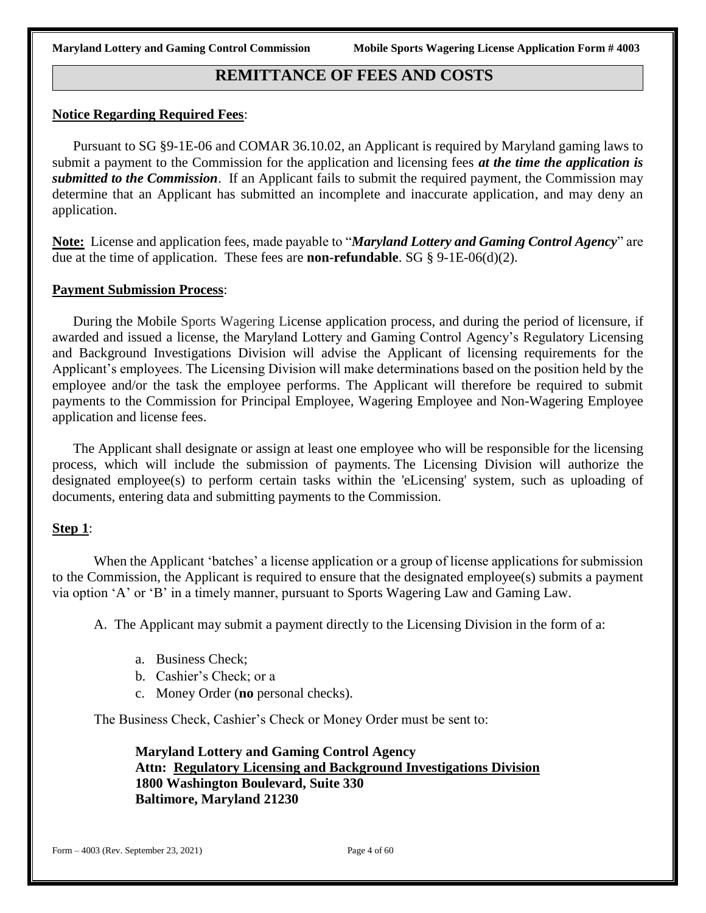## REMITTANCE OF FEES AND COSTS

**Notice Regarding Required Fees**:

Pursuant to SG §9-1E-06 and COMAR 36.10.02, an Applicant is required by Maryland gaming laws to submit a payment to the Commission for the application and licensing fees ***at the time the application is submitted to the Commission***. If an Applicant fails to submit the required payment, the Commission may determine that an Applicant has submitted an incomplete and inaccurate application, and may deny an application.

**Note:** License and application fees, made payable to "***Maryland Lottery and Gaming Control Agency***" are due at the time of application. These fees are **non-refundable**. SG § 9-1E-06(d)(2).

**Payment Submission Process**:

During the Mobile Sports Wagering License application process, and during the period of licensure, if awarded and issued a license, the Maryland Lottery and Gaming Control Agency's Regulatory Licensing and Background Investigations Division will advise the Applicant of licensing requirements for the Applicant's employees. The Licensing Division will make determinations based on the position held by the employee and/or the task the employee performs. The Applicant will therefore be required to submit payments to the Commission for Principal Employee, Wagering Employee and Non-Wagering Employee application and license fees.

The Applicant shall designate or assign at least one employee who will be responsible for the licensing process, which will include the submission of payments. The Licensing Division will authorize the designated employee(s) to perform certain tasks within the 'eLicensing' system, such as uploading of documents, entering data and submitting payments to the Commission.

**Step 1**:

When the Applicant 'batches' a license application or a group of license applications for submission to the Commission, the Applicant is required to ensure that the designated employee(s) submits a payment via option 'A' or 'B' in a timely manner, pursuant to Sports Wagering Law and Gaming Law.

A. The Applicant may submit a payment directly to the Licensing Division in the form of a:

   a. Business Check;
   b. Cashier's Check; or a
   c. Money Order (**no** personal checks).

The Business Check, Cashier's Check or Money Order must be sent to:

**Maryland Lottery and Gaming Control Agency**
**Attn: Regulatory Licensing and Background Investigations Division**
**1800 Washington Boulevard, Suite 330**
**Baltimore, Maryland 21230**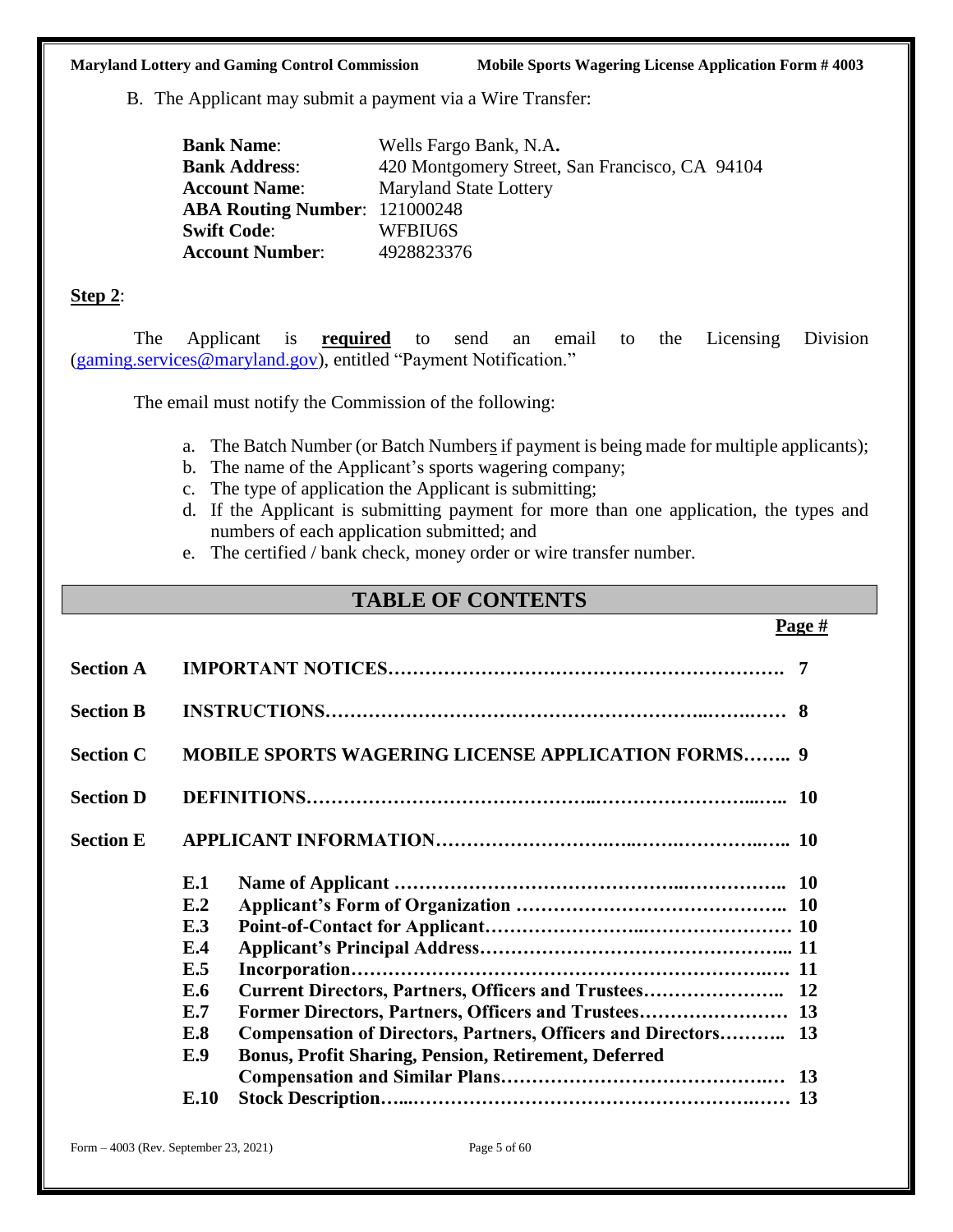B. The Applicant may submit a payment via a Wire Transfer:

| | |
|---|---|
| **Bank Name**: | Wells Fargo Bank, N.A**.** |
| **Bank Address**: | 420 Montgomery Street, San Francisco, CA 94104 |
| **Account Name**: | Maryland State Lottery |
| **ABA Routing Number**: | 121000248 |
| **Swift Code**: | WFBIU6S |
| **Account Number**: | 4928823376 |

**Step 2**:

The Applicant is **required** to send an email to the Licensing Division (gaming.services@maryland.gov), entitled "Payment Notification."

The email must notify the Commission of the following:

a. The Batch Number (or Batch Numbers if payment is being made for multiple applicants);
b. The name of the Applicant's sports wagering company;
c. The type of application the Applicant is submitting;
d. If the Applicant is submitting payment for more than one application, the types and numbers of each application submitted; and
e. The certified / bank check, money order or wire transfer number.

## TABLE OF CONTENTS

| | | | Page # |
|---|---|---|---|
| **Section A** | **IMPORTANT NOTICES** | | **7** |
| **Section B** | **INSTRUCTIONS** | | **8** |
| **Section C** | **MOBILE SPORTS WAGERING LICENSE APPLICATION FORMS** | | **9** |
| **Section D** | **DEFINITIONS** | | **10** |
| **Section E** | **APPLICANT INFORMATION** | | **10** |
| | **E.1** | **Name of Applicant** | **10** |
| | **E.2** | **Applicant's Form of Organization** | **10** |
| | **E.3** | **Point-of-Contact for Applicant** | **10** |
| | **E.4** | **Applicant's Principal Address** | **11** |
| | **E.5** | **Incorporation** | **11** |
| | **E.6** | **Current Directors, Partners, Officers and Trustees** | **12** |
| | **E.7** | **Former Directors, Partners, Officers and Trustees** | **13** |
| | **E.8** | **Compensation of Directors, Partners, Officers and Directors** | **13** |
| | **E.9** | **Bonus, Profit Sharing, Pension, Retirement, Deferred Compensation and Similar Plans** | **13** |
| | **E.10** | **Stock Description** | **13** |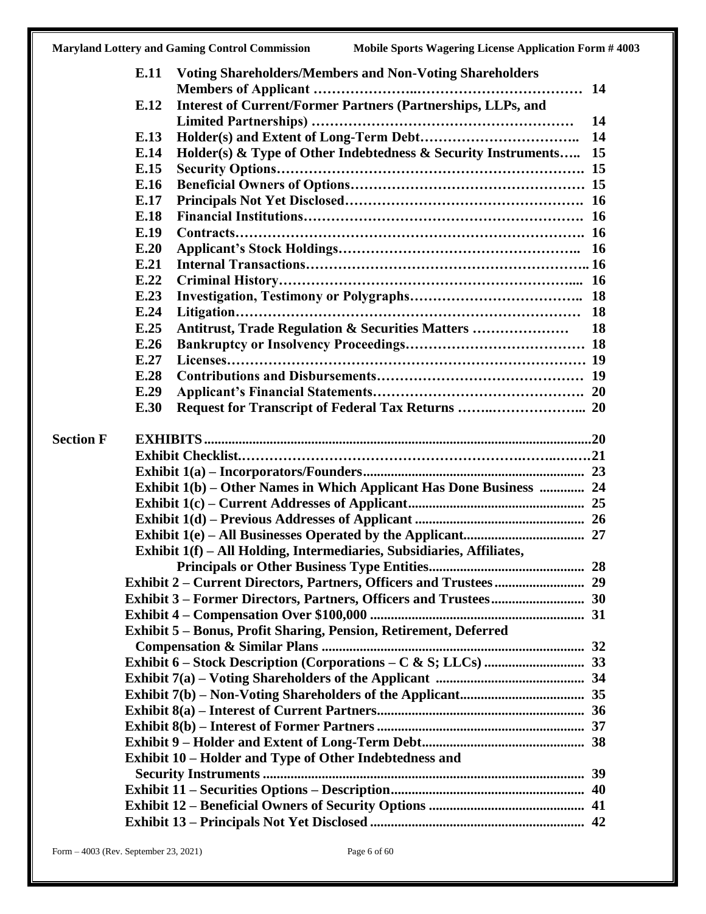| | | |
|---|---|---|
| **E.11** | **Voting Shareholders/Members and Non-Voting Shareholders Members of Applicant** | **14** |
| **E.12** | **Interest of Current/Former Partners (Partnerships, LLPs, and Limited Partnerships)** | **14** |
| **E.13** | **Holder(s) and Extent of Long-Term Debt** | **14** |
| **E.14** | **Holder(s) & Type of Other Indebtedness & Security Instruments** | **15** |
| **E.15** | **Security Options** | **15** |
| **E.16** | **Beneficial Owners of Options** | **15** |
| **E.17** | **Principals Not Yet Disclosed** | **16** |
| **E.18** | **Financial Institutions** | **16** |
| **E.19** | **Contracts** | **16** |
| **E.20** | **Applicant's Stock Holdings** | **16** |
| **E.21** | **Internal Transactions** | **16** |
| **E.22** | **Criminal History** | **16** |
| **E.23** | **Investigation, Testimony or Polygraphs** | **18** |
| **E.24** | **Litigation** | **18** |
| **E.25** | **Antitrust, Trade Regulation & Securities Matters** | **18** |
| **E.26** | **Bankruptcy or Insolvency Proceedings** | **18** |
| **E.27** | **Licenses** | **19** |
| **E.28** | **Contributions and Disbursements** | **19** |
| **E.29** | **Applicant's Financial Statements** | **20** |
| **E.30** | **Request for Transcript of Federal Tax Returns** | **20** |

| | | |
|---|---|---|
| **Section F** | **EXHIBITS** | **20** |
| | **Exhibit Checklist.** | **21** |
| | **Exhibit 1(a) – Incorporators/Founders** | **23** |
| | **Exhibit 1(b) – Other Names in Which Applicant Has Done Business** | **24** |
| | **Exhibit 1(c) – Current Addresses of Applicant** | **25** |
| | **Exhibit 1(d) – Previous Addresses of Applicant** | **26** |
| | **Exhibit 1(e) – All Businesses Operated by the Applicant** | **27** |
| | **Exhibit 1(f) – All Holding, Intermediaries, Subsidiaries, Affiliates, Principals or Other Business Type Entities** | **28** |
| | **Exhibit 2 – Current Directors, Partners, Officers and Trustees** | **29** |
| | **Exhibit 3 – Former Directors, Partners, Officers and Trustees** | **30** |
| | **Exhibit 4 – Compensation Over $100,000** | **31** |
| | **Exhibit 5 – Bonus, Profit Sharing, Pension, Retirement, Deferred Compensation & Similar Plans** | **32** |
| | **Exhibit 6 – Stock Description (Corporations – C & S; LLCs)** | **33** |
| | **Exhibit 7(a) – Voting Shareholders of the Applicant** | **34** |
| | **Exhibit 7(b) – Non-Voting Shareholders of the Applicant** | **35** |
| | **Exhibit 8(a) – Interest of Current Partners** | **36** |
| | **Exhibit 8(b) – Interest of Former Partners** | **37** |
| | **Exhibit 9 – Holder and Extent of Long-Term Debt** | **38** |
| | **Exhibit 10 – Holder and Type of Other Indebtedness and Security Instruments** | **39** |
| | **Exhibit 11 – Securities Options – Description** | **40** |
| | **Exhibit 12 – Beneficial Owners of Security Options** | **41** |
| | **Exhibit 13 – Principals Not Yet Disclosed** | **42** |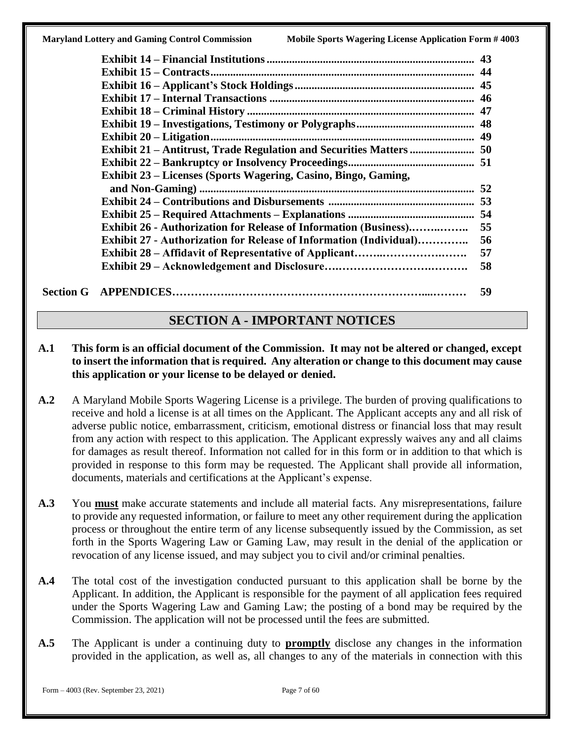**Exhibit 14 – Financial Institutions ......................................................................... 43**
**Exhibit 15 – Contracts............................................................................................. 44**
**Exhibit 16 – Applicant's Stock Holdings............................................................... 45**
**Exhibit 17 – Internal Transactions ........................................................................ 46**
**Exhibit 18 – Criminal History ................................................................................ 47**
**Exhibit 19 – Investigations, Testimony or Polygraphs.......................................... 48**
**Exhibit 20 – Litigation............................................................................................. 49**
**Exhibit 21 – Antitrust, Trade Regulation and Securities Matters ....................... 50**
**Exhibit 22 – Bankruptcy or Insolvency Proceedings............................................. 51**
**Exhibit 23 – Licenses (Sports Wagering, Casino, Bingo, Gaming, and Non-Gaming) ................................................................................................. 52**
**Exhibit 24 – Contributions and Disbursements ................................................... 53**
**Exhibit 25 – Required Attachments – Explanations ............................................ 54**
**Exhibit 26 - Authorization for Release of Information (Business).…….…….. 55**
**Exhibit 27 - Authorization for Release of Information (Individual)………….. 56**
**Exhibit 28 – Affidavit of Representative of Applicant……..…………….……. 57**
**Exhibit 29 – Acknowledgement and Disclosure….……………………….………. 58**

**Section G APPENDICES…………….……………………………………………...……… 59**

## SECTION A - IMPORTANT NOTICES

**A.1** **This form is an official document of the Commission. It may not be altered or changed, except to insert the information that is required. Any alteration or change to this document may cause this application or your license to be delayed or denied.**

**A.2** A Maryland Mobile Sports Wagering License is a privilege. The burden of proving qualifications to receive and hold a license is at all times on the Applicant. The Applicant accepts any and all risk of adverse public notice, embarrassment, criticism, emotional distress or financial loss that may result from any action with respect to this application. The Applicant expressly waives any and all claims for damages as result thereof. Information not called for in this form or in addition to that which is provided in response to this form may be requested. The Applicant shall provide all information, documents, materials and certifications at the Applicant's expense.

**A.3** You **must** make accurate statements and include all material facts. Any misrepresentations, failure to provide any requested information, or failure to meet any other requirement during the application process or throughout the entire term of any license subsequently issued by the Commission, as set forth in the Sports Wagering Law or Gaming Law, may result in the denial of the application or revocation of any license issued, and may subject you to civil and/or criminal penalties.

**A.4** The total cost of the investigation conducted pursuant to this application shall be borne by the Applicant. In addition, the Applicant is responsible for the payment of all application fees required under the Sports Wagering Law and Gaming Law; the posting of a bond may be required by the Commission. The application will not be processed until the fees are submitted.

**A.5** The Applicant is under a continuing duty to **promptly** disclose any changes in the information provided in the application, as well as, all changes to any of the materials in connection with this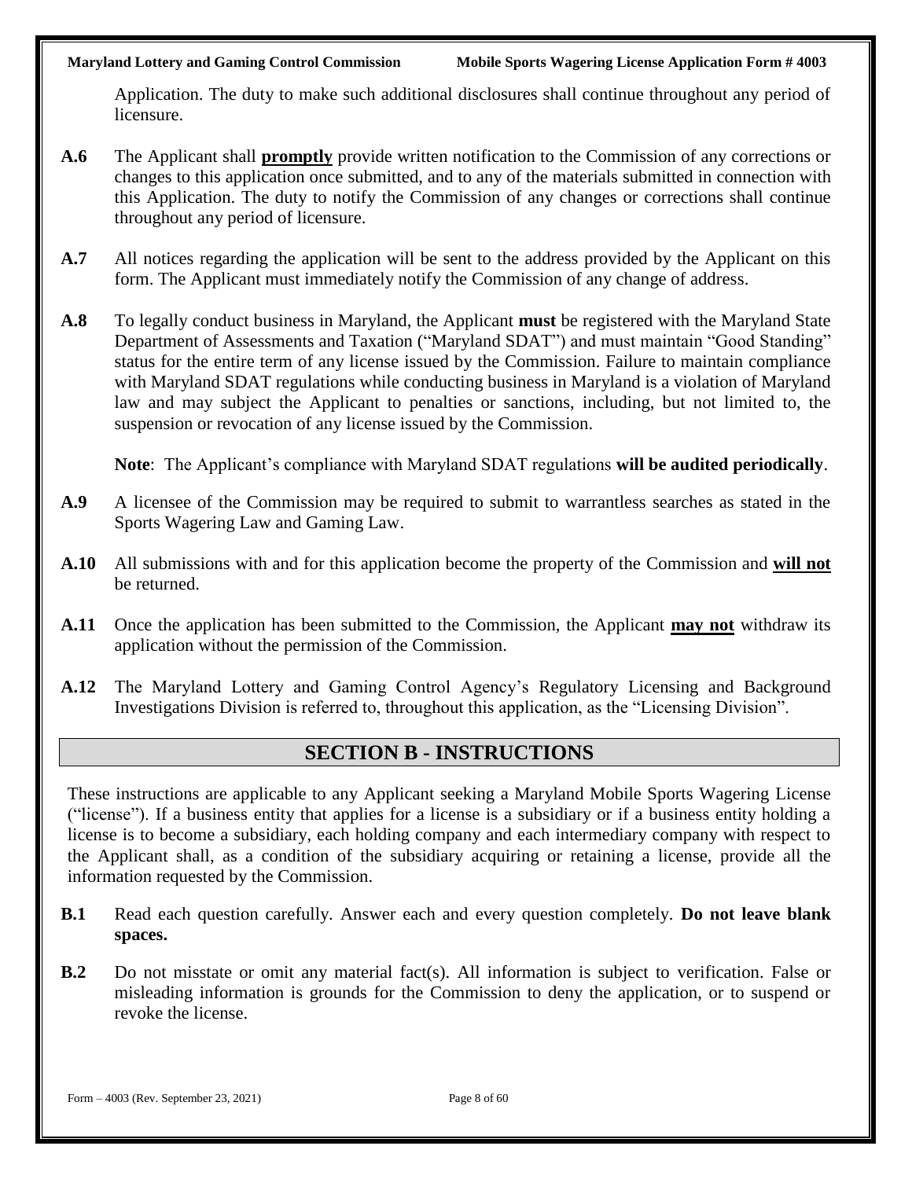Application. The duty to make such additional disclosures shall continue throughout any period of licensure.

**A.6** The Applicant shall **promptly** provide written notification to the Commission of any corrections or changes to this application once submitted, and to any of the materials submitted in connection with this Application. The duty to notify the Commission of any changes or corrections shall continue throughout any period of licensure.

**A.7** All notices regarding the application will be sent to the address provided by the Applicant on this form. The Applicant must immediately notify the Commission of any change of address.

**A.8** To legally conduct business in Maryland, the Applicant **must** be registered with the Maryland State Department of Assessments and Taxation ("Maryland SDAT") and must maintain "Good Standing" status for the entire term of any license issued by the Commission. Failure to maintain compliance with Maryland SDAT regulations while conducting business in Maryland is a violation of Maryland law and may subject the Applicant to penalties or sanctions, including, but not limited to, the suspension or revocation of any license issued by the Commission.

**Note**: The Applicant's compliance with Maryland SDAT regulations **will be audited periodically**.

**A.9** A licensee of the Commission may be required to submit to warrantless searches as stated in the Sports Wagering Law and Gaming Law.

**A.10** All submissions with and for this application become the property of the Commission and **will not** be returned.

**A.11** Once the application has been submitted to the Commission, the Applicant **may not** withdraw its application without the permission of the Commission.

**A.12** The Maryland Lottery and Gaming Control Agency's Regulatory Licensing and Background Investigations Division is referred to, throughout this application, as the "Licensing Division".

## SECTION B - INSTRUCTIONS

These instructions are applicable to any Applicant seeking a Maryland Mobile Sports Wagering License ("license"). If a business entity that applies for a license is a subsidiary or if a business entity holding a license is to become a subsidiary, each holding company and each intermediary company with respect to the Applicant shall, as a condition of the subsidiary acquiring or retaining a license, provide all the information requested by the Commission.

**B.1** Read each question carefully. Answer each and every question completely. **Do not leave blank spaces.**

**B.2** Do not misstate or omit any material fact(s). All information is subject to verification. False or misleading information is grounds for the Commission to deny the application, or to suspend or revoke the license.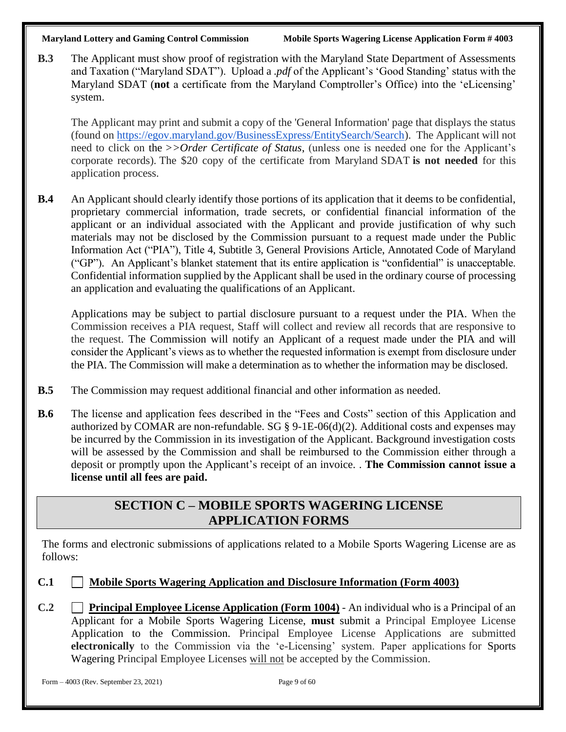**B.3** The Applicant must show proof of registration with the Maryland State Department of Assessments and Taxation ("Maryland SDAT"). Upload a *.pdf* of the Applicant's 'Good Standing' status with the Maryland SDAT (**not** a certificate from the Maryland Comptroller's Office) into the 'eLicensing' system.

The Applicant may print and submit a copy of the 'General Information' page that displays the status (found on [https://egov.maryland.gov/BusinessExpress/EntitySearch/Search](https://egov.maryland.gov/BusinessExpress/EntitySearch/Search)). The Applicant will not need to click on the >>*Order Certificate of Status*, (unless one is needed one for the Applicant's corporate records). The $20 copy of the certificate from Maryland SDAT **is not needed** for this application process.

**B.4** An Applicant should clearly identify those portions of its application that it deems to be confidential, proprietary commercial information, trade secrets, or confidential financial information of the applicant or an individual associated with the Applicant and provide justification of why such materials may not be disclosed by the Commission pursuant to a request made under the Public Information Act ("PIA"), Title 4, Subtitle 3, General Provisions Article, Annotated Code of Maryland ("GP"). An Applicant's blanket statement that its entire application is "confidential" is unacceptable. Confidential information supplied by the Applicant shall be used in the ordinary course of processing an application and evaluating the qualifications of an Applicant.

Applications may be subject to partial disclosure pursuant to a request under the PIA. When the Commission receives a PIA request, Staff will collect and review all records that are responsive to the request. The Commission will notify an Applicant of a request made under the PIA and will consider the Applicant's views as to whether the requested information is exempt from disclosure under the PIA. The Commission will make a determination as to whether the information may be disclosed.

**B.5** The Commission may request additional financial and other information as needed.

**B.6** The license and application fees described in the "Fees and Costs" section of this Application and authorized by COMAR are non-refundable. SG § 9-1E-06(d)(2). Additional costs and expenses may be incurred by the Commission in its investigation of the Applicant. Background investigation costs will be assessed by the Commission and shall be reimbursed to the Commission either through a deposit or promptly upon the Applicant's receipt of an invoice. . **The Commission cannot issue a license until all fees are paid.**

## SECTION C – MOBILE SPORTS WAGERING LICENSE APPLICATION FORMS

The forms and electronic submissions of applications related to a Mobile Sports Wagering License are as follows:

**C.1** ☐ **Mobile Sports Wagering Application and Disclosure Information (Form 4003)**

**C.2** ☐ **Principal Employee License Application (Form 1004)** - An individual who is a Principal of an Applicant for a Mobile Sports Wagering License, **must** submit a Principal Employee License Application to the Commission. Principal Employee License Applications are submitted **electronically** to the Commission via the 'e-Licensing' system. Paper applications for Sports Wagering Principal Employee Licenses will not be accepted by the Commission.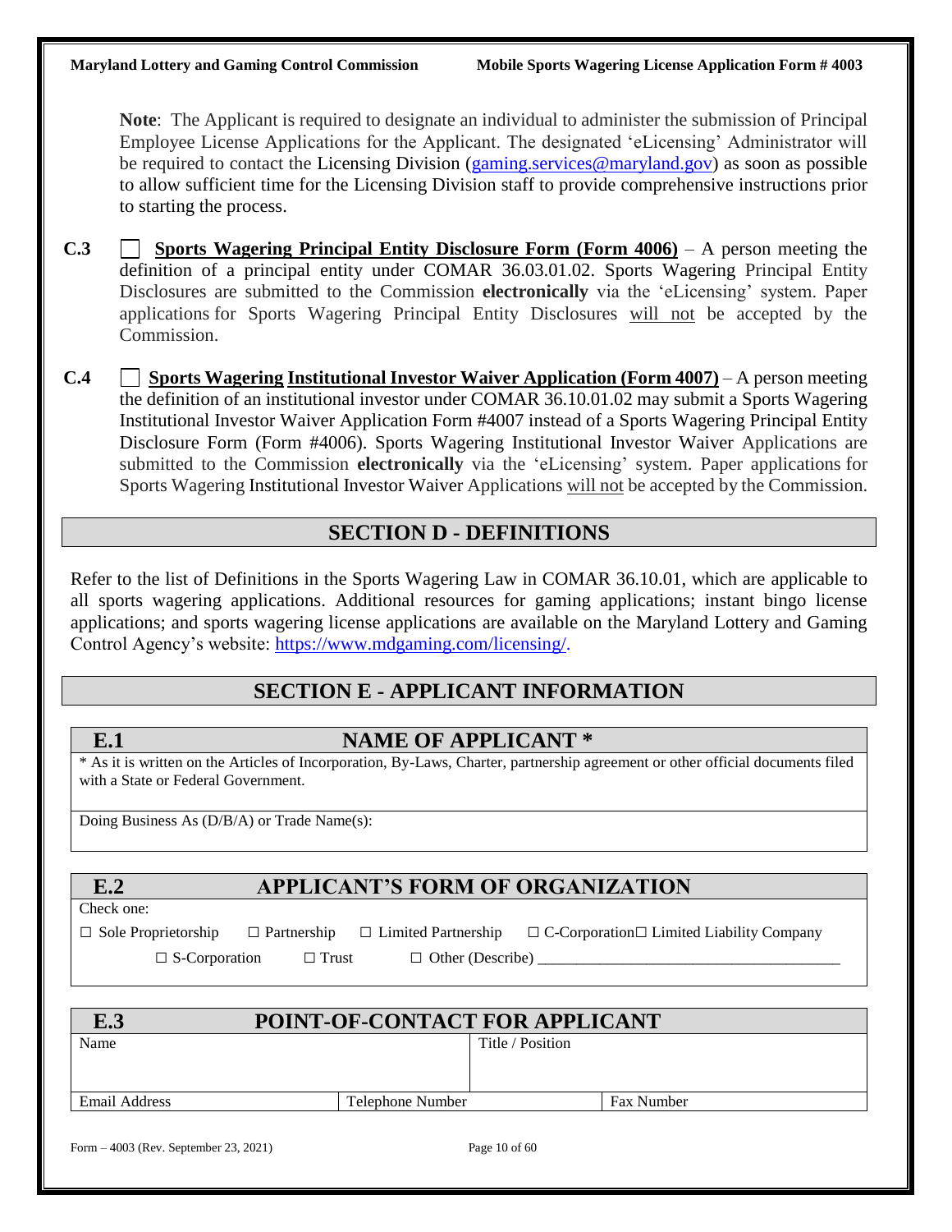**Note**: The Applicant is required to designate an individual to administer the submission of Principal Employee License Applications for the Applicant. The designated 'eLicensing' Administrator will be required to contact the Licensing Division (gaming.services@maryland.gov) as soon as possible to allow sufficient time for the Licensing Division staff to provide comprehensive instructions prior to starting the process.

**C.3** ☐ **Sports Wagering Principal Entity Disclosure Form (Form 4006)** – A person meeting the definition of a principal entity under COMAR 36.03.01.02. Sports Wagering Principal Entity Disclosures are submitted to the Commission **electronically** via the 'eLicensing' system. Paper applications for Sports Wagering Principal Entity Disclosures will not be accepted by the Commission.

**C.4** ☐ **Sports Wagering Institutional Investor Waiver Application (Form 4007)** – A person meeting the definition of an institutional investor under COMAR 36.10.01.02 may submit a Sports Wagering Institutional Investor Waiver Application Form #4007 instead of a Sports Wagering Principal Entity Disclosure Form (Form #4006). Sports Wagering Institutional Investor Waiver Applications are submitted to the Commission **electronically** via the 'eLicensing' system. Paper applications for Sports Wagering Institutional Investor Waiver Applications will not be accepted by the Commission.

## SECTION D - DEFINITIONS

Refer to the list of Definitions in the Sports Wagering Law in COMAR 36.10.01, which are applicable to all sports wagering applications. Additional resources for gaming applications; instant bingo license applications; and sports wagering license applications are available on the Maryland Lottery and Gaming Control Agency's website: https://www.mdgaming.com/licensing/.

## SECTION E - APPLICANT INFORMATION

### E.1 NAME OF APPLICANT *

* As it is written on the Articles of Incorporation, By-Laws, Charter, partnership agreement or other official documents filed with a State or Federal Government.

Doing Business As (D/B/A) or Trade Name(s):

### E.2 APPLICANT'S FORM OF ORGANIZATION

Check one:

☐ Sole Proprietorship ☐ Partnership ☐ Limited Partnership ☐ C-Corporation ☐ Limited Liability Company

☐ S-Corporation ☐ Trust ☐ Other (Describe) ______________________________________

### E.3 POINT-OF-CONTACT FOR APPLICANT

| Name | | Title / Position |
|---|---|---|
| | | |
| Email Address | Telephone Number | Fax Number |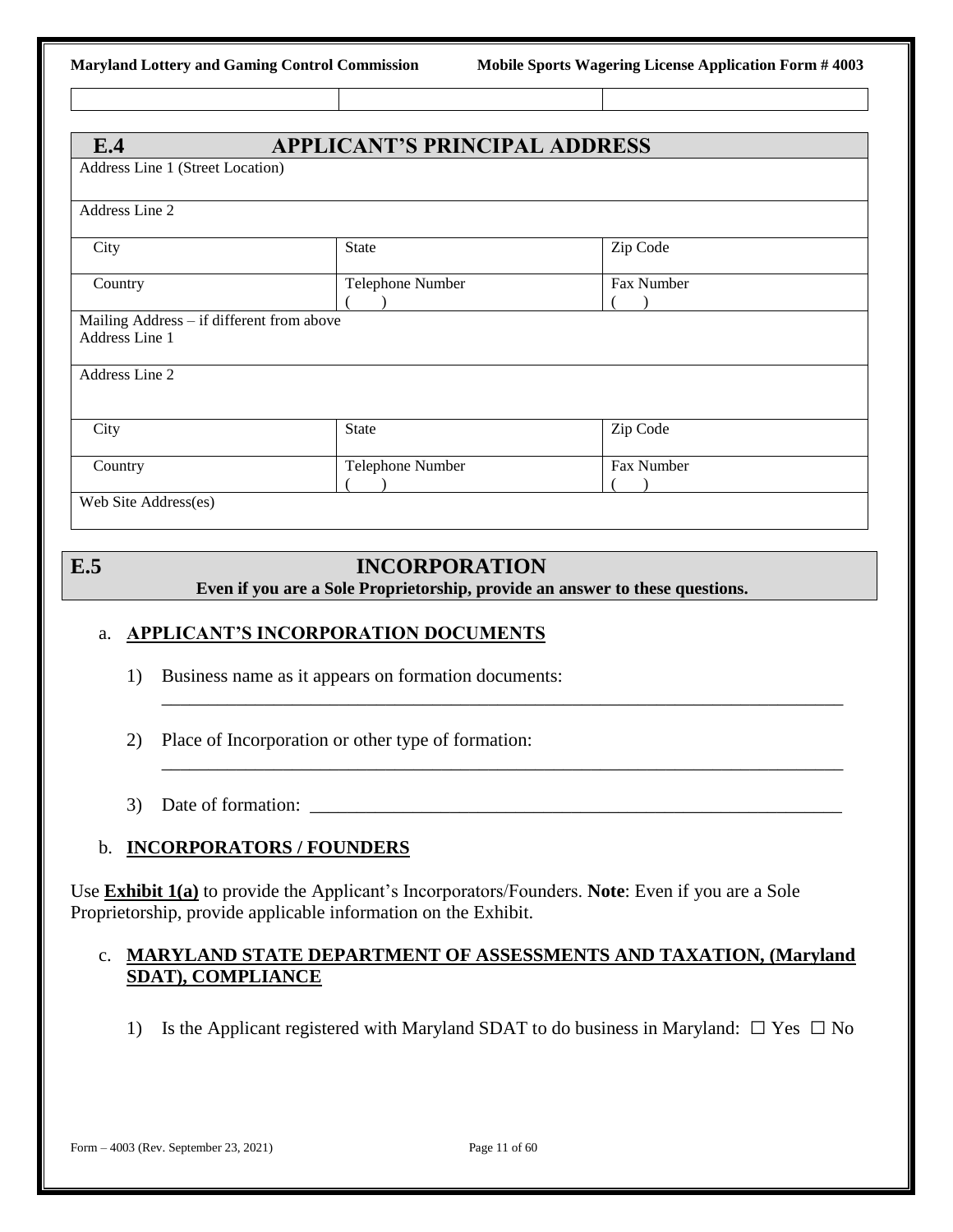| | | |
|---|---|---|
| | | |

## E.4 APPLICANT'S PRINCIPAL ADDRESS

| | | |
|---|---|---|
| Address Line 1 (Street Location) | | |
| Address Line 2 | | |
| City | State | Zip Code |
| Country | Telephone Number<br>( ) | Fax Number<br>( ) |
| Mailing Address – if different from above<br>Address Line 1 | | |
| Address Line 2 | | |
| City | State | Zip Code |
| Country | Telephone Number<br>( ) | Fax Number<br>( ) |
| Web Site Address(es) | | |

## E.5 INCORPORATION

**Even if you are a Sole Proprietorship, provide an answer to these questions.**

a. **APPLICANT'S INCORPORATION DOCUMENTS**

1) Business name as it appears on formation documents: ____________________________________________

2) Place of Incorporation or other type of formation: ____________________________________________

3) Date of formation: ____________________________________________

b. **INCORPORATORS / FOUNDERS**

Use **Exhibit 1(a)** to provide the Applicant's Incorporators/Founders. **Note**: Even if you are a Sole Proprietorship, provide applicable information on the Exhibit.

c. **MARYLAND STATE DEPARTMENT OF ASSESSMENTS AND TAXATION, (Maryland SDAT), COMPLIANCE**

1) Is the Applicant registered with Maryland SDAT to do business in Maryland: ☐ Yes ☐ No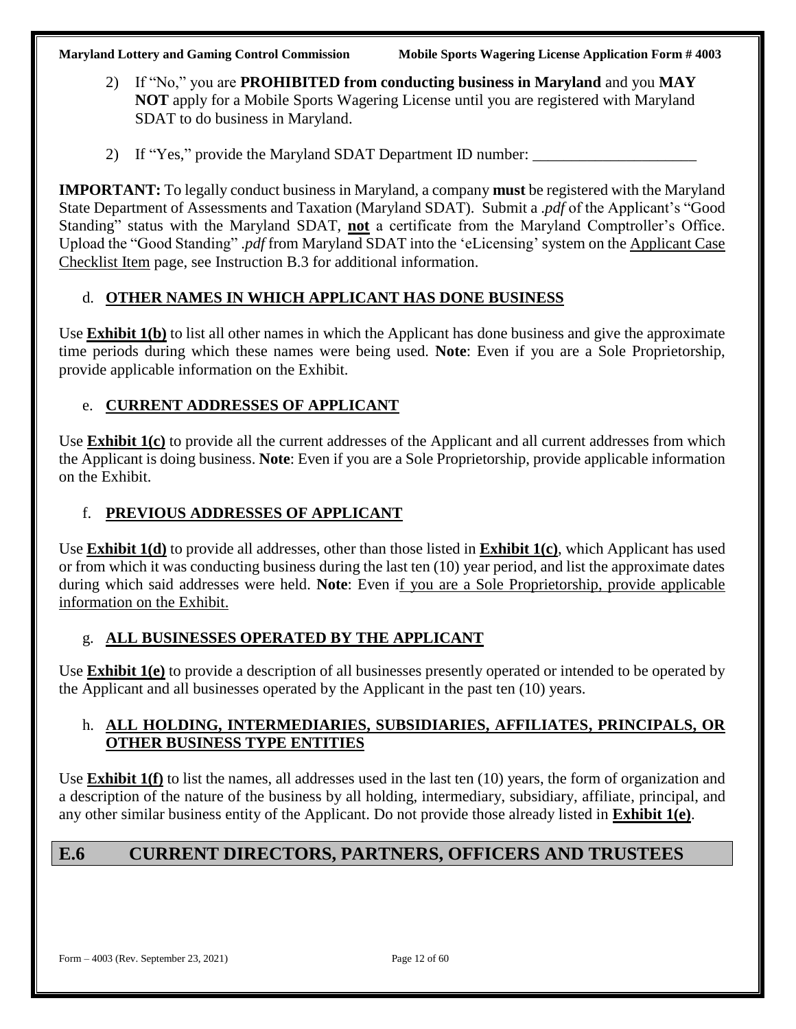2) If "No," you are **PROHIBITED from conducting business in Maryland** and you **MAY NOT** apply for a Mobile Sports Wagering License until you are registered with Maryland SDAT to do business in Maryland.

2) If "Yes," provide the Maryland SDAT Department ID number: _____________________

**IMPORTANT:** To legally conduct business in Maryland, a company **must** be registered with the Maryland State Department of Assessments and Taxation (Maryland SDAT). Submit a *.pdf* of the Applicant's "Good Standing" status with the Maryland SDAT, **not** a certificate from the Maryland Comptroller's Office. Upload the "Good Standing" *.pdf* from Maryland SDAT into the 'eLicensing' system on the Applicant Case Checklist Item page, see Instruction B.3 for additional information.

### d. OTHER NAMES IN WHICH APPLICANT HAS DONE BUSINESS

Use **Exhibit 1(b)** to list all other names in which the Applicant has done business and give the approximate time periods during which these names were being used. **Note**: Even if you are a Sole Proprietorship, provide applicable information on the Exhibit.

### e. CURRENT ADDRESSES OF APPLICANT

Use **Exhibit 1(c)** to provide all the current addresses of the Applicant and all current addresses from which the Applicant is doing business. **Note**: Even if you are a Sole Proprietorship, provide applicable information on the Exhibit.

### f. PREVIOUS ADDRESSES OF APPLICANT

Use **Exhibit 1(d)** to provide all addresses, other than those listed in **Exhibit 1(c)**, which Applicant has used or from which it was conducting business during the last ten (10) year period, and list the approximate dates during which said addresses were held. **Note**: Even if you are a Sole Proprietorship, provide applicable information on the Exhibit.

### g. ALL BUSINESSES OPERATED BY THE APPLICANT

Use **Exhibit 1(e)** to provide a description of all businesses presently operated or intended to be operated by the Applicant and all businesses operated by the Applicant in the past ten (10) years.

### h. ALL HOLDING, INTERMEDIARIES, SUBSIDIARIES, AFFILIATES, PRINCIPALS, OR OTHER BUSINESS TYPE ENTITIES

Use **Exhibit 1(f)** to list the names, all addresses used in the last ten (10) years, the form of organization and a description of the nature of the business by all holding, intermediary, subsidiary, affiliate, principal, and any other similar business entity of the Applicant. Do not provide those already listed in **Exhibit 1(e)**.

## E.6 CURRENT DIRECTORS, PARTNERS, OFFICERS AND TRUSTEES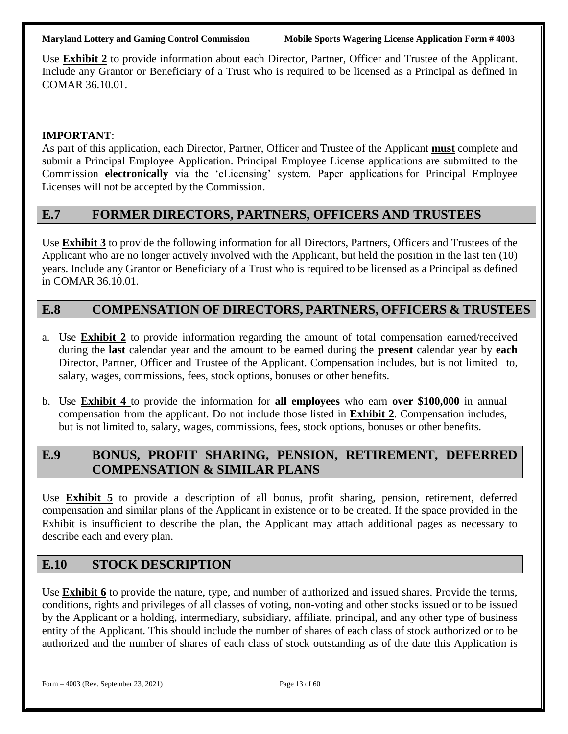Use **Exhibit 2** to provide information about each Director, Partner, Officer and Trustee of the Applicant. Include any Grantor or Beneficiary of a Trust who is required to be licensed as a Principal as defined in COMAR 36.10.01.

**IMPORTANT**:
As part of this application, each Director, Partner, Officer and Trustee of the Applicant **must** complete and submit a Principal Employee Application. Principal Employee License applications are submitted to the Commission **electronically** via the 'eLicensing' system. Paper applications for Principal Employee Licenses will not be accepted by the Commission.

## E.7 FORMER DIRECTORS, PARTNERS, OFFICERS AND TRUSTEES

Use **Exhibit 3** to provide the following information for all Directors, Partners, Officers and Trustees of the Applicant who are no longer actively involved with the Applicant, but held the position in the last ten (10) years. Include any Grantor or Beneficiary of a Trust who is required to be licensed as a Principal as defined in COMAR 36.10.01.

## E.8 COMPENSATION OF DIRECTORS, PARTNERS, OFFICERS & TRUSTEES

a. Use **Exhibit 2** to provide information regarding the amount of total compensation earned/received during the **last** calendar year and the amount to be earned during the **present** calendar year by **each** Director, Partner, Officer and Trustee of the Applicant. Compensation includes, but is not limited to, salary, wages, commissions, fees, stock options, bonuses or other benefits.

b. Use **Exhibit 4** to provide the information for **all employees** who earn **over $100,000** in annual compensation from the applicant. Do not include those listed in **Exhibit 2**. Compensation includes, but is not limited to, salary, wages, commissions, fees, stock options, bonuses or other benefits.

## E.9 BONUS, PROFIT SHARING, PENSION, RETIREMENT, DEFERRED COMPENSATION & SIMILAR PLANS

Use **Exhibit 5** to provide a description of all bonus, profit sharing, pension, retirement, deferred compensation and similar plans of the Applicant in existence or to be created. If the space provided in the Exhibit is insufficient to describe the plan, the Applicant may attach additional pages as necessary to describe each and every plan.

## E.10 STOCK DESCRIPTION

Use **Exhibit 6** to provide the nature, type, and number of authorized and issued shares. Provide the terms, conditions, rights and privileges of all classes of voting, non-voting and other stocks issued or to be issued by the Applicant or a holding, intermediary, subsidiary, affiliate, principal, and any other type of business entity of the Applicant. This should include the number of shares of each class of stock authorized or to be authorized and the number of shares of each class of stock outstanding as of the date this Application is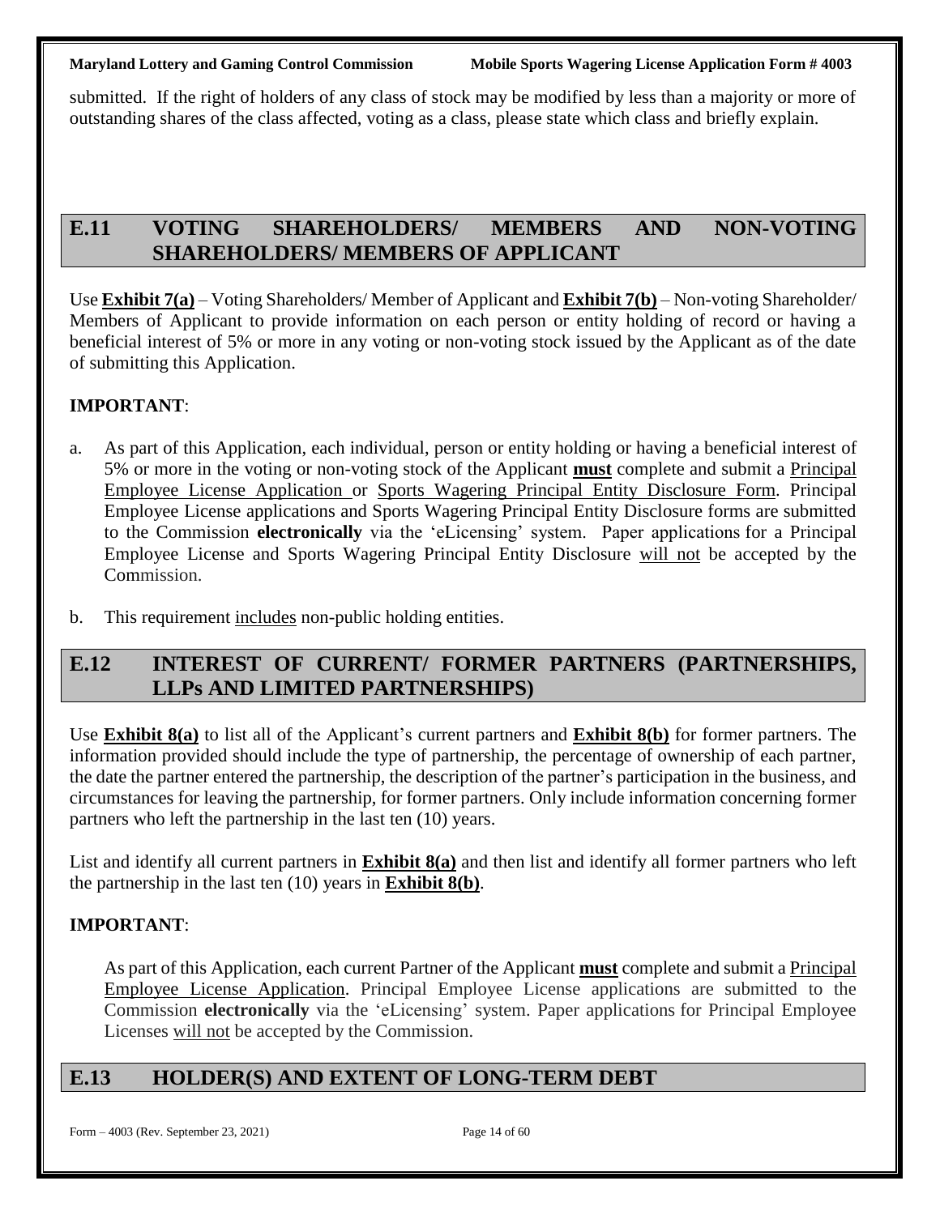submitted. If the right of holders of any class of stock may be modified by less than a majority or more of outstanding shares of the class affected, voting as a class, please state which class and briefly explain.

## E.11 VOTING SHAREHOLDERS/ MEMBERS AND NON-VOTING SHAREHOLDERS/ MEMBERS OF APPLICANT

Use **Exhibit 7(a)** – Voting Shareholders/ Member of Applicant and **Exhibit 7(b)** – Non-voting Shareholder/ Members of Applicant to provide information on each person or entity holding of record or having a beneficial interest of 5% or more in any voting or non-voting stock issued by the Applicant as of the date of submitting this Application.

**IMPORTANT**:

a. As part of this Application, each individual, person or entity holding or having a beneficial interest of 5% or more in the voting or non-voting stock of the Applicant **must** complete and submit a Principal Employee License Application or Sports Wagering Principal Entity Disclosure Form. Principal Employee License applications and Sports Wagering Principal Entity Disclosure forms are submitted to the Commission **electronically** via the 'eLicensing' system. Paper applications for a Principal Employee License and Sports Wagering Principal Entity Disclosure will not be accepted by the Commission.

b. This requirement includes non-public holding entities.

## E.12 INTEREST OF CURRENT/ FORMER PARTNERS (PARTNERSHIPS, LLPs AND LIMITED PARTNERSHIPS)

Use **Exhibit 8(a)** to list all of the Applicant's current partners and **Exhibit 8(b)** for former partners. The information provided should include the type of partnership, the percentage of ownership of each partner, the date the partner entered the partnership, the description of the partner's participation in the business, and circumstances for leaving the partnership, for former partners. Only include information concerning former partners who left the partnership in the last ten (10) years.

List and identify all current partners in **Exhibit 8(a)** and then list and identify all former partners who left the partnership in the last ten (10) years in **Exhibit 8(b)**.

**IMPORTANT**:

As part of this Application, each current Partner of the Applicant **must** complete and submit a Principal Employee License Application. Principal Employee License applications are submitted to the Commission **electronically** via the 'eLicensing' system. Paper applications for Principal Employee Licenses will not be accepted by the Commission.

## E.13 HOLDER(S) AND EXTENT OF LONG-TERM DEBT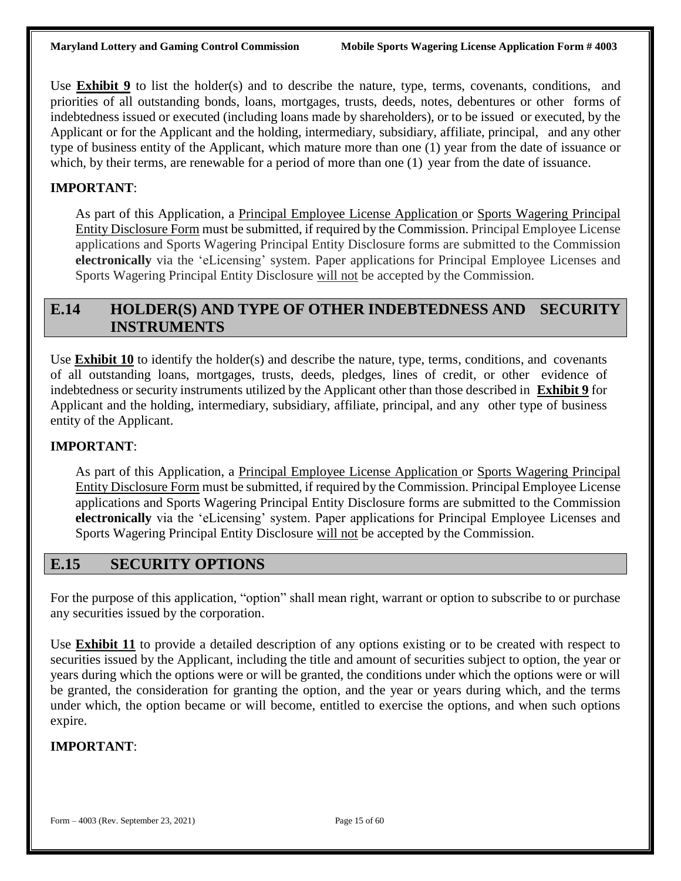Use **Exhibit 9** to list the holder(s) and to describe the nature, type, terms, covenants, conditions, and priorities of all outstanding bonds, loans, mortgages, trusts, deeds, notes, debentures or other forms of indebtedness issued or executed (including loans made by shareholders), or to be issued or executed, by the Applicant or for the Applicant and the holding, intermediary, subsidiary, affiliate, principal, and any other type of business entity of the Applicant, which mature more than one (1) year from the date of issuance or which, by their terms, are renewable for a period of more than one (1) year from the date of issuance.

**IMPORTANT**:

As part of this Application, a Principal Employee License Application or Sports Wagering Principal Entity Disclosure Form must be submitted, if required by the Commission. Principal Employee License applications and Sports Wagering Principal Entity Disclosure forms are submitted to the Commission **electronically** via the 'eLicensing' system. Paper applications for Principal Employee Licenses and Sports Wagering Principal Entity Disclosure will not be accepted by the Commission.

## E.14 HOLDER(S) AND TYPE OF OTHER INDEBTEDNESS AND SECURITY INSTRUMENTS

Use **Exhibit 10** to identify the holder(s) and describe the nature, type, terms, conditions, and covenants of all outstanding loans, mortgages, trusts, deeds, pledges, lines of credit, or other evidence of indebtedness or security instruments utilized by the Applicant other than those described in **Exhibit 9** for Applicant and the holding, intermediary, subsidiary, affiliate, principal, and any other type of business entity of the Applicant.

**IMPORTANT**:

As part of this Application, a Principal Employee License Application or Sports Wagering Principal Entity Disclosure Form must be submitted, if required by the Commission. Principal Employee License applications and Sports Wagering Principal Entity Disclosure forms are submitted to the Commission **electronically** via the 'eLicensing' system. Paper applications for Principal Employee Licenses and Sports Wagering Principal Entity Disclosure will not be accepted by the Commission.

## E.15 SECURITY OPTIONS

For the purpose of this application, "option" shall mean right, warrant or option to subscribe to or purchase any securities issued by the corporation.

Use **Exhibit 11** to provide a detailed description of any options existing or to be created with respect to securities issued by the Applicant, including the title and amount of securities subject to option, the year or years during which the options were or will be granted, the conditions under which the options were or will be granted, the consideration for granting the option, and the year or years during which, and the terms under which, the option became or will become, entitled to exercise the options, and when such options expire.

**IMPORTANT**: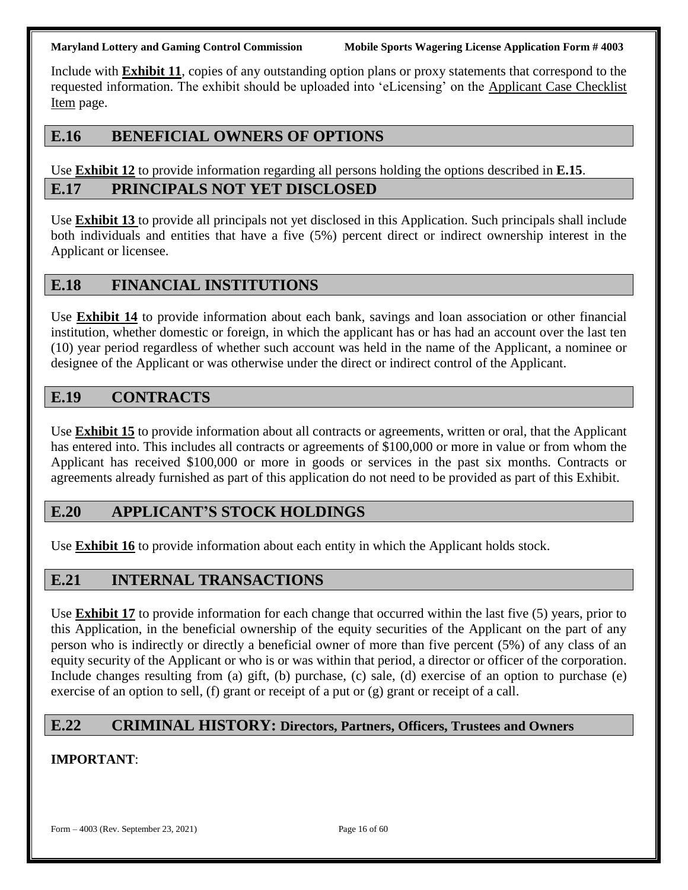Include with **Exhibit 11**, copies of any outstanding option plans or proxy statements that correspond to the requested information. The exhibit should be uploaded into 'eLicensing' on the Applicant Case Checklist Item page.

## E.16 BENEFICIAL OWNERS OF OPTIONS

Use **Exhibit 12** to provide information regarding all persons holding the options described in **E.15**.

## E.17 PRINCIPALS NOT YET DISCLOSED

Use **Exhibit 13** to provide all principals not yet disclosed in this Application. Such principals shall include both individuals and entities that have a five (5%) percent direct or indirect ownership interest in the Applicant or licensee.

## E.18 FINANCIAL INSTITUTIONS

Use **Exhibit 14** to provide information about each bank, savings and loan association or other financial institution, whether domestic or foreign, in which the applicant has or has had an account over the last ten (10) year period regardless of whether such account was held in the name of the Applicant, a nominee or designee of the Applicant or was otherwise under the direct or indirect control of the Applicant.

## E.19 CONTRACTS

Use **Exhibit 15** to provide information about all contracts or agreements, written or oral, that the Applicant has entered into. This includes all contracts or agreements of $100,000 or more in value or from whom the Applicant has received $100,000 or more in goods or services in the past six months. Contracts or agreements already furnished as part of this application do not need to be provided as part of this Exhibit.

## E.20 APPLICANT'S STOCK HOLDINGS

Use **Exhibit 16** to provide information about each entity in which the Applicant holds stock.

## E.21 INTERNAL TRANSACTIONS

Use **Exhibit 17** to provide information for each change that occurred within the last five (5) years, prior to this Application, in the beneficial ownership of the equity securities of the Applicant on the part of any person who is indirectly or directly a beneficial owner of more than five percent (5%) of any class of an equity security of the Applicant or who is or was within that period, a director or officer of the corporation. Include changes resulting from (a) gift, (b) purchase, (c) sale, (d) exercise of an option to purchase (e) exercise of an option to sell, (f) grant or receipt of a put or (g) grant or receipt of a call.

## E.22 CRIMINAL HISTORY: Directors, Partners, Officers, Trustees and Owners

**IMPORTANT**: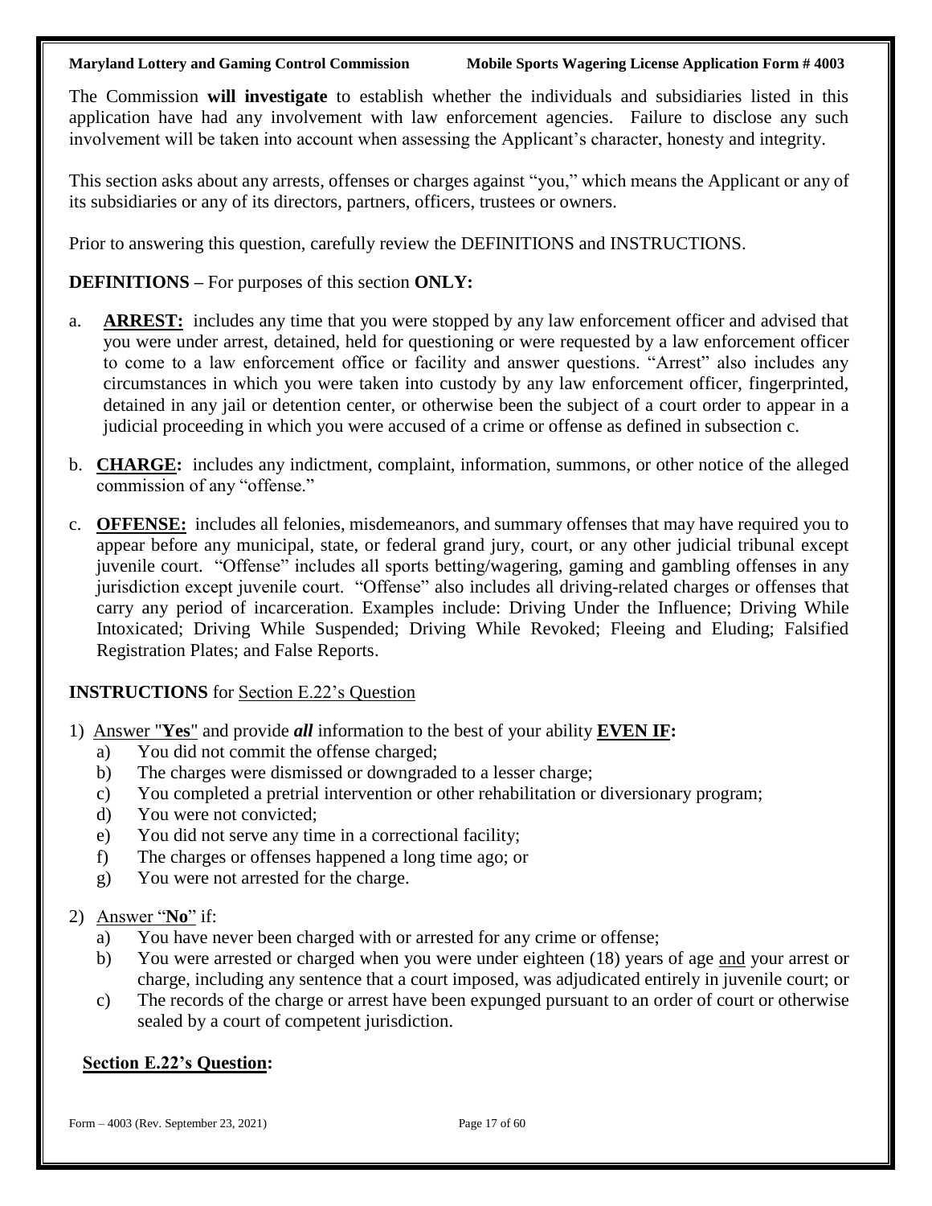The Commission **will investigate** to establish whether the individuals and subsidiaries listed in this application have had any involvement with law enforcement agencies. Failure to disclose any such involvement will be taken into account when assessing the Applicant's character, honesty and integrity.

This section asks about any arrests, offenses or charges against "you," which means the Applicant or any of its subsidiaries or any of its directors, partners, officers, trustees or owners.

Prior to answering this question, carefully review the DEFINITIONS and INSTRUCTIONS.

**DEFINITIONS –** For purposes of this section **ONLY:**

a. **ARREST:** includes any time that you were stopped by any law enforcement officer and advised that you were under arrest, detained, held for questioning or were requested by a law enforcement officer to come to a law enforcement office or facility and answer questions. "Arrest" also includes any circumstances in which you were taken into custody by any law enforcement officer, fingerprinted, detained in any jail or detention center, or otherwise been the subject of a court order to appear in a judicial proceeding in which you were accused of a crime or offense as defined in subsection c.

b. **CHARGE:** includes any indictment, complaint, information, summons, or other notice of the alleged commission of any "offense."

c. **OFFENSE:** includes all felonies, misdemeanors, and summary offenses that may have required you to appear before any municipal, state, or federal grand jury, court, or any other judicial tribunal except juvenile court. "Offense" includes all sports betting/wagering, gaming and gambling offenses in any jurisdiction except juvenile court. "Offense" also includes all driving-related charges or offenses that carry any period of incarceration. Examples include: Driving Under the Influence; Driving While Intoxicated; Driving While Suspended; Driving While Revoked; Fleeing and Eluding; Falsified Registration Plates; and False Reports.

**INSTRUCTIONS** for Section E.22's Question

1) Answer "**Yes**" and provide ***all*** information to the best of your ability **EVEN IF:**
   a) You did not commit the offense charged;
   b) The charges were dismissed or downgraded to a lesser charge;
   c) You completed a pretrial intervention or other rehabilitation or diversionary program;
   d) You were not convicted;
   e) You did not serve any time in a correctional facility;
   f) The charges or offenses happened a long time ago; or
   g) You were not arrested for the charge.

2) Answer "**No**" if:
   a) You have never been charged with or arrested for any crime or offense;
   b) You were arrested or charged when you were under eighteen (18) years of age and your arrest or charge, including any sentence that a court imposed, was adjudicated entirely in juvenile court; or
   c) The records of the charge or arrest have been expunged pursuant to an order of court or otherwise sealed by a court of competent jurisdiction.

**Section E.22's Question:**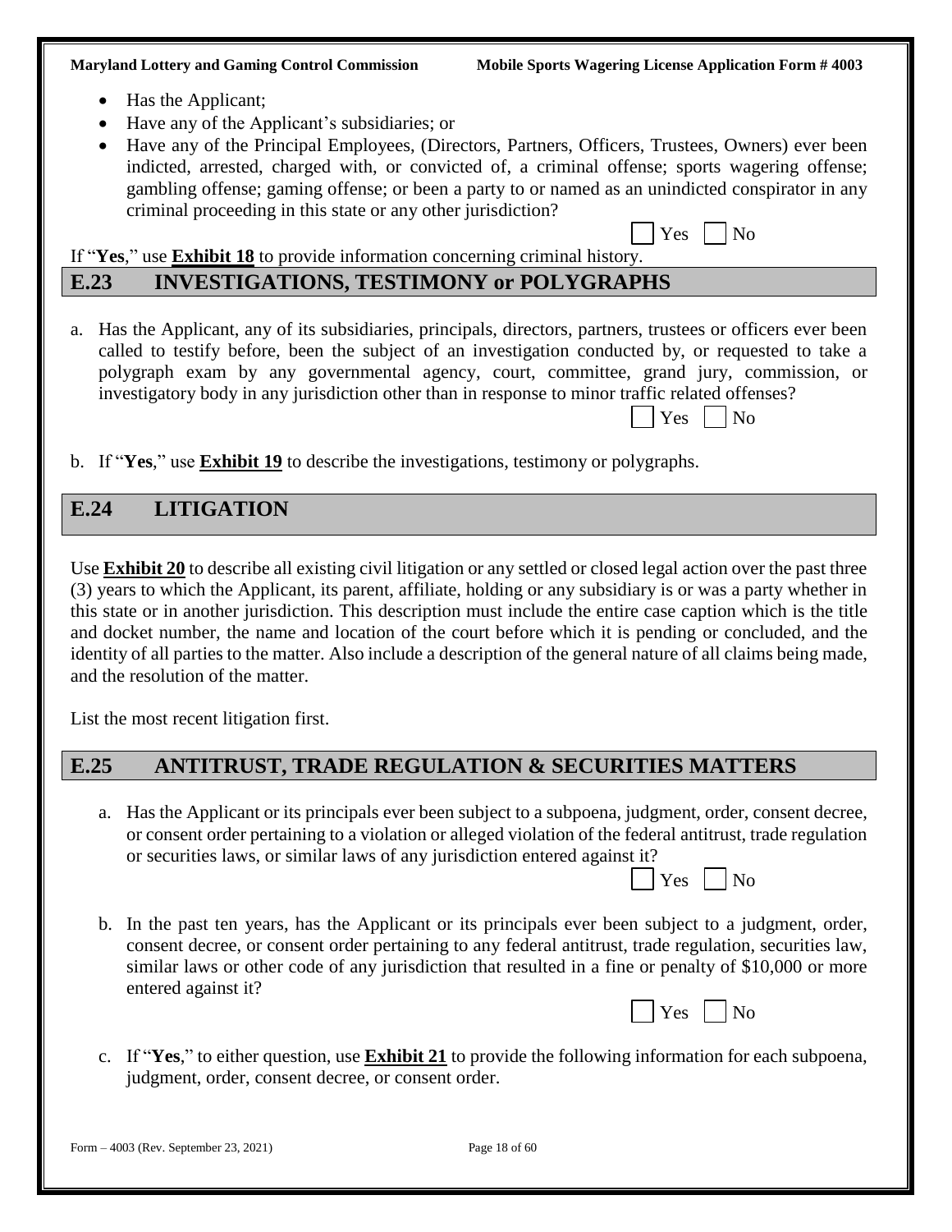- Has the Applicant;
- Have any of the Applicant's subsidiaries; or
- Have any of the Principal Employees, (Directors, Partners, Officers, Trustees, Owners) ever been indicted, arrested, charged with, or convicted of, a criminal offense; sports wagering offense; gambling offense; gaming offense; or been a party to or named as an unindicted conspirator in any criminal proceeding in this state or any other jurisdiction?

☐ Yes ☐ No

If "**Yes**," use **Exhibit 18** to provide information concerning criminal history.

## E.23 INVESTIGATIONS, TESTIMONY or POLYGRAPHS

a. Has the Applicant, any of its subsidiaries, principals, directors, partners, trustees or officers ever been called to testify before, been the subject of an investigation conducted by, or requested to take a polygraph exam by any governmental agency, court, committee, grand jury, commission, or investigatory body in any jurisdiction other than in response to minor traffic related offenses?

☐ Yes ☐ No

b. If "**Yes**," use **Exhibit 19** to describe the investigations, testimony or polygraphs.

## E.24 LITIGATION

Use **Exhibit 20** to describe all existing civil litigation or any settled or closed legal action over the past three (3) years to which the Applicant, its parent, affiliate, holding or any subsidiary is or was a party whether in this state or in another jurisdiction. This description must include the entire case caption which is the title and docket number, the name and location of the court before which it is pending or concluded, and the identity of all parties to the matter. Also include a description of the general nature of all claims being made, and the resolution of the matter.

List the most recent litigation first.

## E.25 ANTITRUST, TRADE REGULATION & SECURITIES MATTERS

a. Has the Applicant or its principals ever been subject to a subpoena, judgment, order, consent decree, or consent order pertaining to a violation or alleged violation of the federal antitrust, trade regulation or securities laws, or similar laws of any jurisdiction entered against it?

☐ Yes ☐ No

b. In the past ten years, has the Applicant or its principals ever been subject to a judgment, order, consent decree, or consent order pertaining to any federal antitrust, trade regulation, securities law, similar laws or other code of any jurisdiction that resulted in a fine or penalty of $10,000 or more entered against it?

☐ Yes ☐ No

c. If "**Yes**," to either question, use **Exhibit 21** to provide the following information for each subpoena, judgment, order, consent decree, or consent order.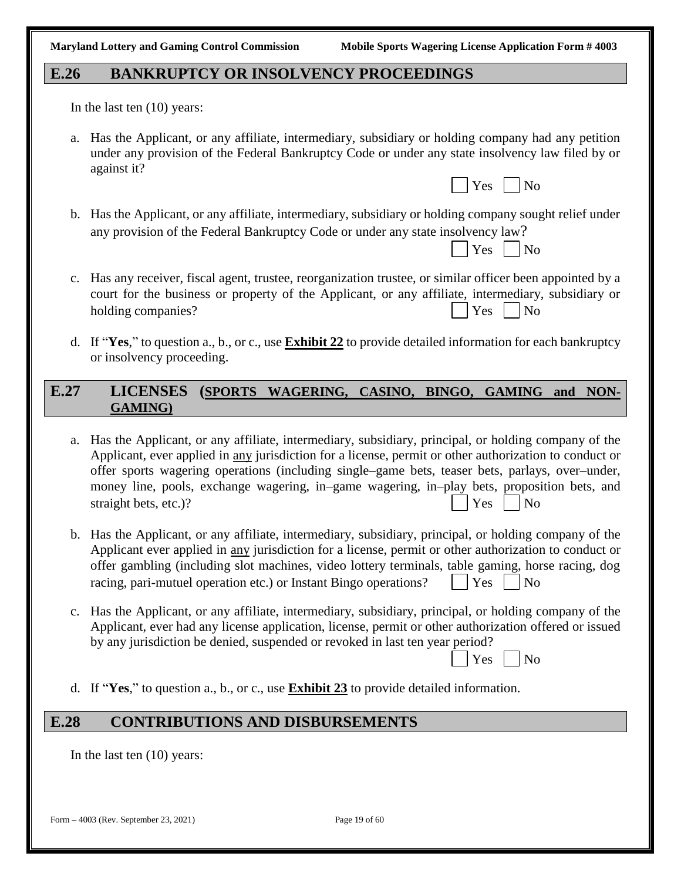## E.26 BANKRUPTCY OR INSOLVENCY PROCEEDINGS

In the last ten (10) years:

a. Has the Applicant, or any affiliate, intermediary, subsidiary or holding company had any petition under any provision of the Federal Bankruptcy Code or under any state insolvency law filed by or against it?

☐ Yes ☐ No

b. Has the Applicant, or any affiliate, intermediary, subsidiary or holding company sought relief under any provision of the Federal Bankruptcy Code or under any state insolvency law?

☐ Yes ☐ No

c. Has any receiver, fiscal agent, trustee, reorganization trustee, or similar officer been appointed by a court for the business or property of the Applicant, or any affiliate, intermediary, subsidiary or holding companies?

☐ Yes ☐ No

d. If "**Yes**," to question a., b., or c., use **Exhibit 22** to provide detailed information for each bankruptcy or insolvency proceeding.

## E.27 LICENSES (SPORTS WAGERING, CASINO, BINGO, GAMING and NON-GAMING)

a. Has the Applicant, or any affiliate, intermediary, subsidiary, principal, or holding company of the Applicant, ever applied in any jurisdiction for a license, permit or other authorization to conduct or offer sports wagering operations (including single–game bets, teaser bets, parlays, over–under, money line, pools, exchange wagering, in–game wagering, in–play bets, proposition bets, and straight bets, etc.)?

☐ Yes ☐ No

b. Has the Applicant, or any affiliate, intermediary, subsidiary, principal, or holding company of the Applicant ever applied in any jurisdiction for a license, permit or other authorization to conduct or offer gambling (including slot machines, video lottery terminals, table gaming, horse racing, dog racing, pari-mutuel operation etc.) or Instant Bingo operations?

☐ Yes ☐ No

c. Has the Applicant, or any affiliate, intermediary, subsidiary, principal, or holding company of the Applicant, ever had any license application, license, permit or other authorization offered or issued by any jurisdiction be denied, suspended or revoked in last ten year period?

☐ Yes ☐ No

d. If "**Yes**," to question a., b., or c., use **Exhibit 23** to provide detailed information.

## E.28 CONTRIBUTIONS AND DISBURSEMENTS

In the last ten (10) years: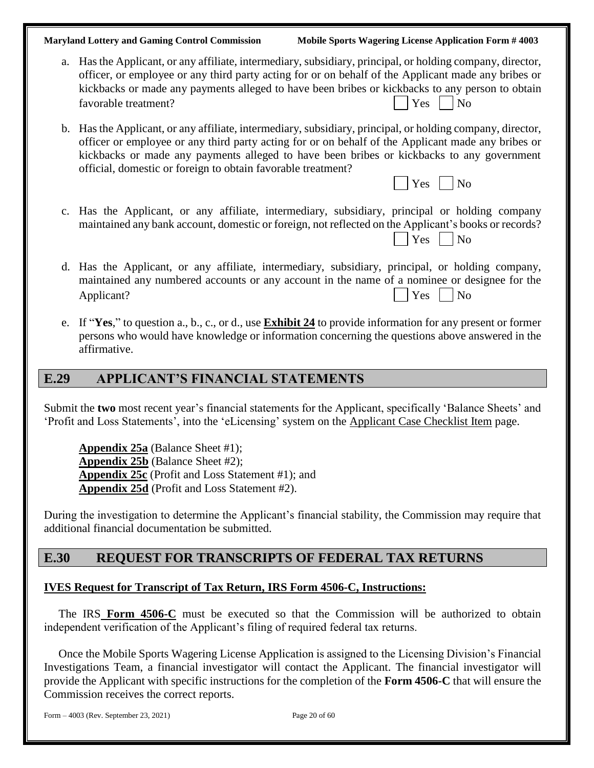a. Has the Applicant, or any affiliate, intermediary, subsidiary, principal, or holding company, director, officer, or employee or any third party acting for or on behalf of the Applicant made any bribes or kickbacks or made any payments alleged to have been bribes or kickbacks to any person to obtain favorable treatment? ☐ Yes ☐ No

b. Has the Applicant, or any affiliate, intermediary, subsidiary, principal, or holding company, director, officer or employee or any third party acting for or on behalf of the Applicant made any bribes or kickbacks or made any payments alleged to have been bribes or kickbacks to any government official, domestic or foreign to obtain favorable treatment? ☐ Yes ☐ No

c. Has the Applicant, or any affiliate, intermediary, subsidiary, principal or holding company maintained any bank account, domestic or foreign, not reflected on the Applicant's books or records? ☐ Yes ☐ No

d. Has the Applicant, or any affiliate, intermediary, subsidiary, principal, or holding company, maintained any numbered accounts or any account in the name of a nominee or designee for the Applicant? ☐ Yes ☐ No

e. If "**Yes**," to question a., b., c., or d., use **Exhibit 24** to provide information for any present or former persons who would have knowledge or information concerning the questions above answered in the affirmative.

## E.29 APPLICANT'S FINANCIAL STATEMENTS

Submit the **two** most recent year's financial statements for the Applicant, specifically 'Balance Sheets' and 'Profit and Loss Statements', into the 'eLicensing' system on the Applicant Case Checklist Item page.

**Appendix 25a** (Balance Sheet #1);
**Appendix 25b** (Balance Sheet #2);
**Appendix 25c** (Profit and Loss Statement #1); and
**Appendix 25d** (Profit and Loss Statement #2).

During the investigation to determine the Applicant's financial stability, the Commission may require that additional financial documentation be submitted.

## E.30 REQUEST FOR TRANSCRIPTS OF FEDERAL TAX RETURNS

**IVES Request for Transcript of Tax Return, IRS Form 4506-C, Instructions:**

The IRS **Form 4506-C** must be executed so that the Commission will be authorized to obtain independent verification of the Applicant's filing of required federal tax returns.

Once the Mobile Sports Wagering License Application is assigned to the Licensing Division's Financial Investigations Team, a financial investigator will contact the Applicant. The financial investigator will provide the Applicant with specific instructions for the completion of the **Form 4506-C** that will ensure the Commission receives the correct reports.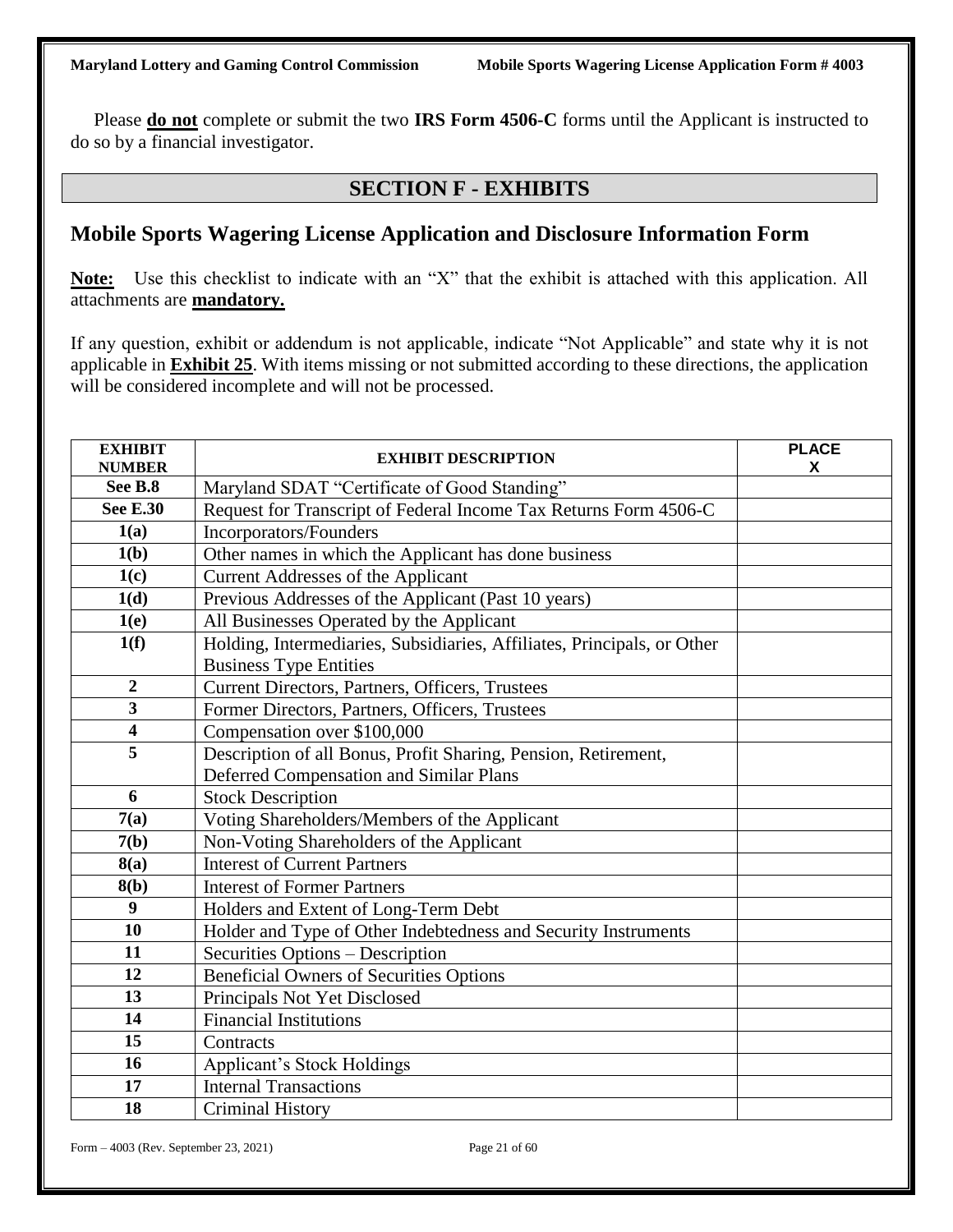Please **do not** complete or submit the two **IRS Form 4506-C** forms until the Applicant is instructed to do so by a financial investigator.

## SECTION F - EXHIBITS

## Mobile Sports Wagering License Application and Disclosure Information Form

**Note:** Use this checklist to indicate with an "X" that the exhibit is attached with this application. All attachments are **mandatory.**

If any question, exhibit or addendum is not applicable, indicate "Not Applicable" and state why it is not applicable in **Exhibit 25**. With items missing or not submitted according to these directions, the application will be considered incomplete and will not be processed.

| EXHIBIT NUMBER | EXHIBIT DESCRIPTION | PLACE X |
|---|---|---|
| See B.8 | Maryland SDAT "Certificate of Good Standing" | |
| See E.30 | Request for Transcript of Federal Income Tax Returns Form 4506-C | |
| 1(a) | Incorporators/Founders | |
| 1(b) | Other names in which the Applicant has done business | |
| 1(c) | Current Addresses of the Applicant | |
| 1(d) | Previous Addresses of the Applicant (Past 10 years) | |
| 1(e) | All Businesses Operated by the Applicant | |
| 1(f) | Holding, Intermediaries, Subsidiaries, Affiliates, Principals, or Other Business Type Entities | |
| 2 | Current Directors, Partners, Officers, Trustees | |
| 3 | Former Directors, Partners, Officers, Trustees | |
| 4 | Compensation over $100,000 | |
| 5 | Description of all Bonus, Profit Sharing, Pension, Retirement, Deferred Compensation and Similar Plans | |
| 6 | Stock Description | |
| 7(a) | Voting Shareholders/Members of the Applicant | |
| 7(b) | Non-Voting Shareholders of the Applicant | |
| 8(a) | Interest of Current Partners | |
| 8(b) | Interest of Former Partners | |
| 9 | Holders and Extent of Long-Term Debt | |
| 10 | Holder and Type of Other Indebtedness and Security Instruments | |
| 11 | Securities Options – Description | |
| 12 | Beneficial Owners of Securities Options | |
| 13 | Principals Not Yet Disclosed | |
| 14 | Financial Institutions | |
| 15 | Contracts | |
| 16 | Applicant's Stock Holdings | |
| 17 | Internal Transactions | |
| 18 | Criminal History | |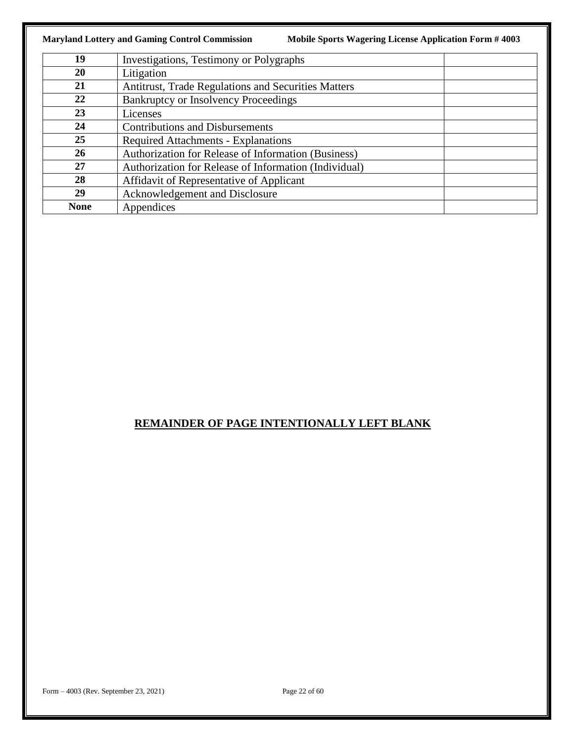| | | |
|---|---|---|
| **19** | Investigations, Testimony or Polygraphs | |
| **20** | Litigation | |
| **21** | Antitrust, Trade Regulations and Securities Matters | |
| **22** | Bankruptcy or Insolvency Proceedings | |
| **23** | Licenses | |
| **24** | Contributions and Disbursements | |
| **25** | Required Attachments - Explanations | |
| **26** | Authorization for Release of Information (Business) | |
| **27** | Authorization for Release of Information (Individual) | |
| **28** | Affidavit of Representative of Applicant | |
| **29** | Acknowledgement and Disclosure | |
| **None** | Appendices | |

**REMAINDER OF PAGE INTENTIONALLY LEFT BLANK**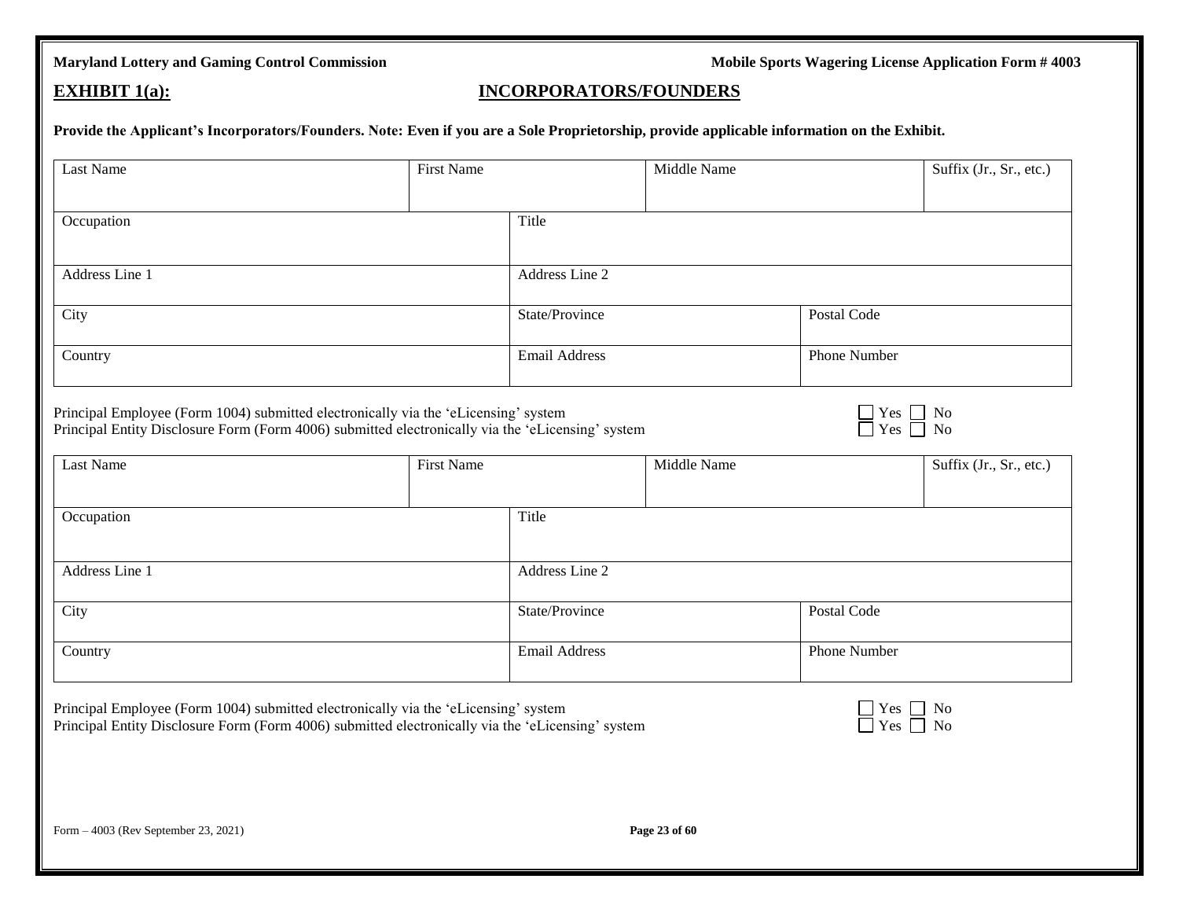## EXHIBIT 1(a): INCORPORATORS/FOUNDERS

**Provide the Applicant's Incorporators/Founders. Note: Even if you are a Sole Proprietorship, provide applicable information on the Exhibit.**

| | | | |
|---|---|---|---|
| Last Name | First Name | Middle Name | Suffix (Jr., Sr., etc.) |
| Occupation | Title | | |
| Address Line 1 | Address Line 2 | | |
| City | State/Province | Postal Code | |
| Country | Email Address | Phone Number | |

Principal Employee (Form 1004) submitted electronically via the 'eLicensing' system ☐ Yes ☐ No
Principal Entity Disclosure Form (Form 4006) submitted electronically via the 'eLicensing' system ☐ Yes ☐ No

| | | | |
|---|---|---|---|
| Last Name | First Name | Middle Name | Suffix (Jr., Sr., etc.) |
| Occupation | Title | | |
| Address Line 1 | Address Line 2 | | |
| City | State/Province | Postal Code | |
| Country | Email Address | Phone Number | |

Principal Employee (Form 1004) submitted electronically via the 'eLicensing' system ☐ Yes ☐ No
Principal Entity Disclosure Form (Form 4006) submitted electronically via the 'eLicensing' system ☐ Yes ☐ No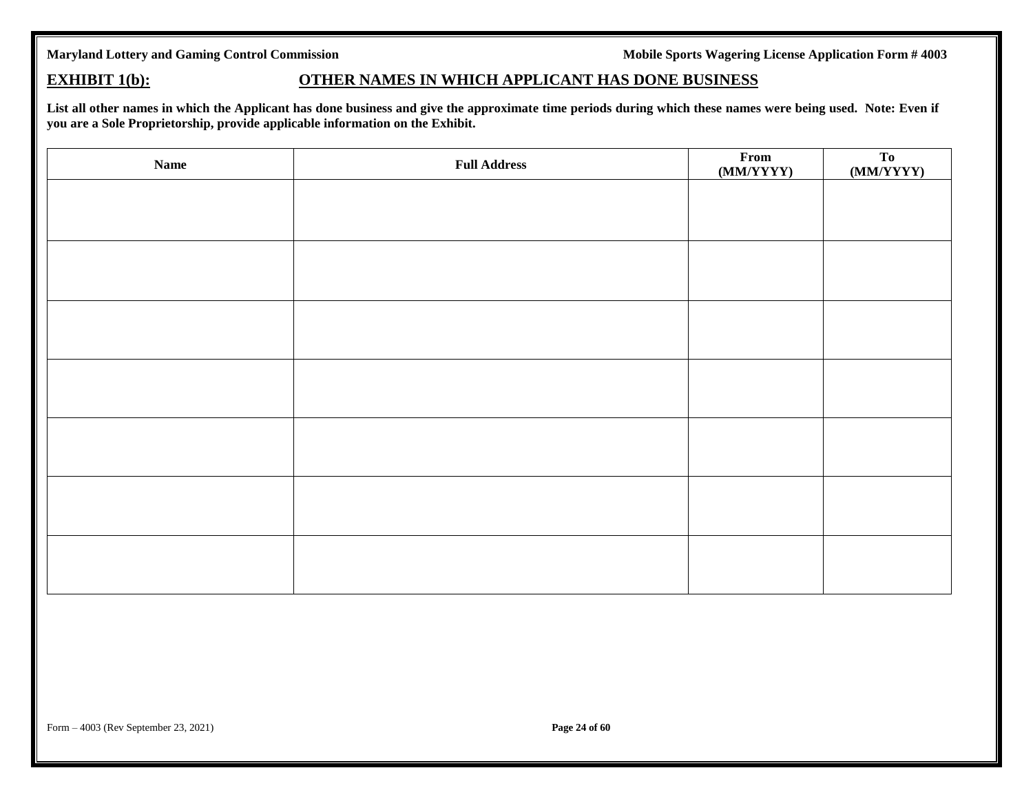## EXHIBIT 1(b): OTHER NAMES IN WHICH APPLICANT HAS DONE BUSINESS

**List all other names in which the Applicant has done business and give the approximate time periods during which these names were being used. Note: Even if you are a Sole Proprietorship, provide applicable information on the Exhibit.**

| Name | Full Address | From (MM/YYYY) | To (MM/YYYY) |
|---|---|---|---|
| | | | |
| | | | |
| | | | |
| | | | |
| | | | |
| | | | |
| | | | |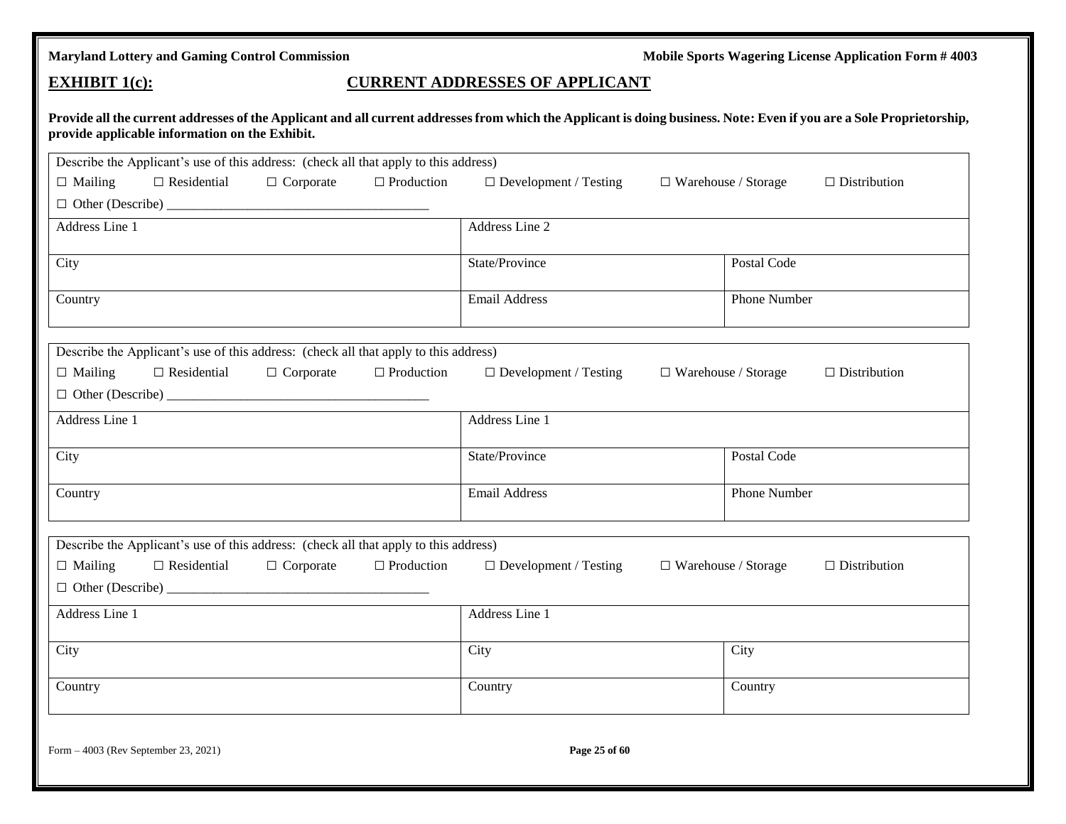**Maryland Lottery and Gaming Control Commission** **Mobile Sports Wagering License Application Form # 4003**

## EXHIBIT 1(c): CURRENT ADDRESSES OF APPLICANT

**Provide all the current addresses of the Applicant and all current addresses from which the Applicant is doing business. Note: Even if you are a Sole Proprietorship, provide applicable information on the Exhibit.**

| Describe the Applicant's use of this address: (check all that apply to this address)<br>☐ Mailing ☐ Residential ☐ Corporate ☐ Production ☐ Development / Testing ☐ Warehouse / Storage ☐ Distribution<br>☐ Other (Describe) ______________________________________ | | |
|---|---|---|
| Address Line 1 | Address Line 2 | |
| City | State/Province | Postal Code |
| Country | Email Address | Phone Number |

| Describe the Applicant's use of this address: (check all that apply to this address)<br>☐ Mailing ☐ Residential ☐ Corporate ☐ Production ☐ Development / Testing ☐ Warehouse / Storage ☐ Distribution<br>☐ Other (Describe) ______________________________________ | | |
|---|---|---|
| Address Line 1 | Address Line 1 | |
| City | State/Province | Postal Code |
| Country | Email Address | Phone Number |

| Describe the Applicant's use of this address: (check all that apply to this address)<br>☐ Mailing ☐ Residential ☐ Corporate ☐ Production ☐ Development / Testing ☐ Warehouse / Storage ☐ Distribution<br>☐ Other (Describe) ______________________________________ | | |
|---|---|---|
| Address Line 1 | Address Line 1 | |
| City | City | City |
| Country | Country | Country |

Form – 4003 (Rev September 23, 2021)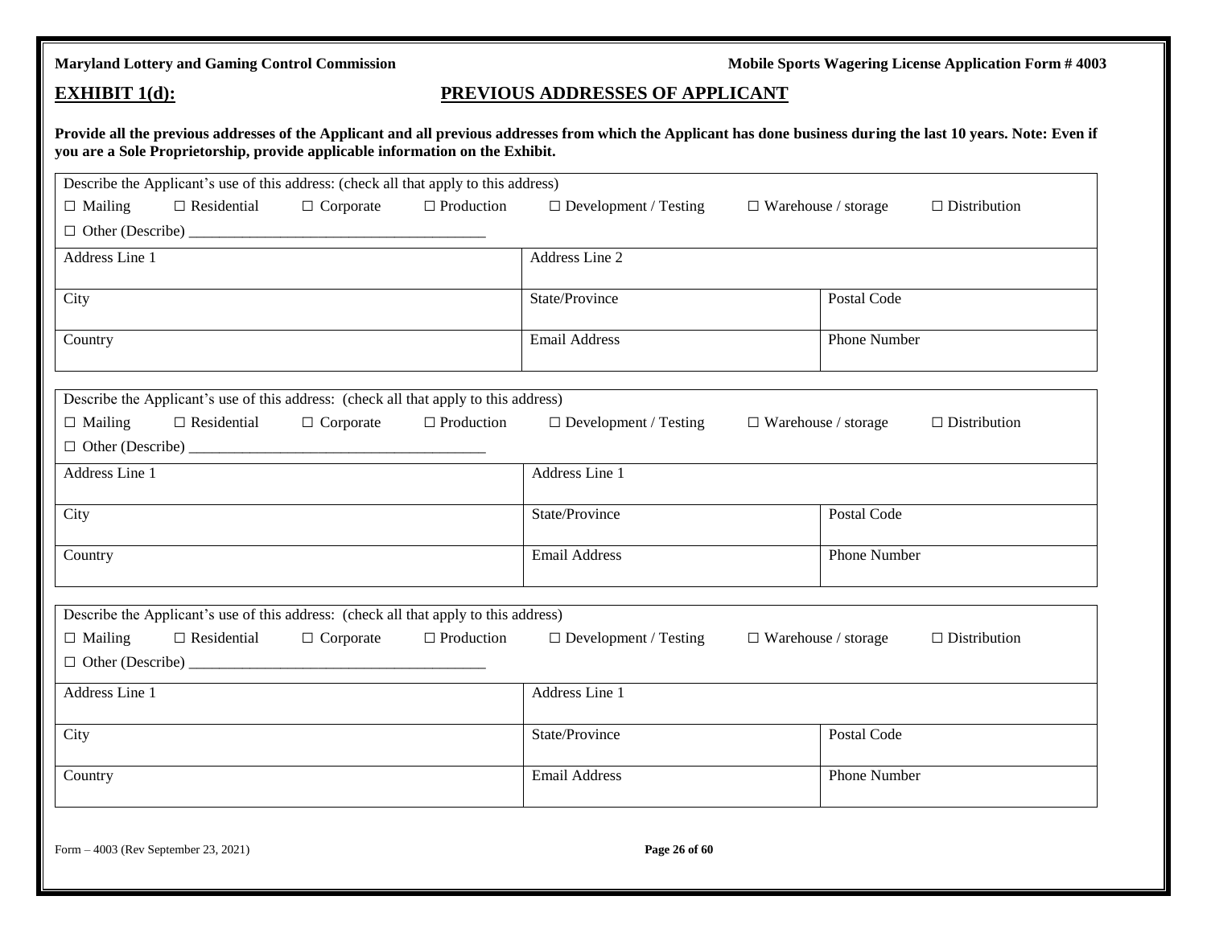## EXHIBIT 1(d): PREVIOUS ADDRESSES OF APPLICANT

**Provide all the previous addresses of the Applicant and all previous addresses from which the Applicant has done business during the last 10 years. Note: Even if you are a Sole Proprietorship, provide applicable information on the Exhibit.**

| Describe the Applicant's use of this address: (check all that apply to this address)<br>☐ Mailing ☐ Residential ☐ Corporate ☐ Production ☐ Development / Testing ☐ Warehouse / storage ☐ Distribution<br>☐ Other (Describe) ______________________________________ | | |
|---|---|---|
| Address Line 1 | Address Line 2 | |
| City | State/Province | Postal Code |
| Country | Email Address | Phone Number |

| Describe the Applicant's use of this address: (check all that apply to this address)<br>☐ Mailing ☐ Residential ☐ Corporate ☐ Production ☐ Development / Testing ☐ Warehouse / storage ☐ Distribution<br>☐ Other (Describe) ______________________________________ | | |
|---|---|---|
| Address Line 1 | Address Line 1 | |
| City | State/Province | Postal Code |
| Country | Email Address | Phone Number |

| Describe the Applicant's use of this address: (check all that apply to this address)<br>☐ Mailing ☐ Residential ☐ Corporate ☐ Production ☐ Development / Testing ☐ Warehouse / storage ☐ Distribution<br>☐ Other (Describe) ______________________________________ | | |
|---|---|---|
| Address Line 1 | Address Line 1 | |
| City | State/Province | Postal Code |
| Country | Email Address | Phone Number |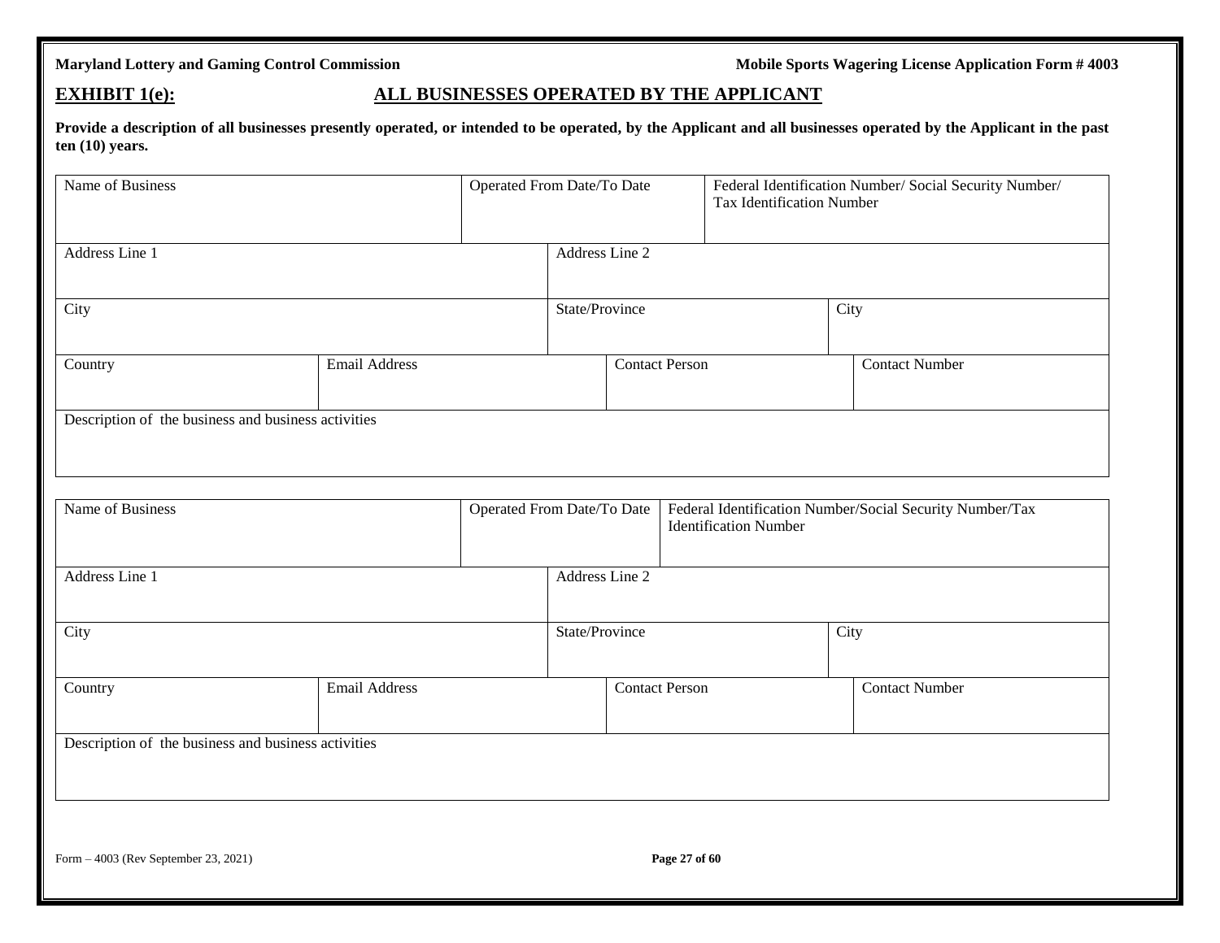## EXHIBIT 1(e): ALL BUSINESSES OPERATED BY THE APPLICANT

**Provide a description of all businesses presently operated, or intended to be operated, by the Applicant and all businesses operated by the Applicant in the past ten (10) years.**

| | | | |
|---|---|---|---|
| Name of Business | Operated From Date/To Date | Federal Identification Number/ Social Security Number/ Tax Identification Number | |
| Address Line 1 | Address Line 2 | | |
| City | State/Province | City | |
| Country | Email Address | Contact Person | Contact Number |
| Description of the business and business activities | | | |

| | | | |
|---|---|---|---|
| Name of Business | Operated From Date/To Date | Federal Identification Number/Social Security Number/Tax Identification Number | |
| Address Line 1 | Address Line 2 | | |
| City | State/Province | City | |
| Country | Email Address | Contact Person | Contact Number |
| Description of the business and business activities | | | |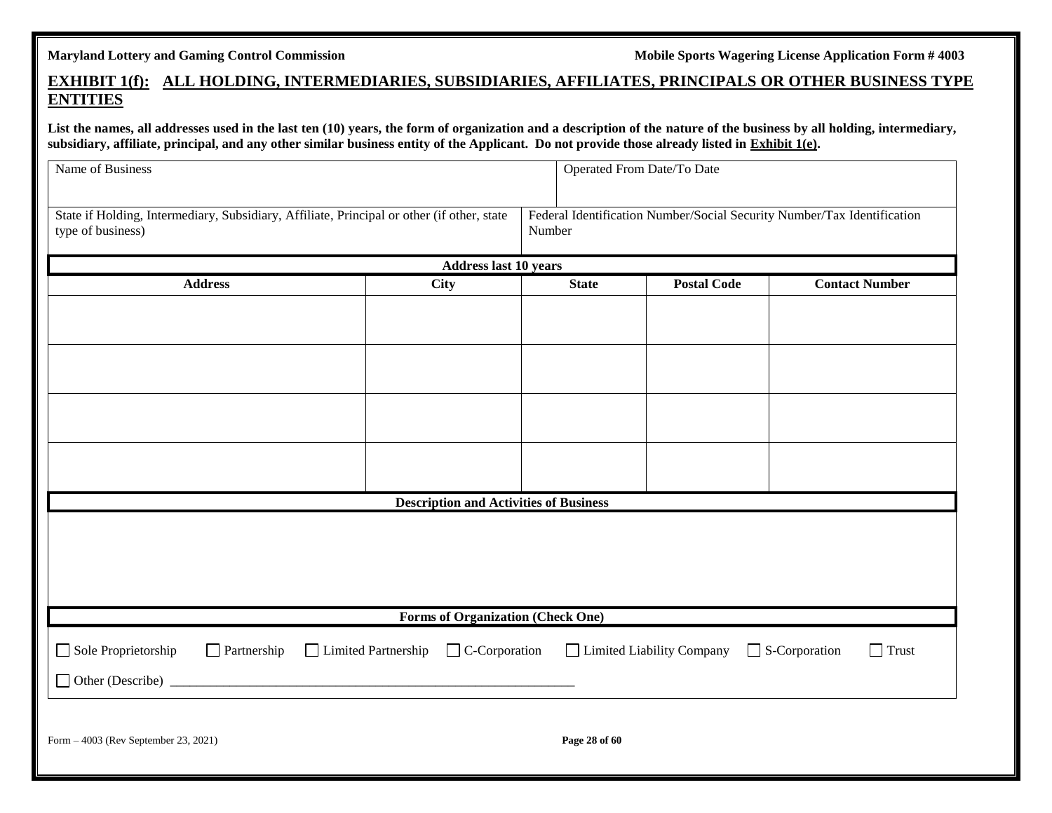## EXHIBIT 1(f): ALL HOLDING, INTERMEDIARIES, SUBSIDIARIES, AFFILIATES, PRINCIPALS OR OTHER BUSINESS TYPE ENTITIES

**List the names, all addresses used in the last ten (10) years, the form of organization and a description of the nature of the business by all holding, intermediary, subsidiary, affiliate, principal, and any other similar business entity of the Applicant. Do not provide those already listed in Exhibit 1(e).**

| | |
|---|---|
| Name of Business | Operated From Date/To Date |
| State if Holding, Intermediary, Subsidiary, Affiliate, Principal or other (if other, state type of business) | Federal Identification Number/Social Security Number/Tax Identification Number |

**Address last 10 years**

| Address | City | State | Postal Code | Contact Number |
|---|---|---|---|---|
| | | | | |
| | | | | |
| | | | | |
| | | | | |

**Description and Activities of Business**

**Forms of Organization (Check One)**

☐ Sole Proprietorship ☐ Partnership ☐ Limited Partnership ☐ C-Corporation ☐ Limited Liability Company ☐ S-Corporation ☐ Trust

☐ Other (Describe) ____________________________________________________________

Form – 4003 (Rev September 23, 2021)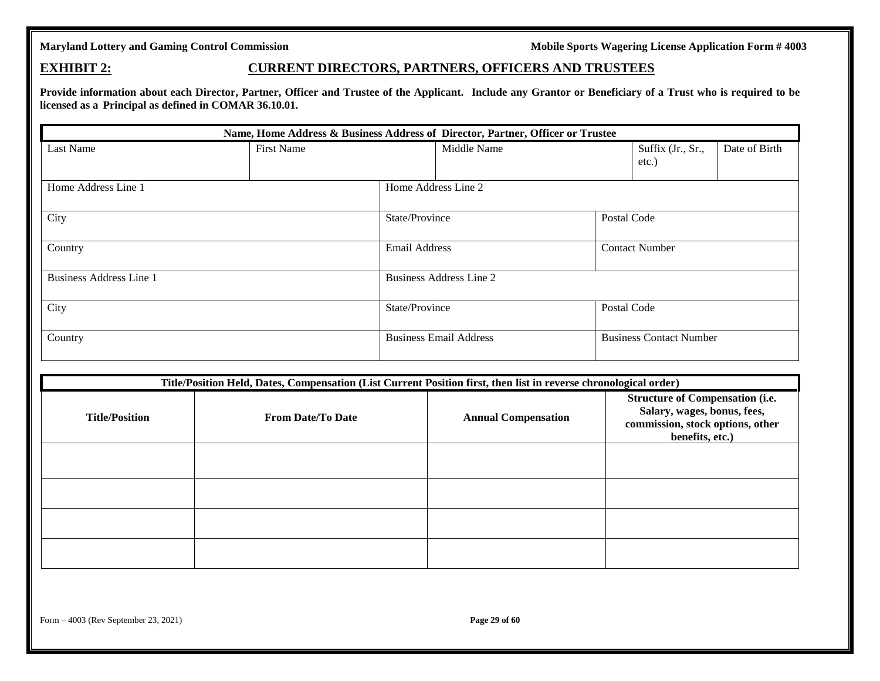## EXHIBIT 2: CURRENT DIRECTORS, PARTNERS, OFFICERS AND TRUSTEES

**Provide information about each Director, Partner, Officer and Trustee of the Applicant. Include any Grantor or Beneficiary of a Trust who is required to be licensed as a Principal as defined in COMAR 36.10.01.**

| Name, Home Address & Business Address of Director, Partner, Officer or Trustee | | | | |
|---|---|---|---|---|
| Last Name | First Name | Middle Name | Suffix (Jr., Sr., etc.) | Date of Birth |
| Home Address Line 1 | | Home Address Line 2 | | |
| City | | State/Province | Postal Code | |
| Country | | Email Address | Contact Number | |
| Business Address Line 1 | | Business Address Line 2 | | |
| City | | State/Province | Postal Code | |
| Country | | Business Email Address | Business Contact Number | |

| Title/Position Held, Dates, Compensation (List Current Position first, then list in reverse chronological order) | | | |
|---|---|---|---|
| **Title/Position** | **From Date/To Date** | **Annual Compensation** | **Structure of Compensation (i.e. Salary, wages, bonus, fees, commission, stock options, other benefits, etc.)** |
| | | | |
| | | | |
| | | | |
| | | | |

Form – 4003 (Rev September 23, 2021)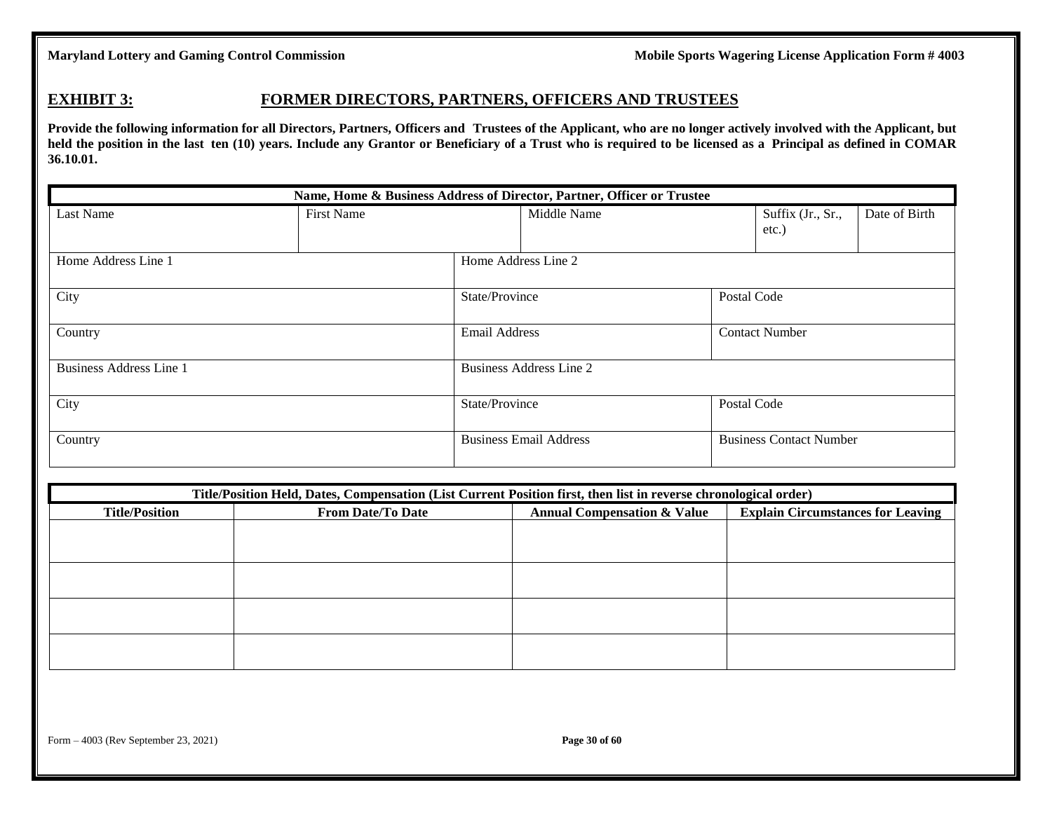## EXHIBIT 3: FORMER DIRECTORS, PARTNERS, OFFICERS AND TRUSTEES

**Provide the following information for all Directors, Partners, Officers and Trustees of the Applicant, who are no longer actively involved with the Applicant, but held the position in the last ten (10) years. Include any Grantor or Beneficiary of a Trust who is required to be licensed as a Principal as defined in COMAR 36.10.01.**

| Name, Home & Business Address of Director, Partner, Officer or Trustee | | | | |
|---|---|---|---|---|
| Last Name | First Name | Middle Name | Suffix (Jr., Sr., etc.) | Date of Birth |
| Home Address Line 1 | | Home Address Line 2 | | |
| City | | State/Province | Postal Code | |
| Country | | Email Address | Contact Number | |
| Business Address Line 1 | | Business Address Line 2 | | |
| City | | State/Province | Postal Code | |
| Country | | Business Email Address | Business Contact Number | |

| Title/Position Held, Dates, Compensation (List Current Position first, then list in reverse chronological order) | | | |
|---|---|---|---|
| **Title/Position** | **From Date/To Date** | **Annual Compensation & Value** | **Explain Circumstances for Leaving** |
| | | | |
| | | | |
| | | | |
| | | | |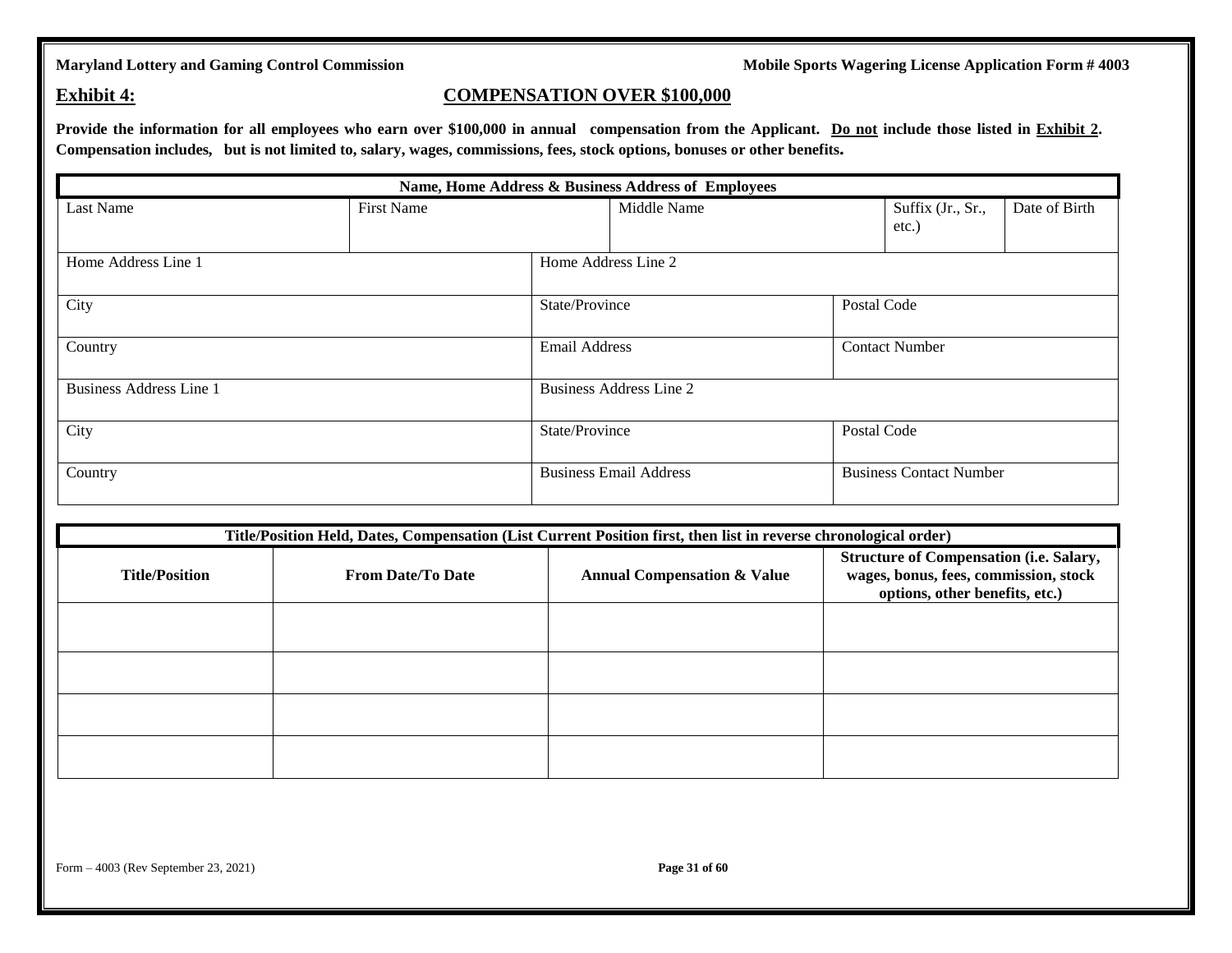## Exhibit 4: COMPENSATION OVER $100,000

**Provide the information for all employees who earn over $100,000 in annual compensation from the Applicant. Do not include those listed in Exhibit 2. Compensation includes, but is not limited to, salary, wages, commissions, fees, stock options, bonuses or other benefits.**

| Name, Home Address & Business Address of Employees | | | | |
|---|---|---|---|---|
| Last Name | First Name | Middle Name | Suffix (Jr., Sr., etc.) | Date of Birth |
| Home Address Line 1 | Home Address Line 2 | | | |
| City | State/Province | Postal Code | | |
| Country | Email Address | Contact Number | | |
| Business Address Line 1 | Business Address Line 2 | | | |
| City | State/Province | Postal Code | | |
| Country | Business Email Address | Business Contact Number | | |

| Title/Position Held, Dates, Compensation (List Current Position first, then list in reverse chronological order) | | | |
|---|---|---|---|
| **Title/Position** | **From Date/To Date** | **Annual Compensation & Value** | **Structure of Compensation (i.e. Salary, wages, bonus, fees, commission, stock options, other benefits, etc.)** |
| | | | |
| | | | |
| | | | |
| | | | |

Form – 4003 (Rev September 23, 2021)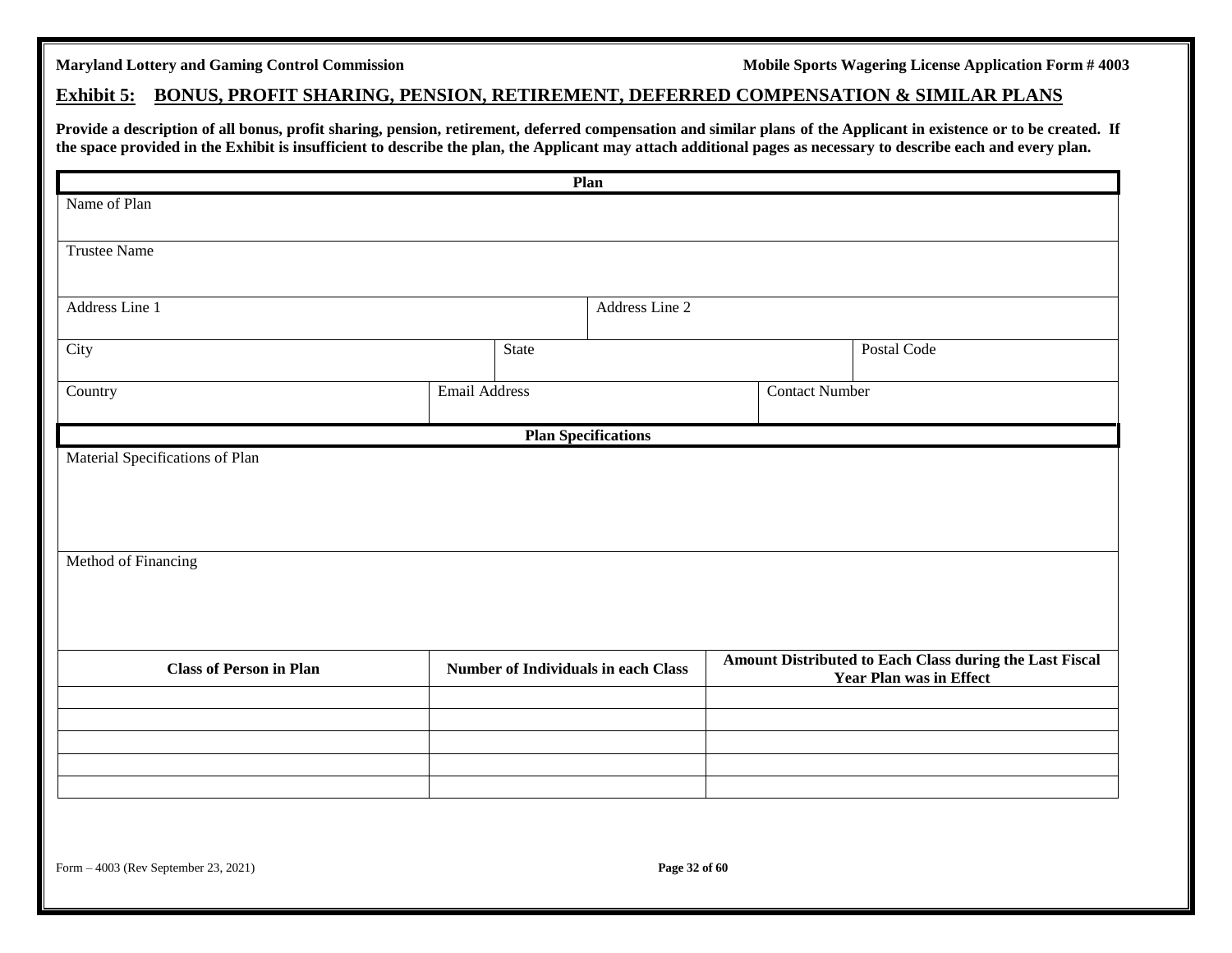## Exhibit 5: BONUS, PROFIT SHARING, PENSION, RETIREMENT, DEFERRED COMPENSATION & SIMILAR PLANS

**Provide a description of all bonus, profit sharing, pension, retirement, deferred compensation and similar plans of the Applicant in existence or to be created. If the space provided in the Exhibit is insufficient to describe the plan, the Applicant may attach additional pages as necessary to describe each and every plan.**

**Plan**

| Name of Plan | | | | | |
|---|---|---|---|---|---|
| Trustee Name | | | | | |
| Address Line 1 | | | Address Line 2 | | |
| City | | State | | | Postal Code |
| Country | Email Address | | | Contact Number | |

**Plan Specifications**

Material Specifications of Plan

Method of Financing

| Class of Person in Plan | Number of Individuals in each Class | Amount Distributed to Each Class during the Last Fiscal Year Plan was in Effect |
|---|---|---|
| | | |
| | | |
| | | |
| | | |
| | | |

Form – 4003 (Rev September 23, 2021)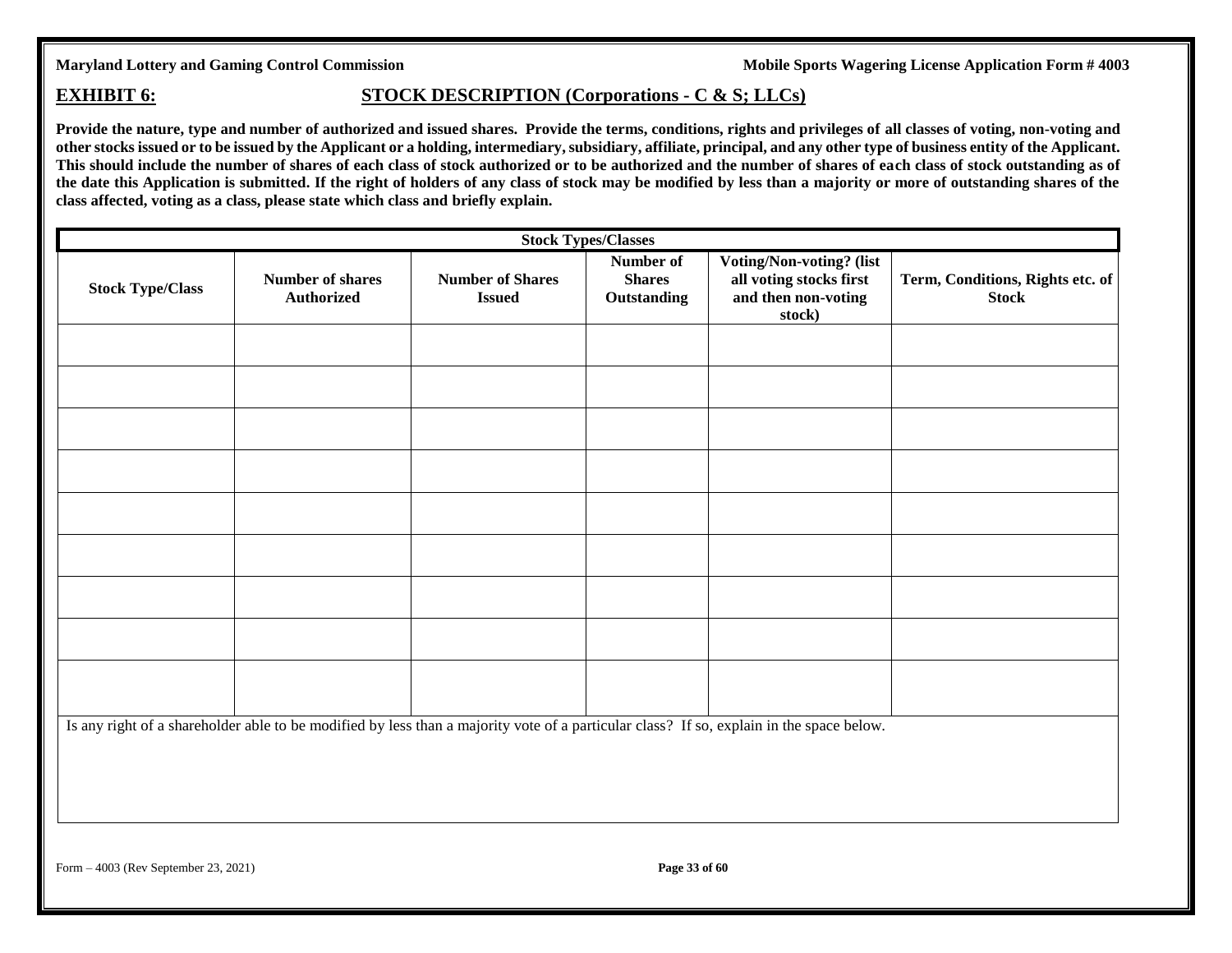## EXHIBIT 6: STOCK DESCRIPTION (Corporations - C & S; LLCs)

**Provide the nature, type and number of authorized and issued shares. Provide the terms, conditions, rights and privileges of all classes of voting, non-voting and other stocks issued or to be issued by the Applicant or a holding, intermediary, subsidiary, affiliate, principal, and any other type of business entity of the Applicant. This should include the number of shares of each class of stock authorized or to be authorized and the number of shares of each class of stock outstanding as of the date this Application is submitted. If the right of holders of any class of stock may be modified by less than a majority or more of outstanding shares of the class affected, voting as a class, please state which class and briefly explain.**

| Stock Types/Classes | | | | | |
|---|---|---|---|---|---|
| **Stock Type/Class** | **Number of shares Authorized** | **Number of Shares Issued** | **Number of Shares Outstanding** | **Voting/Non-voting? (list all voting stocks first and then non-voting stock)** | **Term, Conditions, Rights etc. of Stock** |
| | | | | | |
| | | | | | |
| | | | | | |
| | | | | | |
| | | | | | |
| | | | | | |
| | | | | | |
| | | | | | |
| | | | | | |

Is any right of a shareholder able to be modified by less than a majority vote of a particular class? If so, explain in the space below.

Form – 4003 (Rev September 23, 2021)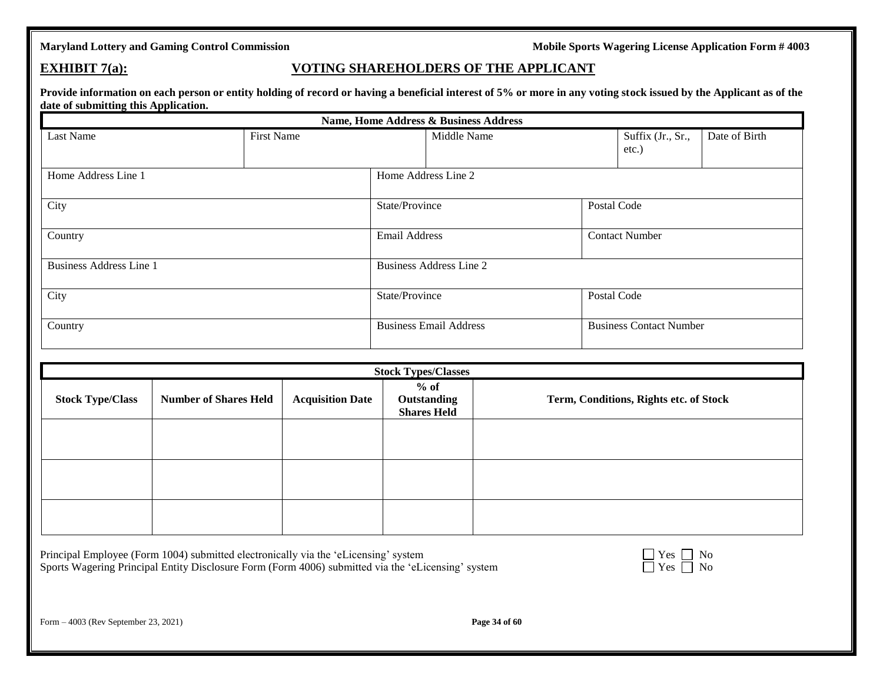## EXHIBIT 7(a): VOTING SHAREHOLDERS OF THE APPLICANT

**Provide information on each person or entity holding of record or having a beneficial interest of 5% or more in any voting stock issued by the Applicant as of the date of submitting this Application.**

| Name, Home Address & Business Address | | | | |
|---|---|---|---|---|
| Last Name | First Name | Middle Name | Suffix (Jr., Sr., etc.) | Date of Birth |
| Home Address Line 1 | | Home Address Line 2 | | |
| City | | State/Province | Postal Code | |
| Country | | Email Address | Contact Number | |
| Business Address Line 1 | | Business Address Line 2 | | |
| City | | State/Province | Postal Code | |
| Country | | Business Email Address | Business Contact Number | |

| Stock Types/Classes | | | | |
|---|---|---|---|---|
| **Stock Type/Class** | **Number of Shares Held** | **Acquisition Date** | **% of Outstanding Shares Held** | **Term, Conditions, Rights etc. of Stock** |
| | | | | |
| | | | | |
| | | | | |

Principal Employee (Form 1004) submitted electronically via the 'eLicensing' system ☐ Yes ☐ No

Sports Wagering Principal Entity Disclosure Form (Form 4006) submitted via the 'eLicensing' system ☐ Yes ☐ No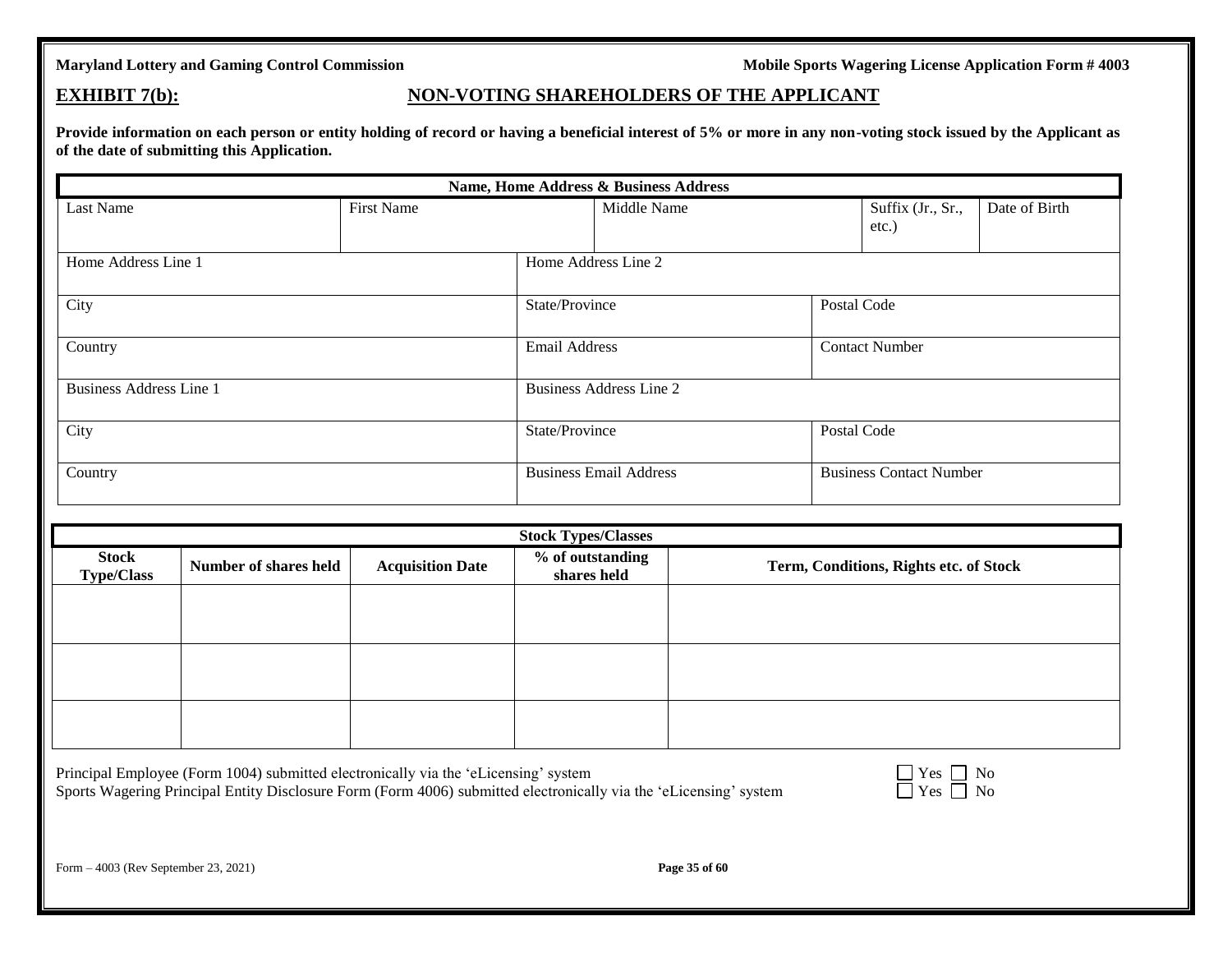**EXHIBIT 7(b): NON-VOTING SHAREHOLDERS OF THE APPLICANT**

**Provide information on each person or entity holding of record or having a beneficial interest of 5% or more in any non-voting stock issued by the Applicant as of the date of submitting this Application.**

| **Name, Home Address & Business Address** | | | | |
|---|---|---|---|---|
| Last Name | First Name | Middle Name | Suffix (Jr., Sr., etc.) | Date of Birth |
| Home Address Line 1 | Home Address Line 2 | | | |
| City | State/Province | Postal Code | | |
| Country | Email Address | Contact Number | | |
| Business Address Line 1 | Business Address Line 2 | | | |
| City | State/Province | Postal Code | | |
| Country | Business Email Address | Business Contact Number | | |

| **Stock Types/Classes** | | | | |
|---|---|---|---|---|
| **Stock Type/Class** | **Number of shares held** | **Acquisition Date** | **% of outstanding shares held** | **Term, Conditions, Rights etc. of Stock** |
| | | | | |
| | | | | |
| | | | | |

Principal Employee (Form 1004) submitted electronically via the 'eLicensing' system ☐ Yes ☐ No

Sports Wagering Principal Entity Disclosure Form (Form 4006) submitted electronically via the 'eLicensing' system ☐ Yes ☐ No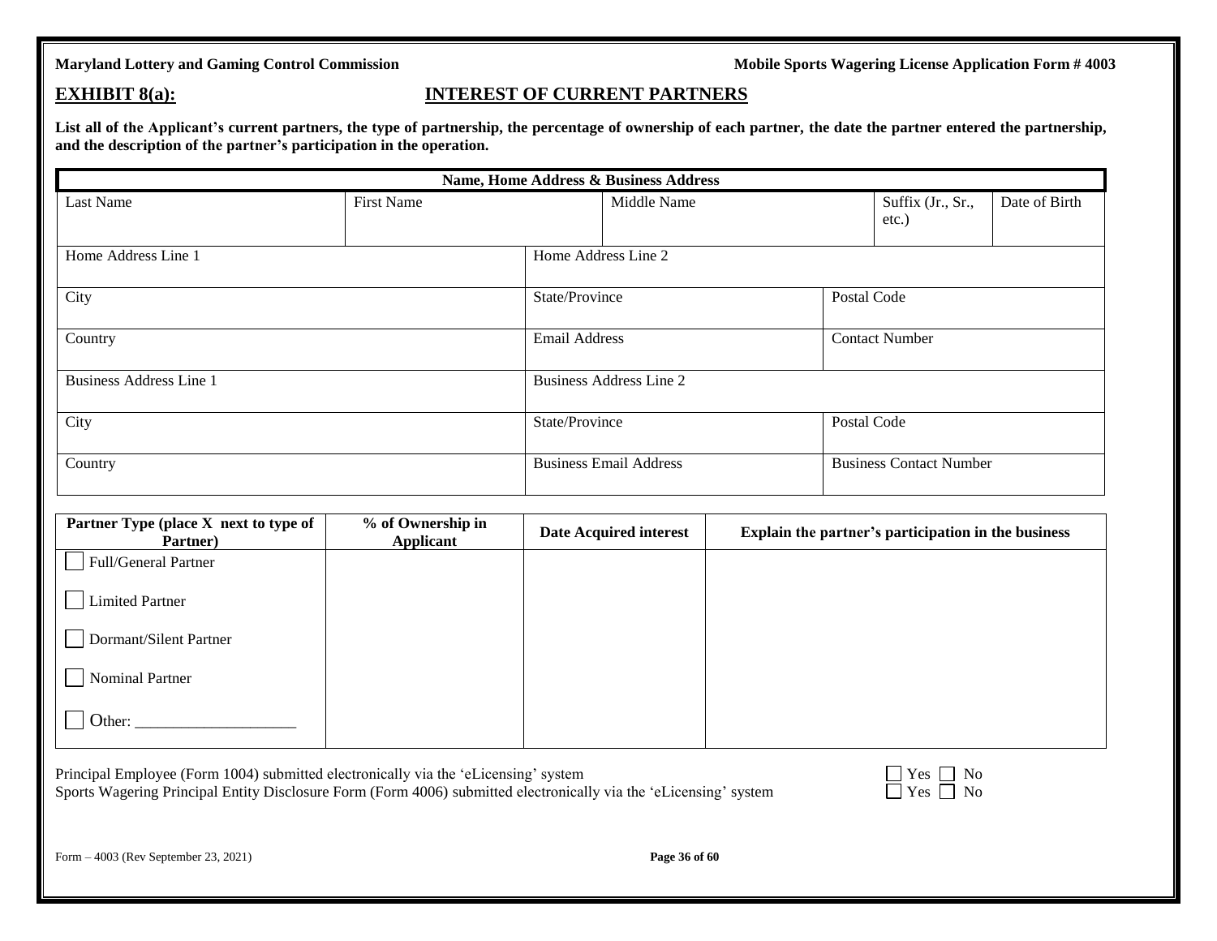## EXHIBIT 8(a): INTEREST OF CURRENT PARTNERS

**List all of the Applicant's current partners, the type of partnership, the percentage of ownership of each partner, the date the partner entered the partnership, and the description of the partner's participation in the operation.**

| Name, Home Address & Business Address | | | | |
|---|---|---|---|---|
| Last Name | First Name | Middle Name | Suffix (Jr., Sr., etc.) | Date of Birth |
| Home Address Line 1 | Home Address Line 2 | | | |
| City | State/Province | Postal Code | | |
| Country | Email Address | Contact Number | | |
| Business Address Line 1 | Business Address Line 2 | | | |
| City | State/Province | Postal Code | | |
| Country | Business Email Address | Business Contact Number | | |

| Partner Type (place X next to type of Partner) | % of Ownership in Applicant | Date Acquired interest | Explain the partner's participation in the business |
|---|---|---|---|
| ☐ Full/General Partner<br>☐ Limited Partner<br>☐ Dormant/Silent Partner<br>☐ Nominal Partner<br>☐ Other: ___________________ | | | |

Principal Employee (Form 1004) submitted electronically via the 'eLicensing' system ☐ Yes ☐ No

Sports Wagering Principal Entity Disclosure Form (Form 4006) submitted electronically via the 'eLicensing' system ☐ Yes ☐ No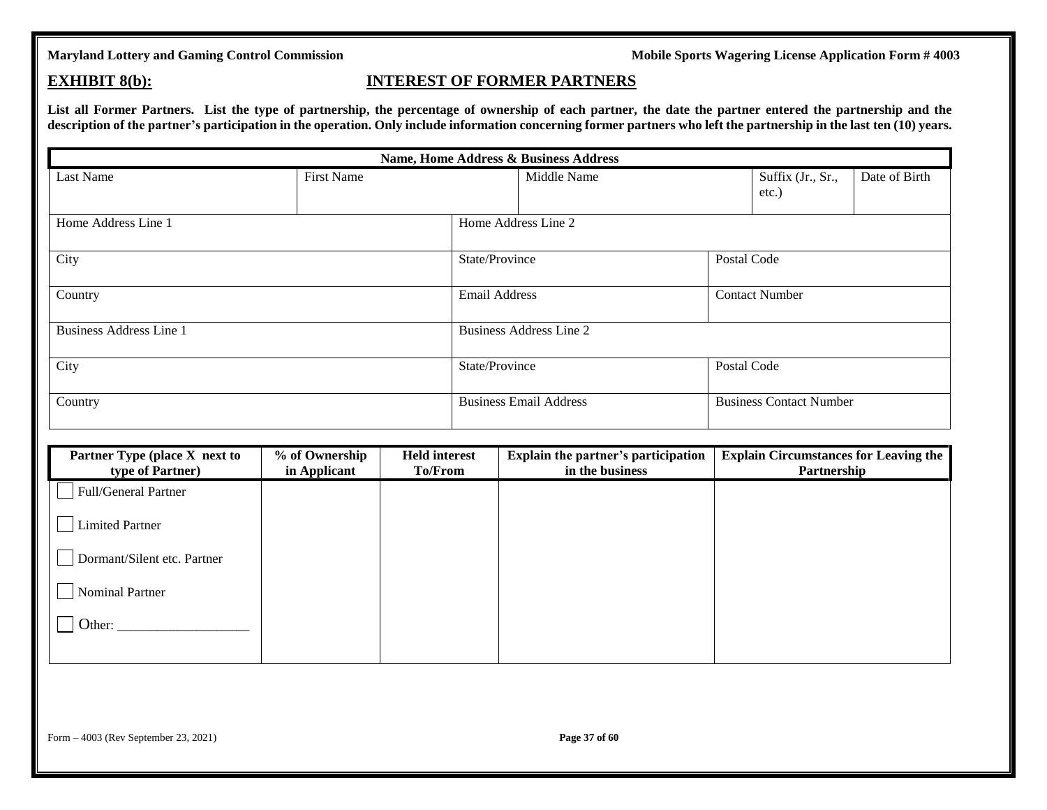## EXHIBIT 8(b): INTEREST OF FORMER PARTNERS

**List all Former Partners. List the type of partnership, the percentage of ownership of each partner, the date the partner entered the partnership and the description of the partner's participation in the operation. Only include information concerning former partners who left the partnership in the last ten (10) years.**

| Name, Home Address & Business Address | | | | |
|---|---|---|---|---|
| Last Name | First Name | Middle Name | Suffix (Jr., Sr., etc.) | Date of Birth |
| Home Address Line 1 | | Home Address Line 2 | | |
| City | | State/Province | Postal Code | |
| Country | | Email Address | Contact Number | |
| Business Address Line 1 | | Business Address Line 2 | | |
| City | | State/Province | Postal Code | |
| Country | | Business Email Address | Business Contact Number | |

| Partner Type (place X next to type of Partner) | % of Ownership in Applicant | Held interest To/From | Explain the partner's participation in the business | Explain Circumstances for Leaving the Partnership |
|---|---|---|---|---|
| ☐ Full/General Partner<br>☐ Limited Partner<br>☐ Dormant/Silent etc. Partner<br>☐ Nominal Partner<br>☐ Other: ___________________ | | | | |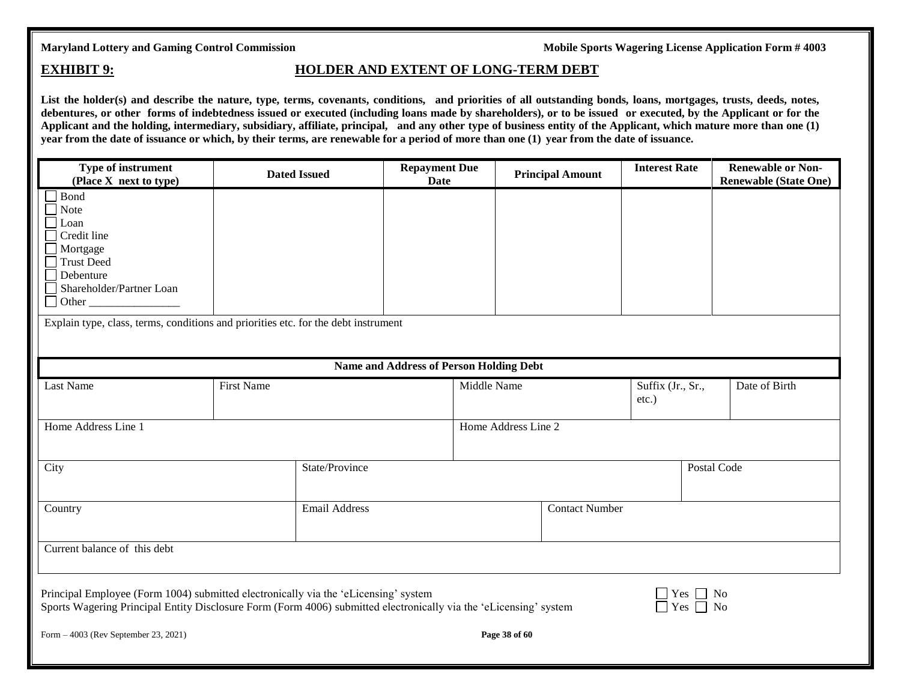## EXHIBIT 9: HOLDER AND EXTENT OF LONG-TERM DEBT

**List the holder(s) and describe the nature, type, terms, covenants, conditions, and priorities of all outstanding bonds, loans, mortgages, trusts, deeds, notes, debentures, or other forms of indebtedness issued or executed (including loans made by shareholders), or to be issued or executed, by the Applicant or for the Applicant and the holding, intermediary, subsidiary, affiliate, principal, and any other type of business entity of the Applicant, which mature more than one (1) year from the date of issuance or which, by their terms, are renewable for a period of more than one (1) year from the date of issuance.**

| Type of instrument (Place X next to type) | Dated Issued | Repayment Due Date | Principal Amount | Interest Rate | Renewable or Non-Renewable (State One) |
|---|---|---|---|---|---|
| ☐ Bond<br>☐ Note<br>☐ Loan<br>☐ Credit line<br>☐ Mortgage<br>☐ Trust Deed<br>☐ Debenture<br>☐ Shareholder/Partner Loan<br>☐ Other ________________ | | | | | |
| Explain type, class, terms, conditions and priorities etc. for the debt instrument | | | | | |

**Name and Address of Person Holding Debt**

| Last Name | First Name | Middle Name | Suffix (Jr., Sr., etc.) | Date of Birth |
|---|---|---|---|---|
| | | | | |

| Home Address Line 1 | Home Address Line 2 |
|---|---|
| | |

| City | State/Province | Postal Code |
|---|---|---|
| | | |

| Country | Email Address | Contact Number |
|---|---|---|
| | | |

| Current balance of this debt |
|---|
| |

Principal Employee (Form 1004) submitted electronically via the 'eLicensing' system ☐ Yes ☐ No

Sports Wagering Principal Entity Disclosure Form (Form 4006) submitted electronically via the 'eLicensing' system ☐ Yes ☐ No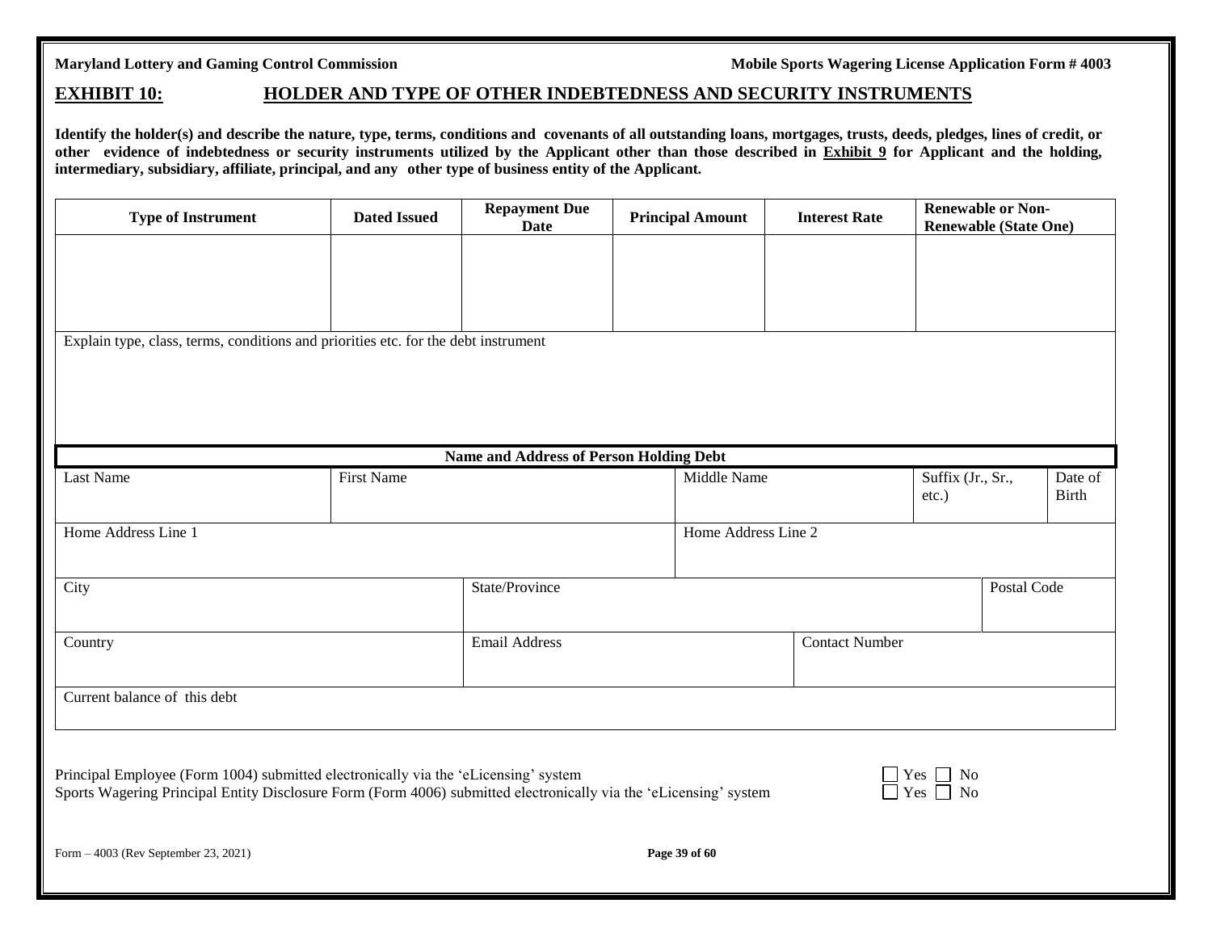**EXHIBIT 10: HOLDER AND TYPE OF OTHER INDEBTEDNESS AND SECURITY INSTRUMENTS**

**Identify the holder(s) and describe the nature, type, terms, conditions and covenants of all outstanding loans, mortgages, trusts, deeds, pledges, lines of credit, or other evidence of indebtedness or security instruments utilized by the Applicant other than those described in Exhibit 9 for Applicant and the holding, intermediary, subsidiary, affiliate, principal, and any other type of business entity of the Applicant.**

| Type of Instrument | Dated Issued | Repayment Due Date | Principal Amount | Interest Rate | Renewable or Non-Renewable (State One) |
|---|---|---|---|---|---|
| | | | | | |

Explain type, class, terms, conditions and priorities etc. for the debt instrument

**Name and Address of Person Holding Debt**

| Last Name | First Name | Middle Name | Suffix (Jr., Sr., etc.) | Date of Birth |
|---|---|---|---|---|
| | | | | |

| Home Address Line 1 | Home Address Line 2 |
|---|---|
| | |

| City | State/Province | Postal Code |
|---|---|---|
| | | |

| Country | Email Address | Contact Number |
|---|---|---|
| | | |

| Current balance of this debt |
|---|
| |

Principal Employee (Form 1004) submitted electronically via the 'eLicensing' system ☐ Yes ☐ No

Sports Wagering Principal Entity Disclosure Form (Form 4006) submitted electronically via the 'eLicensing' system ☐ Yes ☐ No

Form – 4003 (Rev September 23, 2021)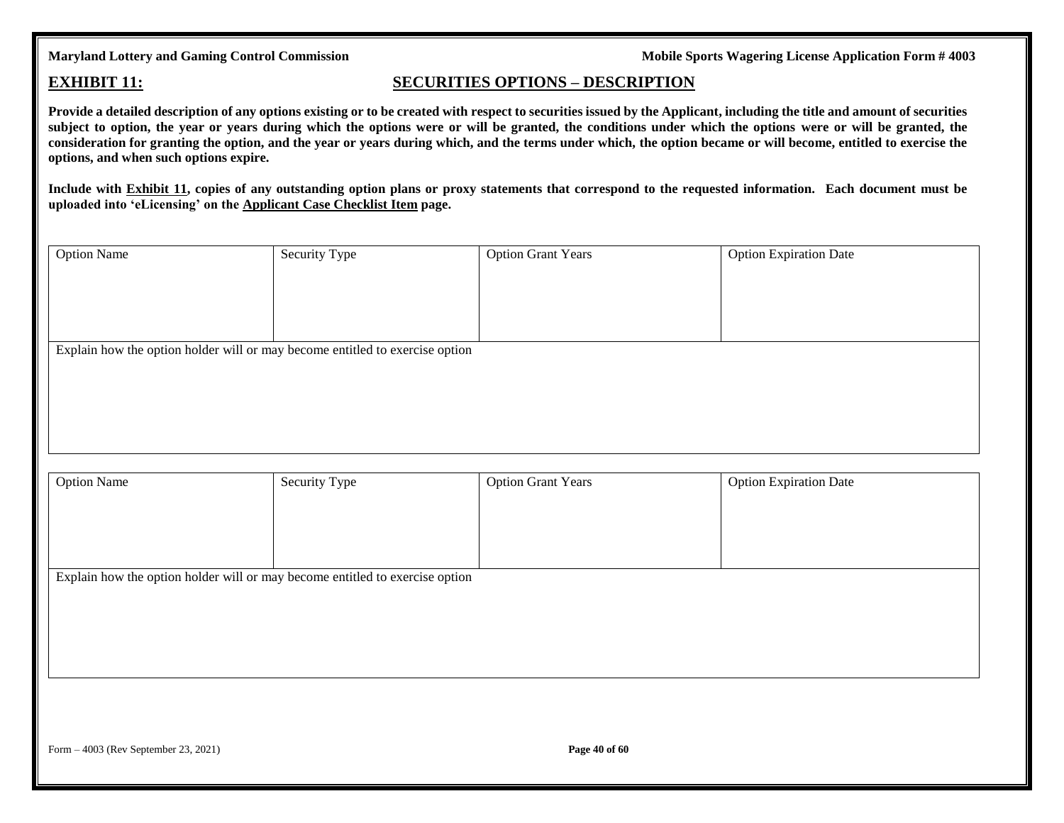## EXHIBIT 11: SECURITIES OPTIONS – DESCRIPTION

**Provide a detailed description of any options existing or to be created with respect to securities issued by the Applicant, including the title and amount of securities subject to option, the year or years during which the options were or will be granted, the conditions under which the options were or will be granted, the consideration for granting the option, and the year or years during which, and the terms under which, the option became or will become, entitled to exercise the options, and when such options expire.**

**Include with Exhibit 11, copies of any outstanding option plans or proxy statements that correspond to the requested information. Each document must be uploaded into 'eLicensing' on the Applicant Case Checklist Item page.**

| Option Name | Security Type | Option Grant Years | Option Expiration Date |
|---|---|---|---|
| | | | |
| Explain how the option holder will or may become entitled to exercise option | | | |
| | | | |

| Option Name | Security Type | Option Grant Years | Option Expiration Date |
|---|---|---|---|
| | | | |
| Explain how the option holder will or may become entitled to exercise option | | | |
| | | | |

Form – 4003 (Rev September 23, 2021)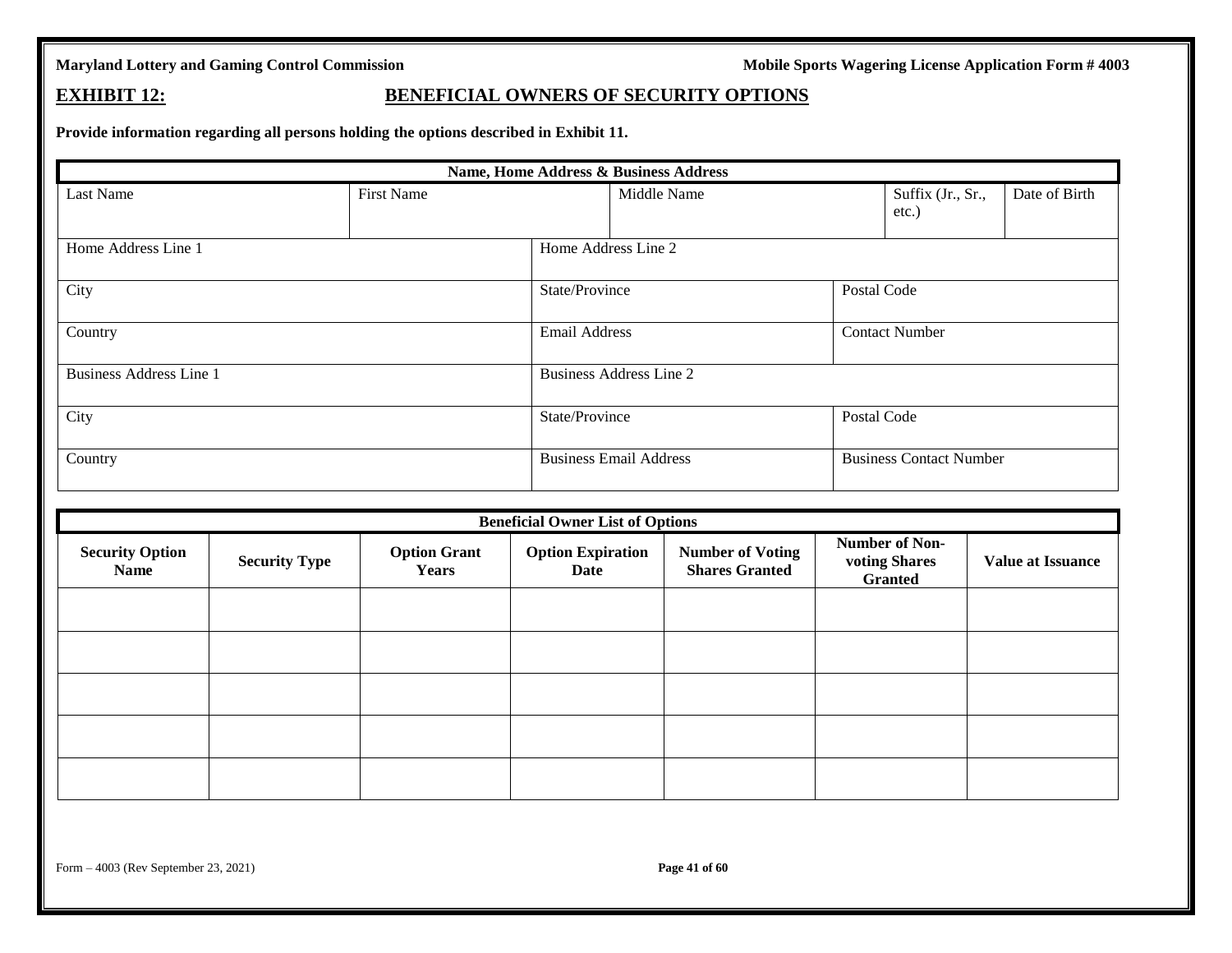## EXHIBIT 12: BENEFICIAL OWNERS OF SECURITY OPTIONS

**Provide information regarding all persons holding the options described in Exhibit 11.**

| Name, Home Address & Business Address | | | | | |
|---|---|---|---|---|---|
| Last Name | First Name | | Middle Name | Suffix (Jr., Sr., etc.) | Date of Birth |
| Home Address Line 1 | | Home Address Line 2 | | | |
| City | | State/Province | | Postal Code | |
| Country | | Email Address | | Contact Number | |
| Business Address Line 1 | | Business Address Line 2 | | | |
| City | | State/Province | | Postal Code | |
| Country | | Business Email Address | | Business Contact Number | |

| Beneficial Owner List of Options | | | | | | |
|---|---|---|---|---|---|---|
| **Security Option Name** | **Security Type** | **Option Grant Years** | **Option Expiration Date** | **Number of Voting Shares Granted** | **Number of Non-voting Shares Granted** | **Value at Issuance** |
| | | | | | | |
| | | | | | | |
| | | | | | | |
| | | | | | | |
| | | | | | | |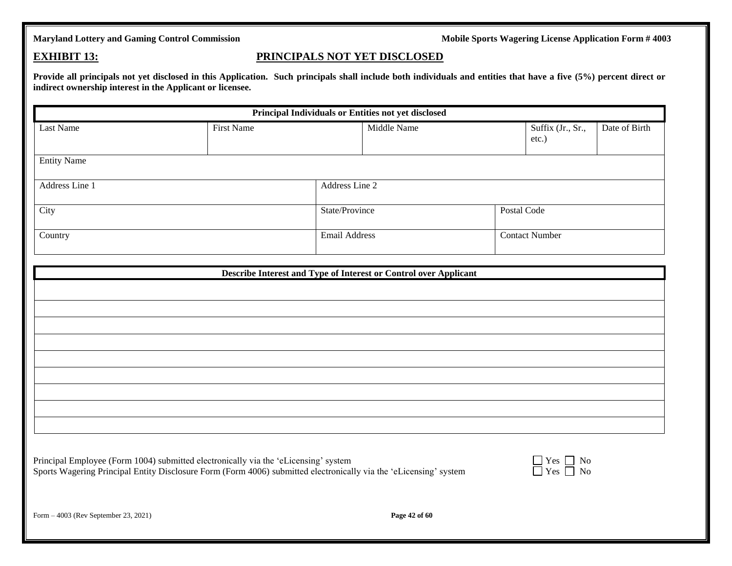## EXHIBIT 13: PRINCIPALS NOT YET DISCLOSED

**Provide all principals not yet disclosed in this Application. Such principals shall include both individuals and entities that have a five (5%) percent direct or indirect ownership interest in the Applicant or licensee.**

| Principal Individuals or Entities not yet disclosed | | | | |
|---|---|---|---|---|
| Last Name | First Name | Middle Name | Suffix (Jr., Sr., etc.) | Date of Birth |
| Entity Name | | | | |
| Address Line 1 | Address Line 2 | | | |
| City | State/Province | Postal Code | | |
| Country | Email Address | Contact Number | | |

| Describe Interest and Type of Interest or Control over Applicant |
|---|
| |
| |
| |
| |
| |
| |
| |
| |
| |

Principal Employee (Form 1004) submitted electronically via the 'eLicensing' system ☐ Yes ☐ No

Sports Wagering Principal Entity Disclosure Form (Form 4006) submitted electronically via the 'eLicensing' system ☐ Yes ☐ No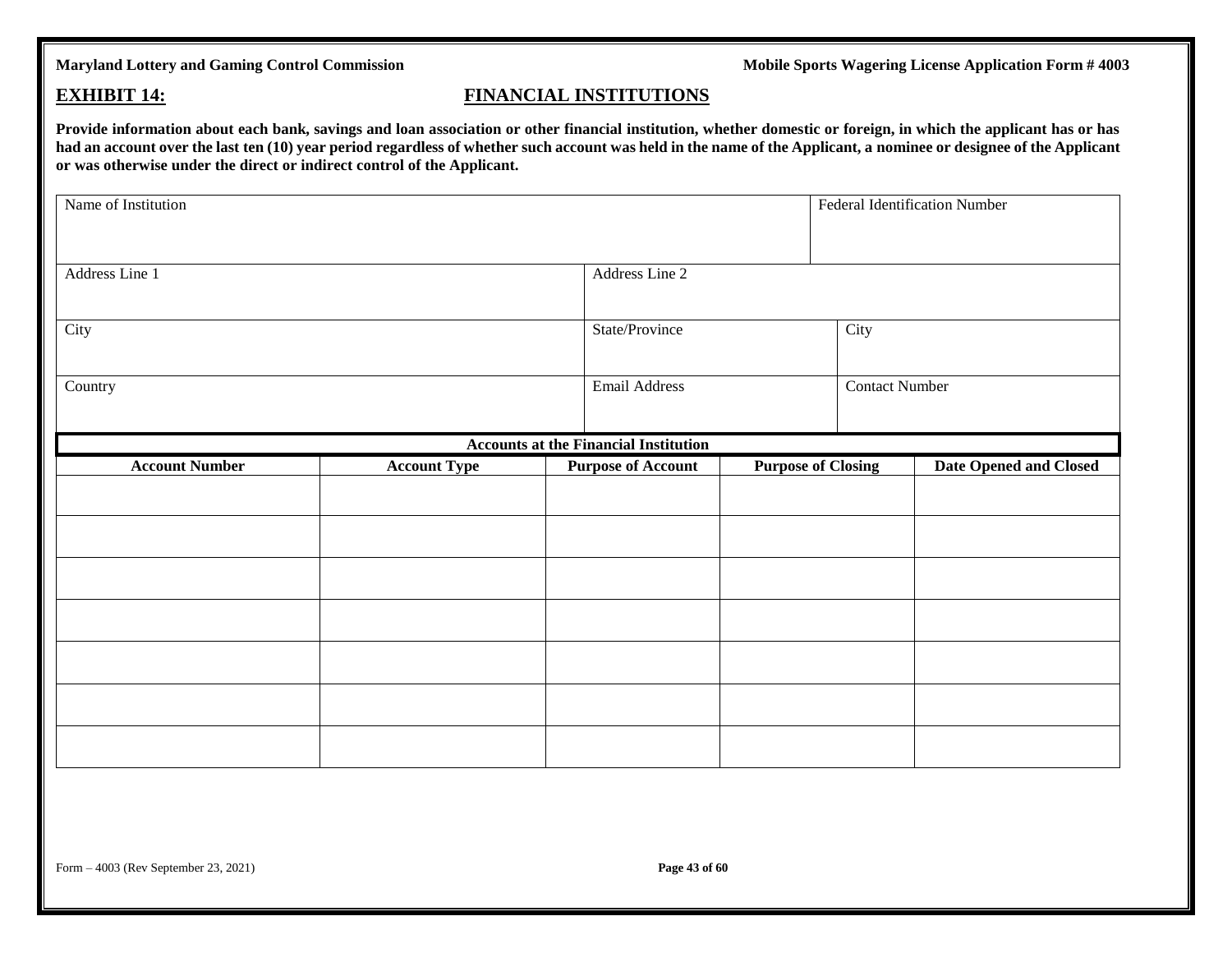## EXHIBIT 14: FINANCIAL INSTITUTIONS

**Provide information about each bank, savings and loan association or other financial institution, whether domestic or foreign, in which the applicant has or has had an account over the last ten (10) year period regardless of whether such account was held in the name of the Applicant, a nominee or designee of the Applicant or was otherwise under the direct or indirect control of the Applicant.**

| | | |
|---|---|---|
| Name of Institution | | Federal Identification Number |
| Address Line 1 | Address Line 2 | |
| City | State/Province | City |
| Country | Email Address | Contact Number |

**Accounts at the Financial Institution**

| Account Number | Account Type | Purpose of Account | Purpose of Closing | Date Opened and Closed |
|---|---|---|---|---|
| | | | | |
| | | | | |
| | | | | |
| | | | | |
| | | | | |
| | | | | |
| | | | | |

Form – 4003 (Rev September 23, 2021)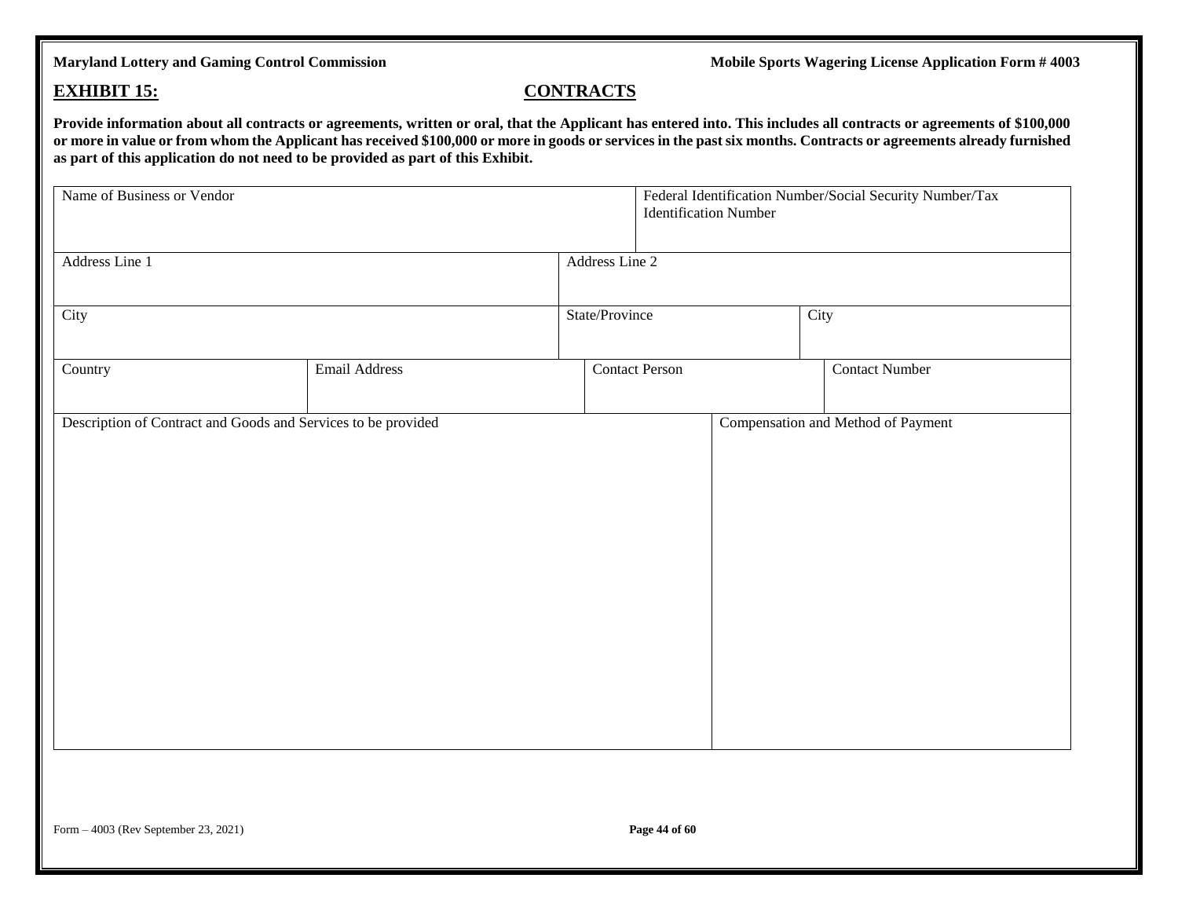**Maryland Lottery and Gaming Control Commission** **Mobile Sports Wagering License Application Form # 4003**

## EXHIBIT 15: CONTRACTS

**Provide information about all contracts or agreements, written or oral, that the Applicant has entered into. This includes all contracts or agreements of $100,000 or more in value or from whom the Applicant has received $100,000 or more in goods or services in the past six months. Contracts or agreements already furnished as part of this application do not need to be provided as part of this Exhibit.**

| | | | |
|---|---|---|---|
| Name of Business or Vendor | | Federal Identification Number/Social Security Number/Tax Identification Number | |
| Address Line 1 | Address Line 2 | | |
| City | State/Province | | City |
| Country | Email Address | Contact Person | Contact Number |
| Description of Contract and Goods and Services to be provided | | Compensation and Method of Payment | |

Form – 4003 (Rev September 23, 2021)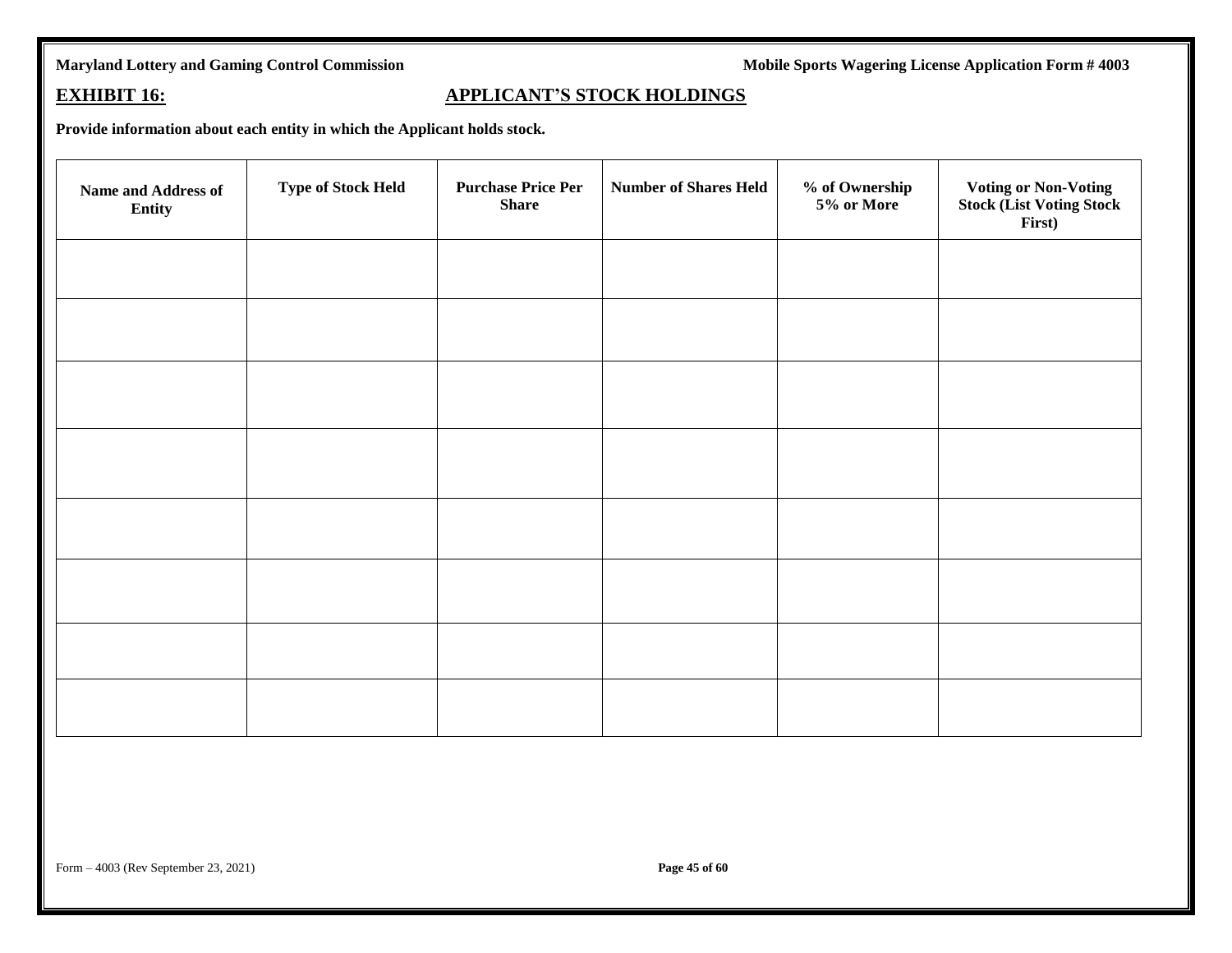## EXHIBIT 16: APPLICANT'S STOCK HOLDINGS

**Provide information about each entity in which the Applicant holds stock.**

| Name and Address of Entity | Type of Stock Held | Purchase Price Per Share | Number of Shares Held | % of Ownership 5% or More | Voting or Non-Voting Stock (List Voting Stock First) |
|---|---|---|---|---|---|
| | | | | | |
| | | | | | |
| | | | | | |
| | | | | | |
| | | | | | |
| | | | | | |
| | | | | | |
| | | | | | |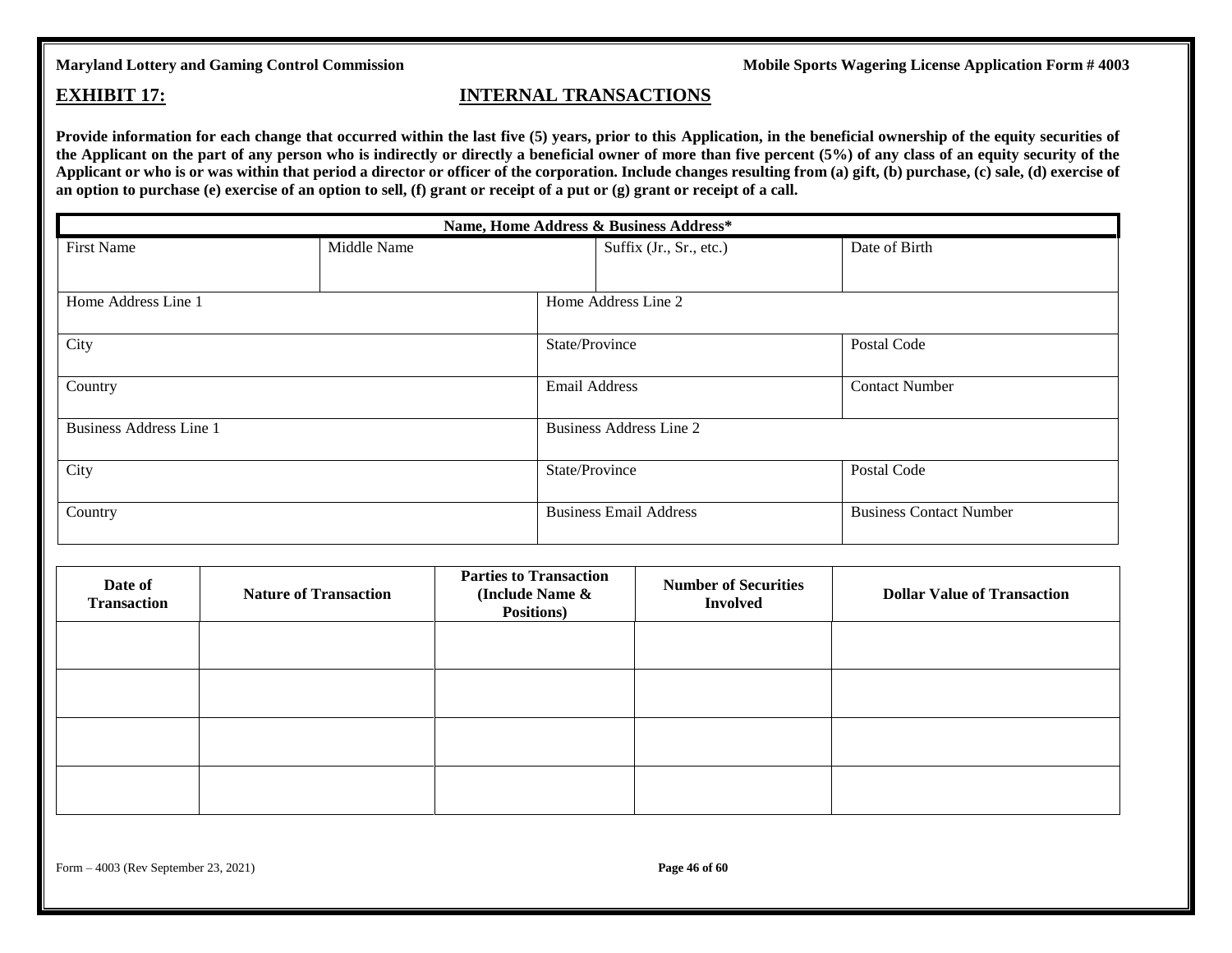## EXHIBIT 17: INTERNAL TRANSACTIONS

**Provide information for each change that occurred within the last five (5) years, prior to this Application, in the beneficial ownership of the equity securities of the Applicant on the part of any person who is indirectly or directly a beneficial owner of more than five percent (5%) of any class of an equity security of the Applicant or who is or was within that period a director or officer of the corporation. Include changes resulting from (a) gift, (b) purchase, (c) sale, (d) exercise of an option to purchase (e) exercise of an option to sell, (f) grant or receipt of a put or (g) grant or receipt of a call.**

| **Name, Home Address & Business Address*** | | | |
|---|---|---|---|
| First Name | Middle Name | Suffix (Jr., Sr., etc.) | Date of Birth |
| Home Address Line 1 | | Home Address Line 2 | |
| City | | State/Province | Postal Code |
| Country | | Email Address | Contact Number |
| Business Address Line 1 | | Business Address Line 2 | |
| City | | State/Province | Postal Code |
| Country | | Business Email Address | Business Contact Number |

| Date of Transaction | Nature of Transaction | Parties to Transaction (Include Name & Positions) | Number of Securities Involved | Dollar Value of Transaction |
|---|---|---|---|---|
| | | | | |
| | | | | |
| | | | | |
| | | | | |

Form – 4003 (Rev September 23, 2021)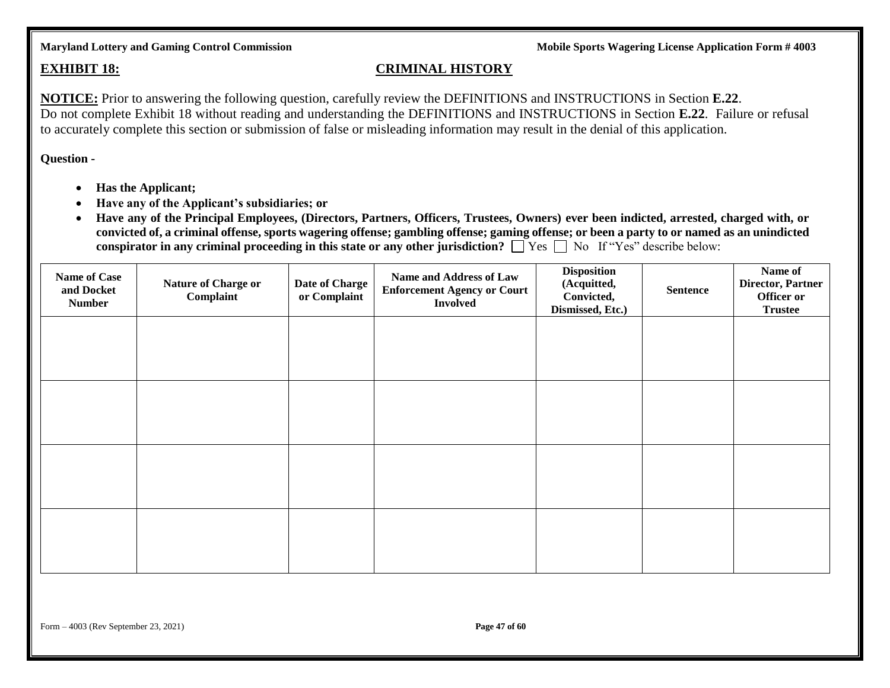## EXHIBIT 18: CRIMINAL HISTORY

**NOTICE:** Prior to answering the following question, carefully review the DEFINITIONS and INSTRUCTIONS in Section **E.22**. Do not complete Exhibit 18 without reading and understanding the DEFINITIONS and INSTRUCTIONS in Section **E.22**. Failure or refusal to accurately complete this section or submission of false or misleading information may result in the denial of this application.

**Question -**

- **Has the Applicant;**
- **Have any of the Applicant's subsidiaries; or**
- **Have any of the Principal Employees, (Directors, Partners, Officers, Trustees, Owners) ever been indicted, arrested, charged with, or convicted of, a criminal offense, sports wagering offense; gambling offense; gaming offense; or been a party to or named as an unindicted conspirator in any criminal proceeding in this state or any other jurisdiction?** ☐ Yes ☐ No If "Yes" describe below:

| Name of Case and Docket Number | Nature of Charge or Complaint | Date of Charge or Complaint | Name and Address of Law Enforcement Agency or Court Involved | Disposition (Acquitted, Convicted, Dismissed, Etc.) | Sentence | Name of Director, Partner Officer or Trustee |
|---|---|---|---|---|---|---|
| | | | | | | |
| | | | | | | |
| | | | | | | |
| | | | | | | |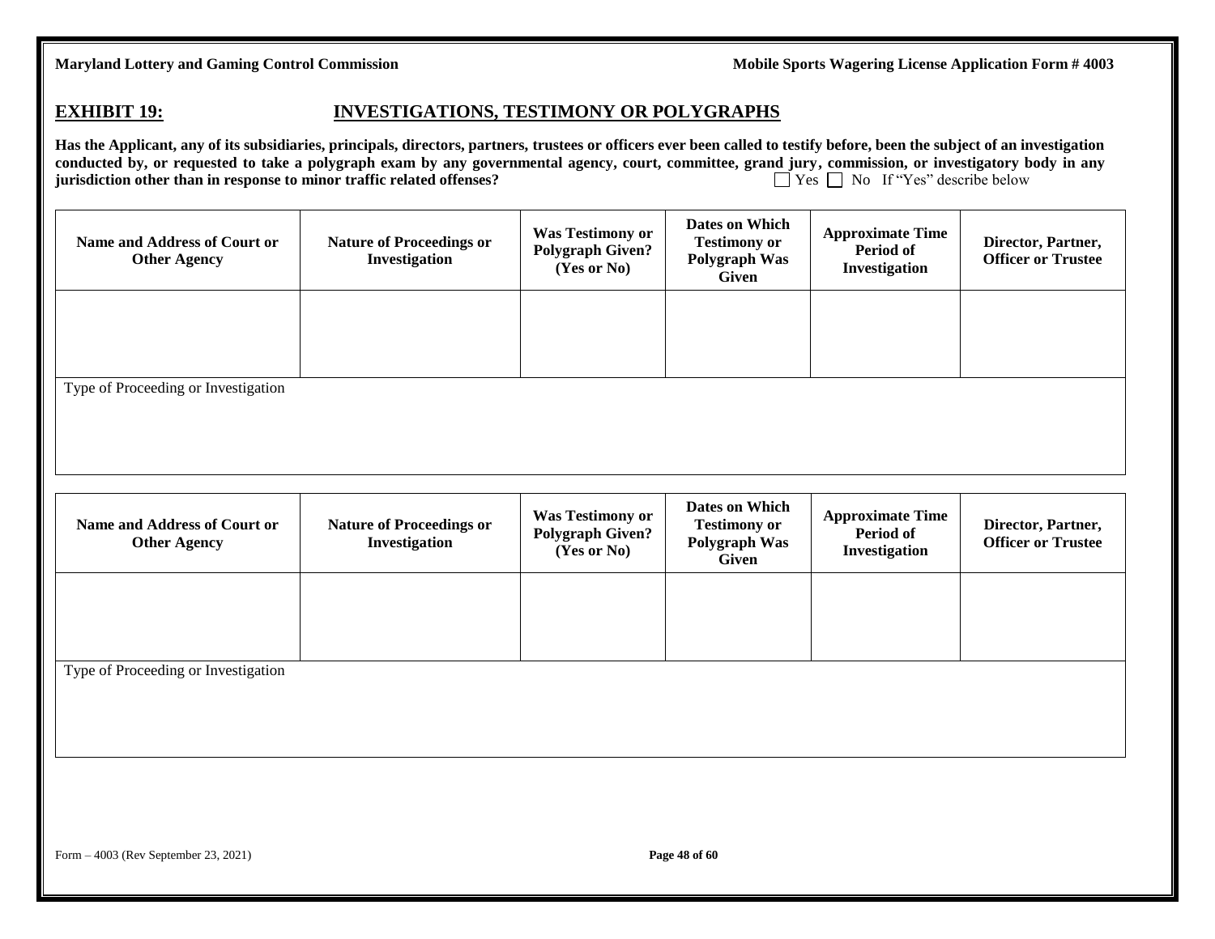## EXHIBIT 19: INVESTIGATIONS, TESTIMONY OR POLYGRAPHS

**Has the Applicant, any of its subsidiaries, principals, directors, partners, trustees or officers ever been called to testify before, been the subject of an investigation conducted by, or requested to take a polygraph exam by any governmental agency, court, committee, grand jury, commission, or investigatory body in any jurisdiction other than in response to minor traffic related offenses?** ☐ Yes ☐ No If "Yes" describe below

| Name and Address of Court or Other Agency | Nature of Proceedings or Investigation | Was Testimony or Polygraph Given? (Yes or No) | Dates on Which Testimony or Polygraph Was Given | Approximate Time Period of Investigation | Director, Partner, Officer or Trustee |
|---|---|---|---|---|---|
| | | | | | |
| Type of Proceeding or Investigation | | | | | |

| Name and Address of Court or Other Agency | Nature of Proceedings or Investigation | Was Testimony or Polygraph Given? (Yes or No) | Dates on Which Testimony or Polygraph Was Given | Approximate Time Period of Investigation | Director, Partner, Officer or Trustee |
|---|---|---|---|---|---|
| | | | | | |
| Type of Proceeding or Investigation | | | | | |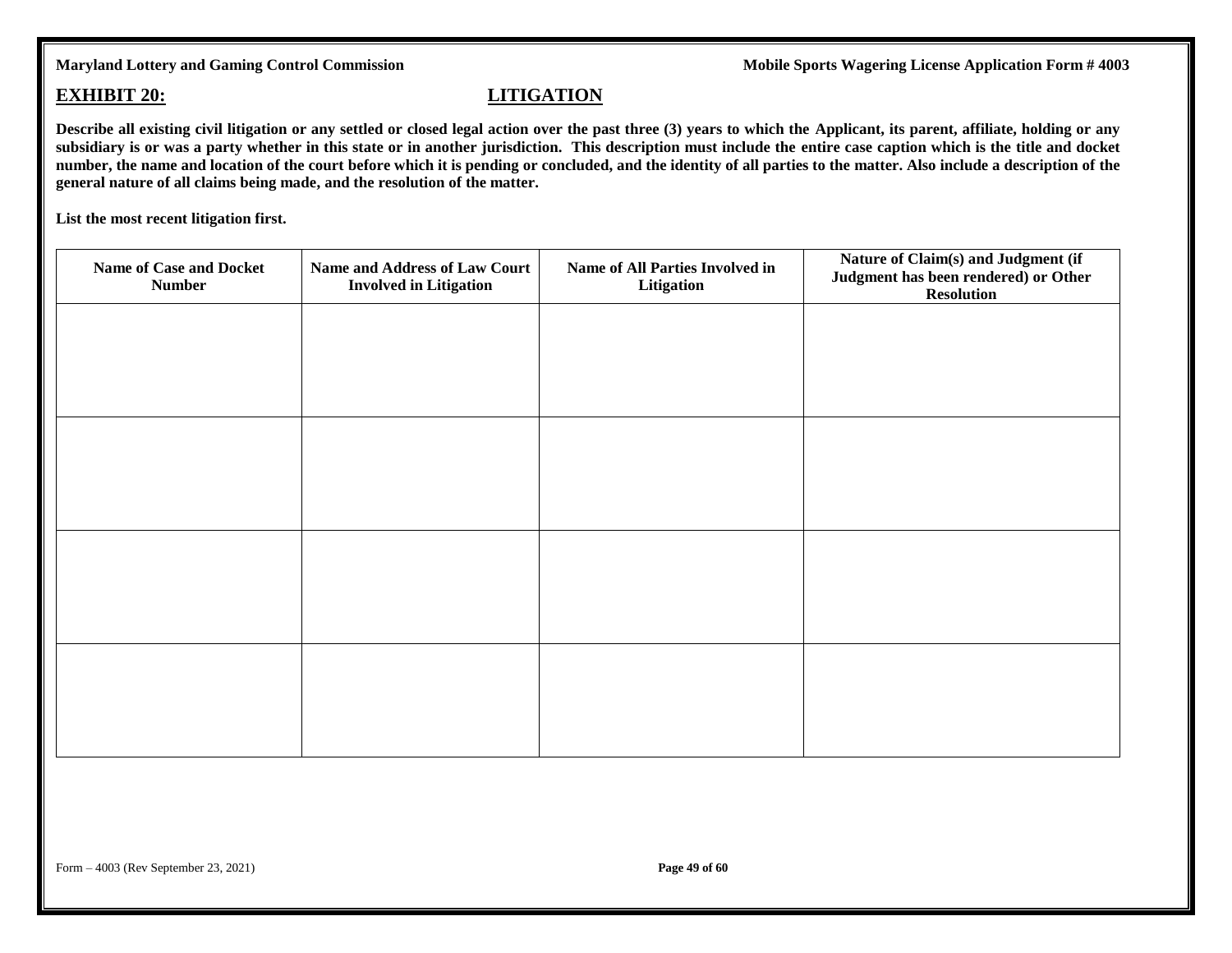## EXHIBIT 20: LITIGATION

**Describe all existing civil litigation or any settled or closed legal action over the past three (3) years to which the Applicant, its parent, affiliate, holding or any subsidiary is or was a party whether in this state or in another jurisdiction. This description must include the entire case caption which is the title and docket number, the name and location of the court before which it is pending or concluded, and the identity of all parties to the matter. Also include a description of the general nature of all claims being made, and the resolution of the matter.**

**List the most recent litigation first.**

| Name of Case and Docket Number | Name and Address of Law Court Involved in Litigation | Name of All Parties Involved in Litigation | Nature of Claim(s) and Judgment (if Judgment has been rendered) or Other Resolution |
|---|---|---|---|
| | | | |
| | | | |
| | | | |
| | | | |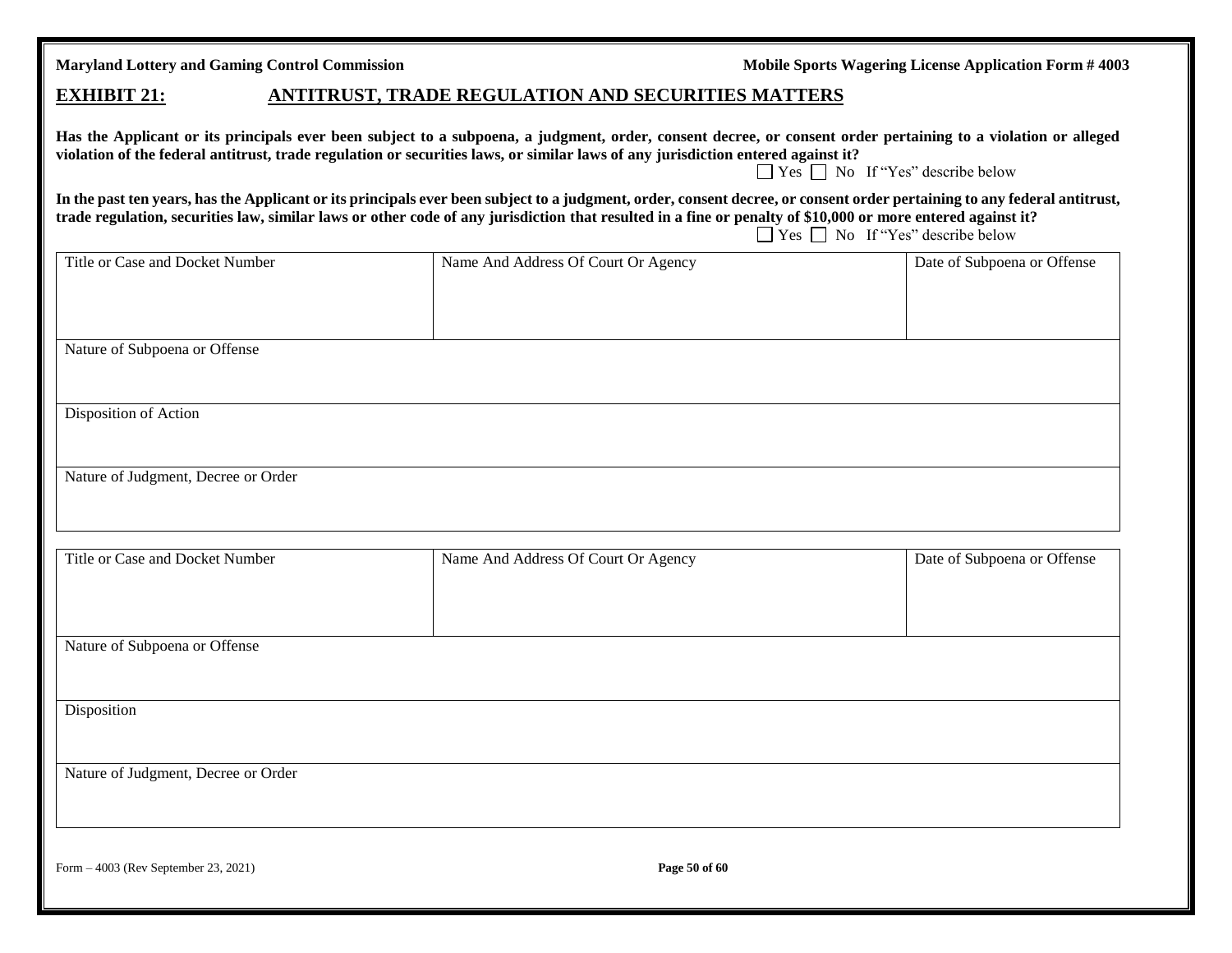## EXHIBIT 21: ANTITRUST, TRADE REGULATION AND SECURITIES MATTERS

**Has the Applicant or its principals ever been subject to a subpoena, a judgment, order, consent decree, or consent order pertaining to a violation or alleged violation of the federal antitrust, trade regulation or securities laws, or similar laws of any jurisdiction entered against it?**

☐ Yes ☐ No If "Yes" describe below

**In the past ten years, has the Applicant or its principals ever been subject to a judgment, order, consent decree, or consent order pertaining to any federal antitrust, trade regulation, securities law, similar laws or other code of any jurisdiction that resulted in a fine or penalty of $10,000 or more entered against it?**

☐ Yes ☐ No If "Yes" describe below

| Title or Case and Docket Number | Name And Address Of Court Or Agency | Date of Subpoena or Offense |
|---|---|---|
| | | |
| Nature of Subpoena or Offense | | |
| Disposition of Action | | |
| Nature of Judgment, Decree or Order | | |

| Title or Case and Docket Number | Name And Address Of Court Or Agency | Date of Subpoena or Offense |
|---|---|---|
| | | |
| Nature of Subpoena or Offense | | |
| Disposition | | |
| Nature of Judgment, Decree or Order | | |

Form – 4003 (Rev September 23, 2021)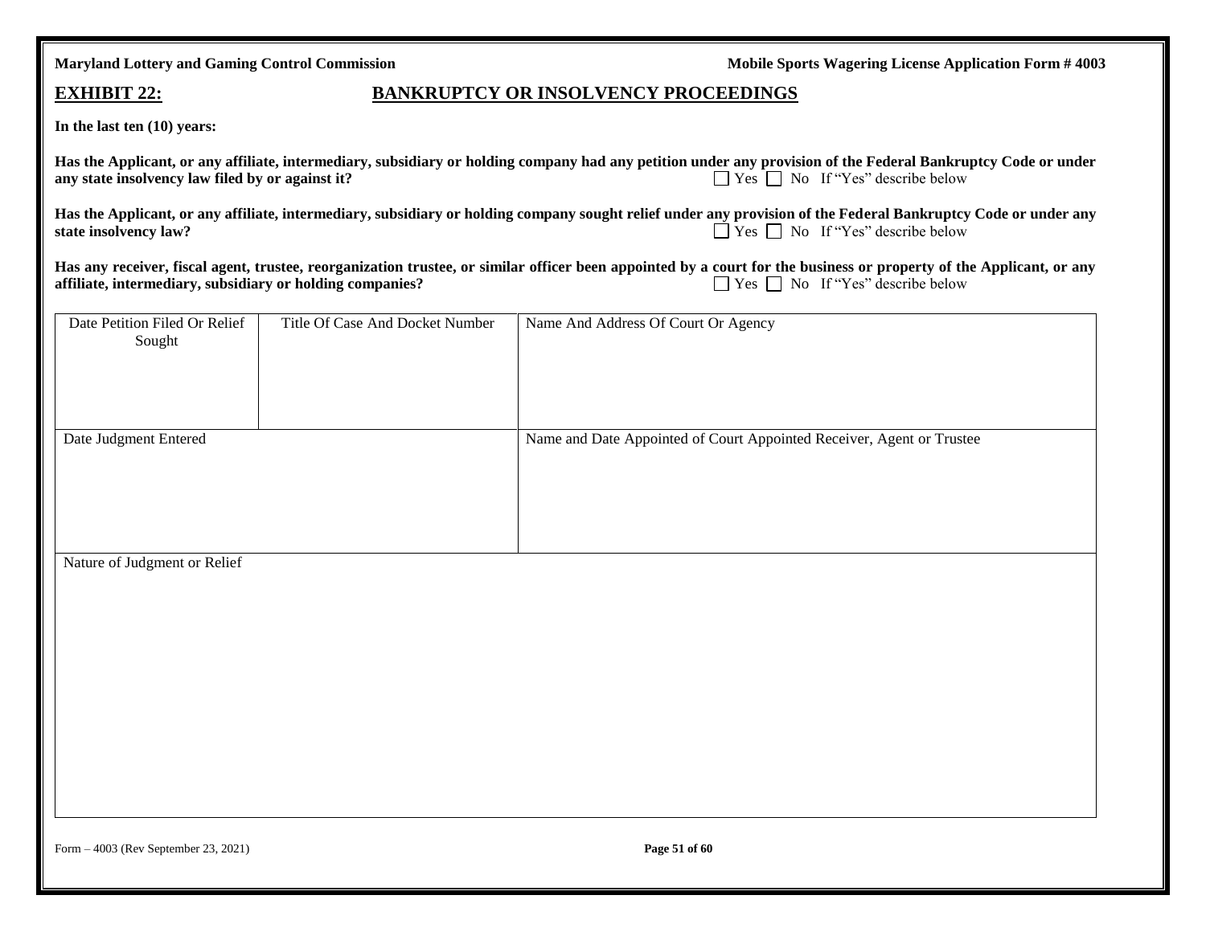## EXHIBIT 22: BANKRUPTCY OR INSOLVENCY PROCEEDINGS

**In the last ten (10) years:**

**Has the Applicant, or any affiliate, intermediary, subsidiary or holding company had any petition under any provision of the Federal Bankruptcy Code or under any state insolvency law filed by or against it?** ☐ Yes ☐ No If "Yes" describe below

**Has the Applicant, or any affiliate, intermediary, subsidiary or holding company sought relief under any provision of the Federal Bankruptcy Code or under any state insolvency law?** ☐ Yes ☐ No If "Yes" describe below

**Has any receiver, fiscal agent, trustee, reorganization trustee, or similar officer been appointed by a court for the business or property of the Applicant, or any affiliate, intermediary, subsidiary or holding companies?** ☐ Yes ☐ No If "Yes" describe below

| Date Petition Filed Or Relief Sought | Title Of Case And Docket Number | Name And Address Of Court Or Agency |
|---|---|---|
| | | |
| Date Judgment Entered | | Name and Date Appointed of Court Appointed Receiver, Agent or Trustee |
| | | |
| Nature of Judgment or Relief | | |
| | | |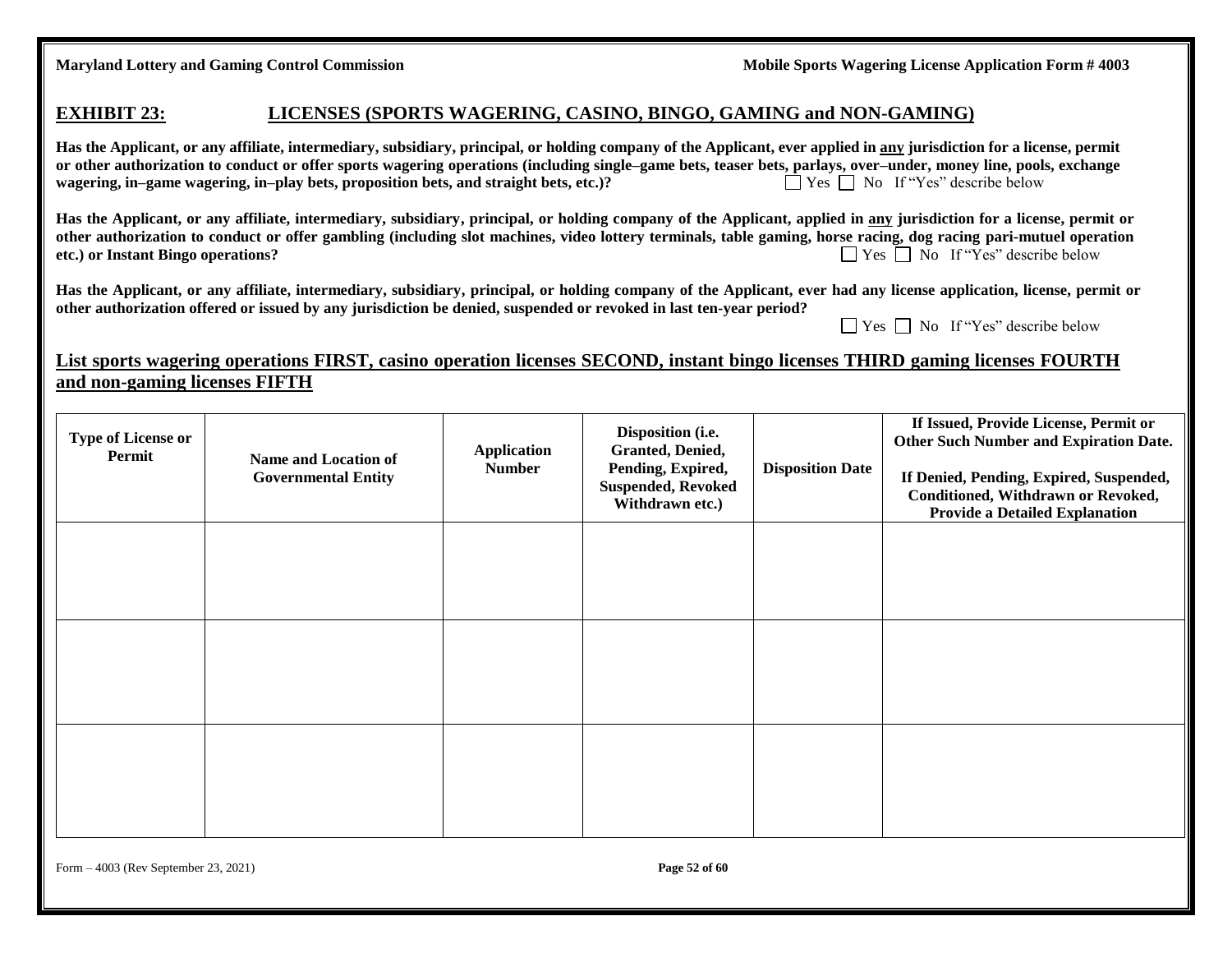## EXHIBIT 23: LICENSES (SPORTS WAGERING, CASINO, BINGO, GAMING and NON-GAMING)

**Has the Applicant, or any affiliate, intermediary, subsidiary, principal, or holding company of the Applicant, ever applied in any jurisdiction for a license, permit or other authorization to conduct or offer sports wagering operations (including single–game bets, teaser bets, parlays, over–under, money line, pools, exchange wagering, in–game wagering, in–play bets, proposition bets, and straight bets, etc.)?** ☐ Yes ☐ No If "Yes" describe below

**Has the Applicant, or any affiliate, intermediary, subsidiary, principal, or holding company of the Applicant, applied in any jurisdiction for a license, permit or other authorization to conduct or offer gambling (including slot machines, video lottery terminals, table gaming, horse racing, dog racing pari-mutuel operation etc.) or Instant Bingo operations?** ☐ Yes ☐ No If "Yes" describe below

**Has the Applicant, or any affiliate, intermediary, subsidiary, principal, or holding company of the Applicant, ever had any license application, license, permit or other authorization offered or issued by any jurisdiction be denied, suspended or revoked in last ten-year period?**

☐ Yes ☐ No If "Yes" describe below

### List sports wagering operations FIRST, casino operation licenses SECOND, instant bingo licenses THIRD gaming licenses FOURTH and non-gaming licenses FIFTH

| Type of License or Permit | Name and Location of Governmental Entity | Application Number | Disposition (i.e. Granted, Denied, Pending, Expired, Suspended, Revoked Withdrawn etc.) | Disposition Date | If Issued, Provide License, Permit or Other Such Number and Expiration Date. If Denied, Pending, Expired, Suspended, Conditioned, Withdrawn or Revoked, Provide a Detailed Explanation |
|---|---|---|---|---|---|
| | | | | | |
| | | | | | |
| | | | | | |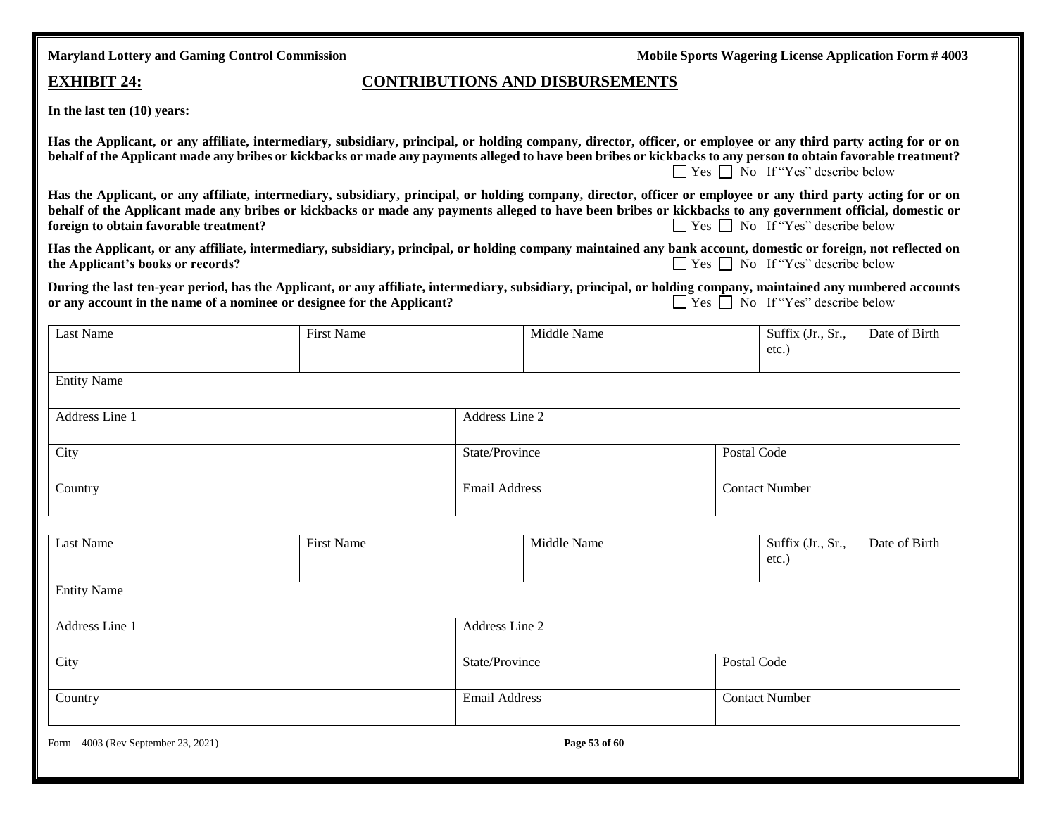## EXHIBIT 24: CONTRIBUTIONS AND DISBURSEMENTS

**In the last ten (10) years:**

**Has the Applicant, or any affiliate, intermediary, subsidiary, principal, or holding company, director, officer, or employee or any third party acting for or on behalf of the Applicant made any bribes or kickbacks or made any payments alleged to have been bribes or kickbacks to any person to obtain favorable treatment?**

☐ Yes ☐ No If "Yes" describe below

**Has the Applicant, or any affiliate, intermediary, subsidiary, principal, or holding company, director, officer or employee or any third party acting for or on behalf of the Applicant made any bribes or kickbacks or made any payments alleged to have been bribes or kickbacks to any government official, domestic or foreign to obtain favorable treatment?**

☐ Yes ☐ No If "Yes" describe below

**Has the Applicant, or any affiliate, intermediary, subsidiary, principal, or holding company maintained any bank account, domestic or foreign, not reflected on the Applicant's books or records?**

☐ Yes ☐ No If "Yes" describe below

**During the last ten-year period, has the Applicant, or any affiliate, intermediary, subsidiary, principal, or holding company, maintained any numbered accounts or any account in the name of a nominee or designee for the Applicant?**

☐ Yes ☐ No If "Yes" describe below

| Last Name | First Name | Middle Name | Suffix (Jr., Sr., etc.) | Date of Birth |
|---|---|---|---|---|
| Entity Name | | | | |
| Address Line 1 | Address Line 2 | | | |
| City | State/Province | Postal Code | | |
| Country | Email Address | Contact Number | | |

| Last Name | First Name | Middle Name | Suffix (Jr., Sr., etc.) | Date of Birth |
|---|---|---|---|---|
| Entity Name | | | | |
| Address Line 1 | Address Line 2 | | | |
| City | State/Province | Postal Code | | |
| Country | Email Address | Contact Number | | |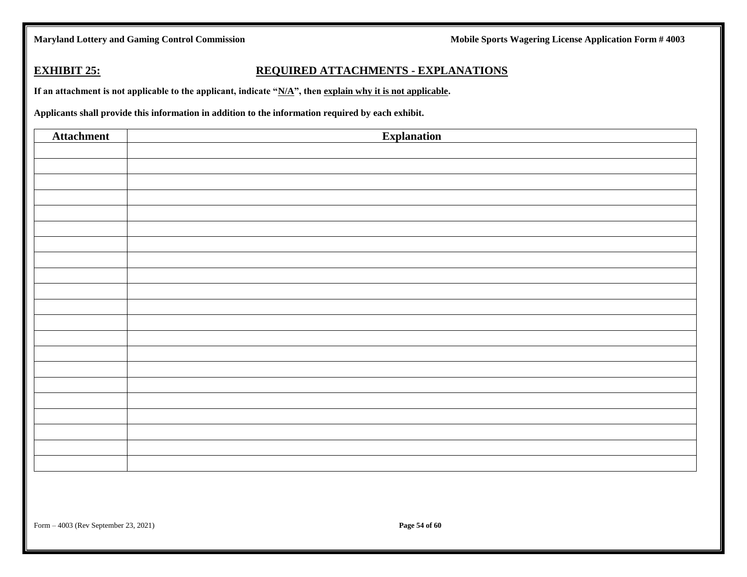## EXHIBIT 25: REQUIRED ATTACHMENTS - EXPLANATIONS

**If an attachment is not applicable to the applicant, indicate "N/A", then explain why it is not applicable.**

**Applicants shall provide this information in addition to the information required by each exhibit.**

| Attachment | Explanation |
|---|---|
| | |
| | |
| | |
| | |
| | |
| | |
| | |
| | |
| | |
| | |
| | |
| | |
| | |
| | |
| | |
| | |
| | |
| | |
| | |
| | |
| | |

Form – 4003 (Rev September 23, 2021)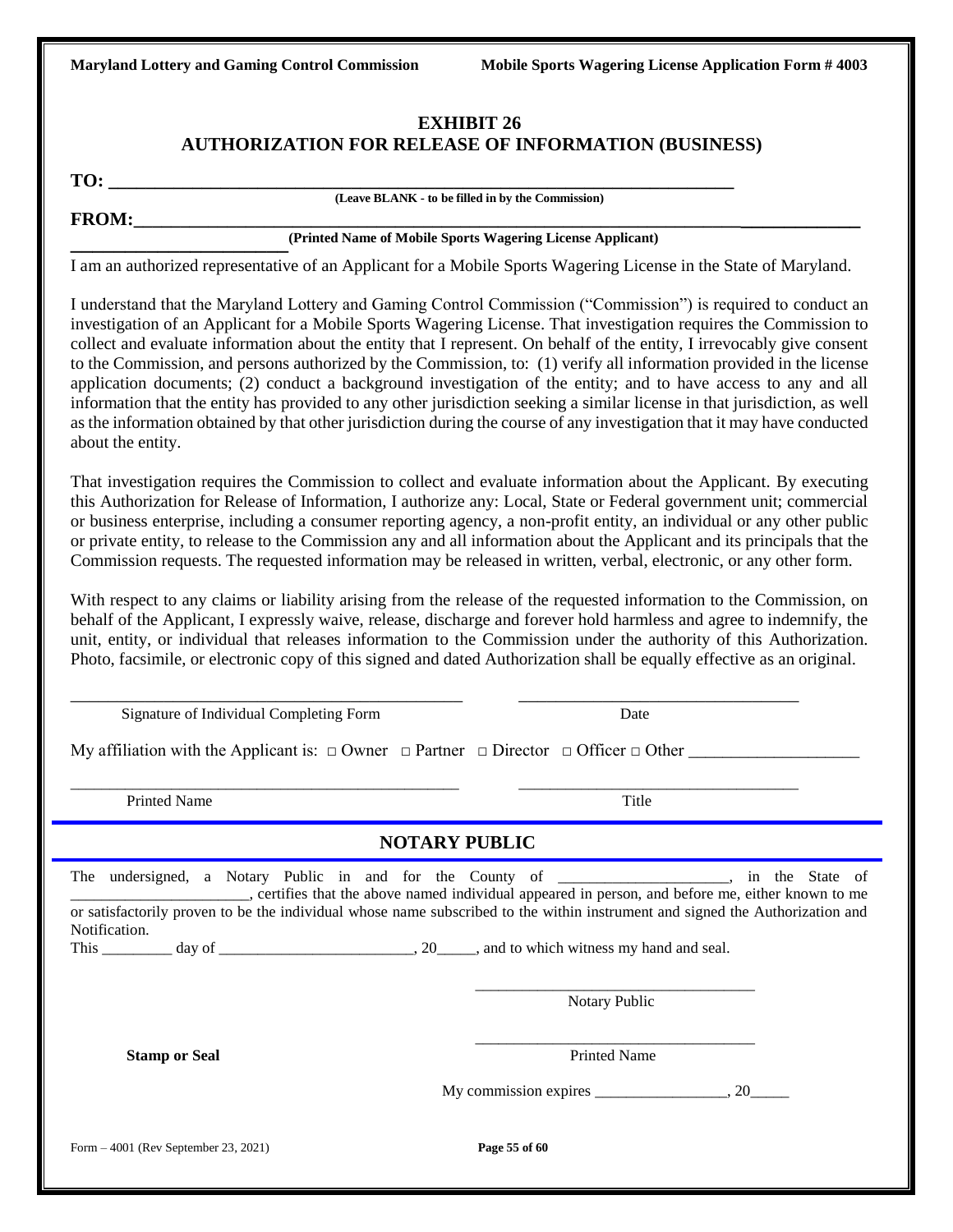# EXHIBIT 26
## AUTHORIZATION FOR RELEASE OF INFORMATION (BUSINESS)

**TO:** ___________________________________________________________

**(Leave BLANK - to be filled in by the Commission)**

**FROM:** ___________________________________________________________

**(Printed Name of Mobile Sports Wagering License Applicant)**

I am an authorized representative of an Applicant for a Mobile Sports Wagering License in the State of Maryland.

I understand that the Maryland Lottery and Gaming Control Commission ("Commission") is required to conduct an investigation of an Applicant for a Mobile Sports Wagering License. That investigation requires the Commission to collect and evaluate information about the entity that I represent. On behalf of the entity, I irrevocably give consent to the Commission, and persons authorized by the Commission, to: (1) verify all information provided in the license application documents; (2) conduct a background investigation of the entity; and to have access to any and all information that the entity has provided to any other jurisdiction seeking a similar license in that jurisdiction, as well as the information obtained by that other jurisdiction during the course of any investigation that it may have conducted about the entity.

That investigation requires the Commission to collect and evaluate information about the Applicant. By executing this Authorization for Release of Information, I authorize any: Local, State or Federal government unit; commercial or business enterprise, including a consumer reporting agency, a non-profit entity, an individual or any other public or private entity, to release to the Commission any and all information about the Applicant and its principals that the Commission requests. The requested information may be released in written, verbal, electronic, or any other form.

With respect to any claims or liability arising from the release of the requested information to the Commission, on behalf of the Applicant, I expressly waive, release, discharge and forever hold harmless and agree to indemnify, the unit, entity, or individual that releases information to the Commission under the authority of this Authorization. Photo, facsimile, or electronic copy of this signed and dated Authorization shall be equally effective as an original.

_______________________________________ &nbsp;&nbsp;&nbsp;&nbsp; ____________________________

Signature of Individual Completing Form &nbsp;&nbsp;&nbsp;&nbsp; Date

My affiliation with the Applicant is: □ Owner □ Partner □ Director □ Officer □ Other ___________________

_______________________________________ &nbsp;&nbsp;&nbsp;&nbsp; ____________________________

Printed Name &nbsp;&nbsp;&nbsp;&nbsp; Title

## NOTARY PUBLIC

The undersigned, a Notary Public in and for the County of ____________________, in the State of ____________________, certifies that the above named individual appeared in person, and before me, either known to me or satisfactorily proven to be the individual whose name subscribed to the within instrument and signed the Authorization and Notification.

This ________ day of ______________________, 20_____, and to which witness my hand and seal.

____________________________

Notary Public

**Stamp or Seal**

____________________________

Printed Name

My commission expires ________________, 20_____

Form – 4001 (Rev September 23, 2021)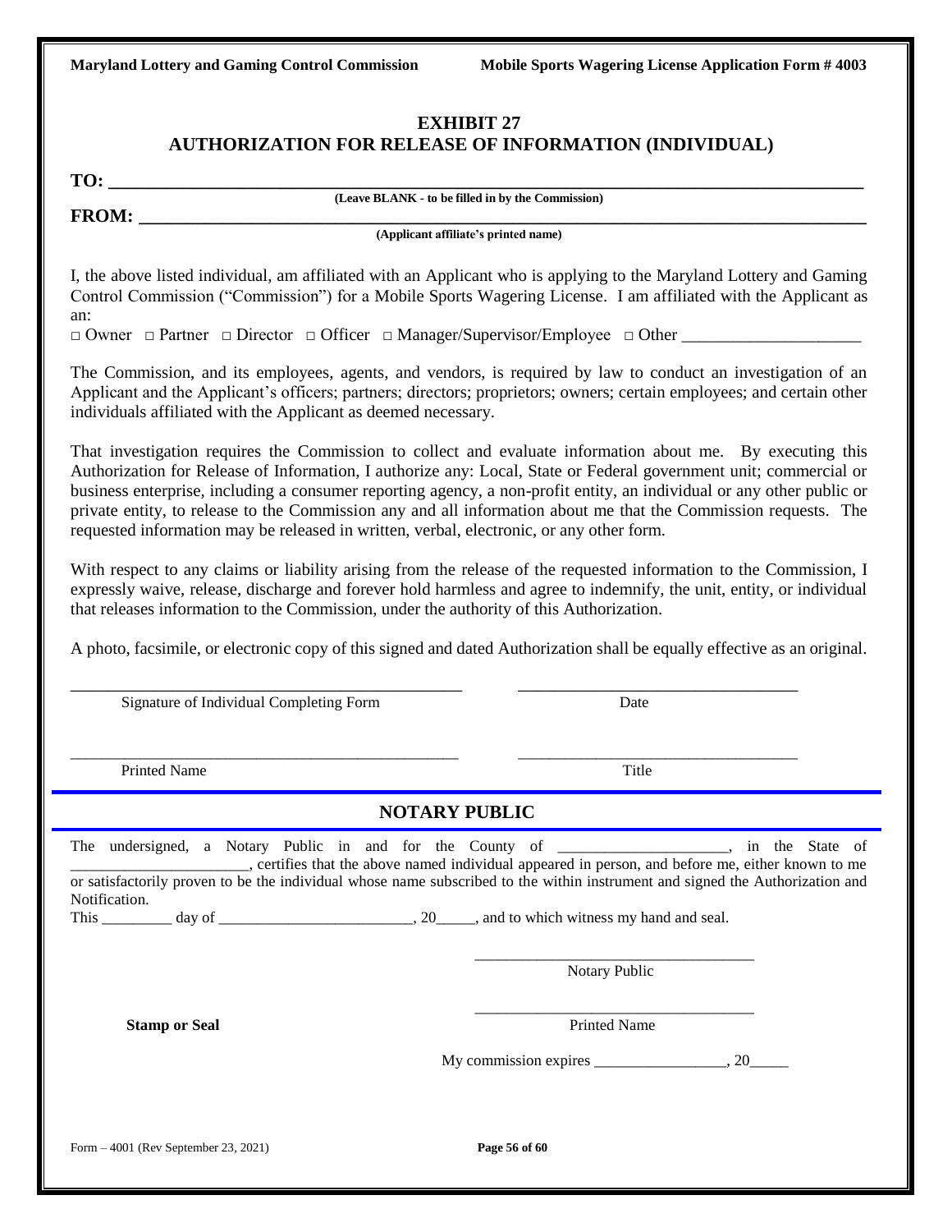# EXHIBIT 27
## AUTHORIZATION FOR RELEASE OF INFORMATION (INDIVIDUAL)

**TO:** ______________________________________________________________
(Leave BLANK - to be filled in by the Commission)

**FROM:** ______________________________________________________________
(Applicant affiliate's printed name)

I, the above listed individual, am affiliated with an Applicant who is applying to the Maryland Lottery and Gaming Control Commission ("Commission") for a Mobile Sports Wagering License. I am affiliated with the Applicant as an:

□ Owner □ Partner □ Director □ Officer □ Manager/Supervisor/Employee □ Other ____________________

The Commission, and its employees, agents, and vendors, is required by law to conduct an investigation of an Applicant and the Applicant's officers; partners; directors; proprietors; owners; certain employees; and certain other individuals affiliated with the Applicant as deemed necessary.

That investigation requires the Commission to collect and evaluate information about me. By executing this Authorization for Release of Information, I authorize any: Local, State or Federal government unit; commercial or business enterprise, including a consumer reporting agency, a non-profit entity, an individual or any other public or private entity, to release to the Commission any and all information about me that the Commission requests. The requested information may be released in written, verbal, electronic, or any other form.

With respect to any claims or liability arising from the release of the requested information to the Commission, I expressly waive, release, discharge and forever hold harmless and agree to indemnify, the unit, entity, or individual that releases information to the Commission, under the authority of this Authorization.

A photo, facsimile, or electronic copy of this signed and dated Authorization shall be equally effective as an original.

______________________________________________ ________________________________
Signature of Individual Completing Form Date

______________________________________________ ________________________________
Printed Name Title

## NOTARY PUBLIC

The undersigned, a Notary Public in and for the County of ____________________, in the State of ____________________, certifies that the above named individual appeared in person, and before me, either known to me or satisfactorily proven to be the individual whose name subscribed to the within instrument and signed the Authorization and Notification.

This ________ day of ________________________, 20_____, and to which witness my hand and seal.

________________________________
Notary Public

**Stamp or Seal**

________________________________
Printed Name

My commission expires ________________, 20_____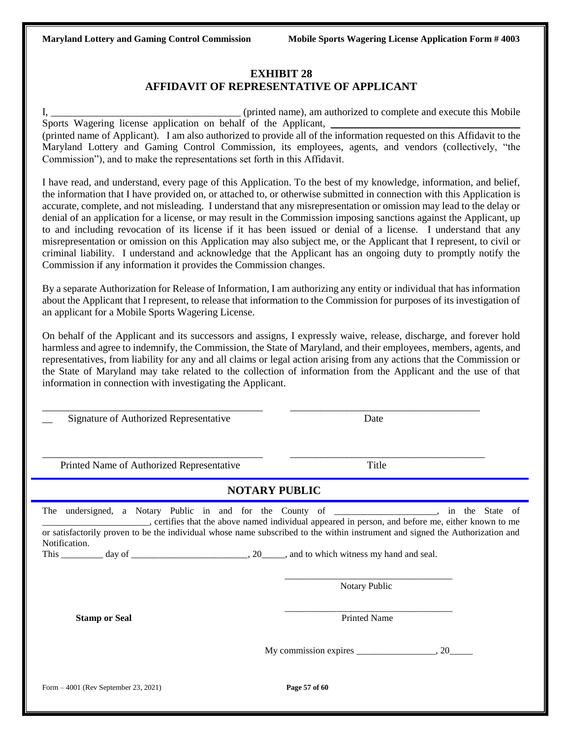# EXHIBIT 28
# AFFIDAVIT OF REPRESENTATIVE OF APPLICANT

I, _____________________________________ (printed name), am authorized to complete and execute this Mobile Sports Wagering license application on behalf of the Applicant, _____________________________________ (printed name of Applicant). I am also authorized to provide all of the information requested on this Affidavit to the Maryland Lottery and Gaming Control Commission, its employees, agents, and vendors (collectively, "the Commission"), and to make the representations set forth in this Affidavit.

I have read, and understand, every page of this Application. To the best of my knowledge, information, and belief, the information that I have provided on, or attached to, or otherwise submitted in connection with this Application is accurate, complete, and not misleading. I understand that any misrepresentation or omission may lead to the delay or denial of an application for a license, or may result in the Commission imposing sanctions against the Applicant, up to and including revocation of its license if it has been issued or denial of a license. I understand that any misrepresentation or omission on this Application may also subject me, or the Applicant that I represent, to civil or criminal liability. I understand and acknowledge that the Applicant has an ongoing duty to promptly notify the Commission if any information it provides the Commission changes.

By a separate Authorization for Release of Information, I am authorizing any entity or individual that has information about the Applicant that I represent, to release that information to the Commission for purposes of its investigation of an applicant for a Mobile Sports Wagering License.

On behalf of the Applicant and its successors and assigns, I expressly waive, release, discharge, and forever hold harmless and agree to indemnify, the Commission, the State of Maryland, and their employees, members, agents, and representatives, from liability for any and all claims or legal action arising from any actions that the Commission or the State of Maryland may take related to the collection of information from the Applicant and the use of that information in connection with investigating the Applicant.

_____________________________________ _____________________________________
Signature of Authorized Representative Date

_____________________________________ _____________________________________
Printed Name of Authorized Representative Title

## NOTARY PUBLIC

The undersigned, a Notary Public in and for the County of ______________________, in the State of ______________________, certifies that the above named individual appeared in person, and before me, either known to me or satisfactorily proven to be the individual whose name subscribed to the within instrument and signed the Authorization and Notification.

This _________ day of _________________________, 20_____, and to which witness my hand and seal.

_____________________________________
Notary Public

**Stamp or Seal**

_____________________________________
Printed Name

My commission expires _________________, 20_____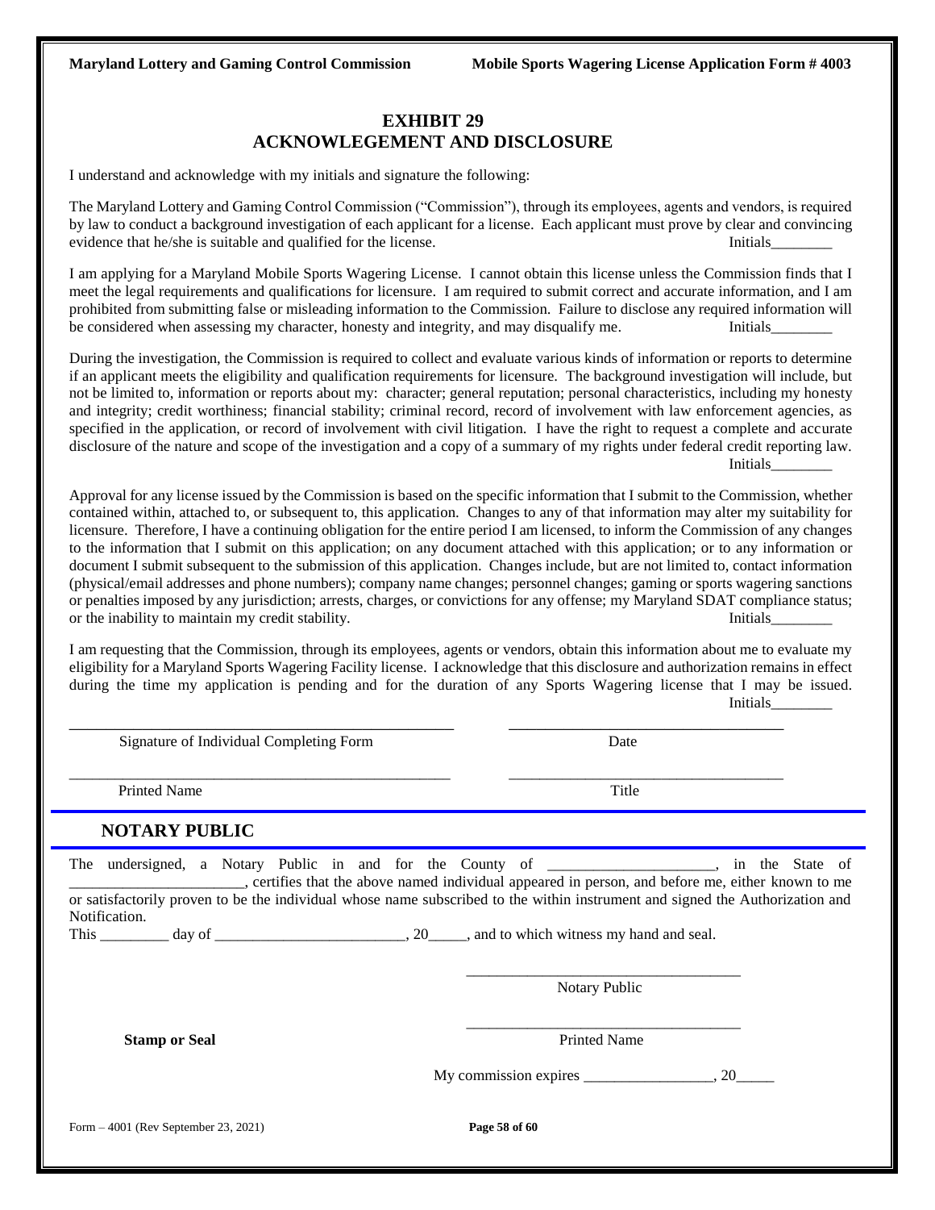# EXHIBIT 29
# ACKNOWLEGEMENT AND DISCLOSURE

I understand and acknowledge with my initials and signature the following:

The Maryland Lottery and Gaming Control Commission ("Commission"), through its employees, agents and vendors, is required by law to conduct a background investigation of each applicant for a license. Each applicant must prove by clear and convincing evidence that he/she is suitable and qualified for the license. Initials________

I am applying for a Maryland Mobile Sports Wagering License. I cannot obtain this license unless the Commission finds that I meet the legal requirements and qualifications for licensure. I am required to submit correct and accurate information, and I am prohibited from submitting false or misleading information to the Commission. Failure to disclose any required information will be considered when assessing my character, honesty and integrity, and may disqualify me. Initials________

During the investigation, the Commission is required to collect and evaluate various kinds of information or reports to determine if an applicant meets the eligibility and qualification requirements for licensure. The background investigation will include, but not be limited to, information or reports about my: character; general reputation; personal characteristics, including my honesty and integrity; credit worthiness; financial stability; criminal record, record of involvement with law enforcement agencies, as specified in the application, or record of involvement with civil litigation. I have the right to request a complete and accurate disclosure of the nature and scope of the investigation and a copy of a summary of my rights under federal credit reporting law. Initials________

Approval for any license issued by the Commission is based on the specific information that I submit to the Commission, whether contained within, attached to, or subsequent to, this application. Changes to any of that information may alter my suitability for licensure. Therefore, I have a continuing obligation for the entire period I am licensed, to inform the Commission of any changes to the information that I submit on this application; on any document attached with this application; or to any information or document I submit subsequent to the submission of this application. Changes include, but are not limited to, contact information (physical/email addresses and phone numbers); company name changes; personnel changes; gaming or sports wagering sanctions or penalties imposed by any jurisdiction; arrests, charges, or convictions for any offense; my Maryland SDAT compliance status; or the inability to maintain my credit stability. Initials________

I am requesting that the Commission, through its employees, agents or vendors, obtain this information about me to evaluate my eligibility for a Maryland Sports Wagering Facility license. I acknowledge that this disclosure and authorization remains in effect during the time my application is pending and for the duration of any Sports Wagering license that I may be issued. Initials________

_______________________________________ _______________________________
Signature of Individual Completing Form Date

_______________________________________ _______________________________
Printed Name Title

## NOTARY PUBLIC

The undersigned, a Notary Public in and for the County of ____________________, in the State of ____________________, certifies that the above named individual appeared in person, and before me, either known to me or satisfactorily proven to be the individual whose name subscribed to the within instrument and signed the Authorization and Notification.

This ________ day of ______________________, 20_____, and to which witness my hand and seal.

_______________________________
Notary Public

**Stamp or Seal**

_______________________________
Printed Name

My commission expires ________________, 20_____

Form – 4001 (Rev September 23, 2021)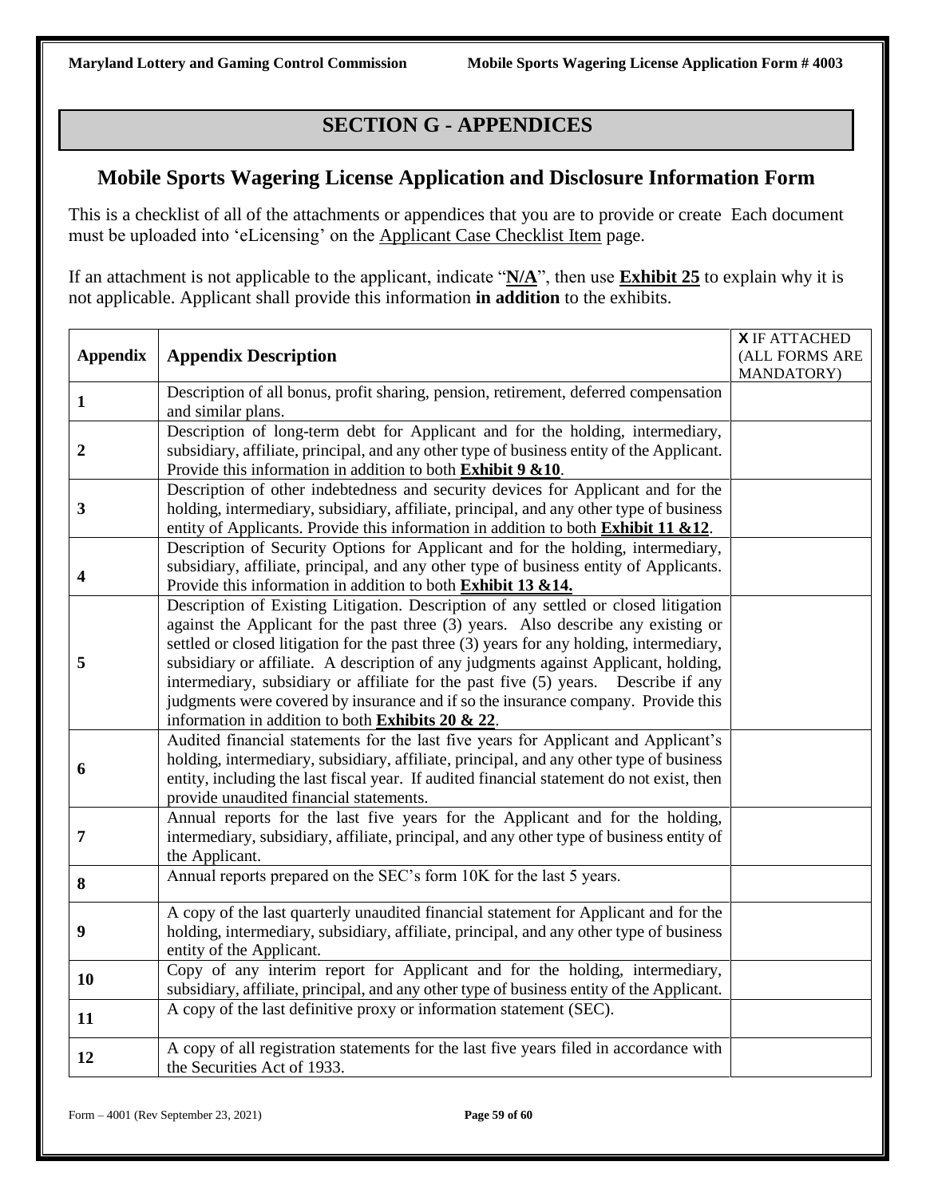# SECTION G - APPENDICES

## Mobile Sports Wagering License Application and Disclosure Information Form

This is a checklist of all of the attachments or appendices that you are to provide or create  Each document must be uploaded into 'eLicensing' on the Applicant Case Checklist Item page.

If an attachment is not applicable to the applicant, indicate "**N/A**", then use **Exhibit 25** to explain why it is not applicable. Applicant shall provide this information **in addition** to the exhibits.

| Appendix | Appendix Description | X IF ATTACHED (ALL FORMS ARE MANDATORY) |
|---|---|---|
| 1 | Description of all bonus, profit sharing, pension, retirement, deferred compensation and similar plans. | |
| 2 | Description of long-term debt for Applicant and for the holding, intermediary, subsidiary, affiliate, principal, and any other type of business entity of the Applicant. Provide this information in addition to both **Exhibit 9 &10**. | |
| 3 | Description of other indebtedness and security devices for Applicant and for the holding, intermediary, subsidiary, affiliate, principal, and any other type of business entity of Applicants. Provide this information in addition to both **Exhibit 11 &12**. | |
| 4 | Description of Security Options for Applicant and for the holding, intermediary, subsidiary, affiliate, principal, and any other type of business entity of Applicants. Provide this information in addition to both **Exhibit 13 &14.** | |
| 5 | Description of Existing Litigation. Description of any settled or closed litigation against the Applicant for the past three (3) years. Also describe any existing or settled or closed litigation for the past three (3) years for any holding, intermediary, subsidiary or affiliate. A description of any judgments against Applicant, holding, intermediary, subsidiary or affiliate for the past five (5) years. Describe if any judgments were covered by insurance and if so the insurance company. Provide this information in addition to both **Exhibits 20 & 22**. | |
| 6 | Audited financial statements for the last five years for Applicant and Applicant's holding, intermediary, subsidiary, affiliate, principal, and any other type of business entity, including the last fiscal year. If audited financial statement do not exist, then provide unaudited financial statements. | |
| 7 | Annual reports for the last five years for the Applicant and for the holding, intermediary, subsidiary, affiliate, principal, and any other type of business entity of the Applicant. | |
| 8 | Annual reports prepared on the SEC's form 10K for the last 5 years. | |
| 9 | A copy of the last quarterly unaudited financial statement for Applicant and for the holding, intermediary, subsidiary, affiliate, principal, and any other type of business entity of the Applicant. | |
| 10 | Copy of any interim report for Applicant and for the holding, intermediary, subsidiary, affiliate, principal, and any other type of business entity of the Applicant. | |
| 11 | A copy of the last definitive proxy or information statement (SEC). | |
| 12 | A copy of all registration statements for the last five years filed in accordance with the Securities Act of 1933. | |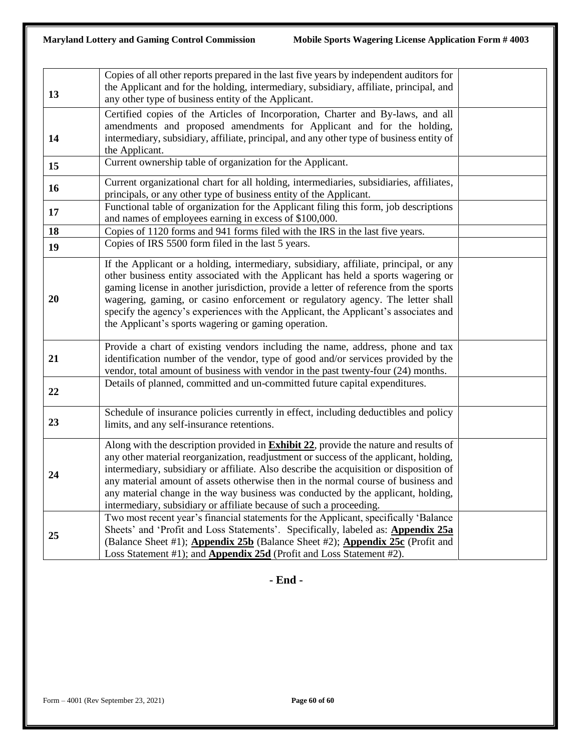| | | |
|---|---|---|
| 13 | Copies of all other reports prepared in the last five years by independent auditors for the Applicant and for the holding, intermediary, subsidiary, affiliate, principal, and any other type of business entity of the Applicant. | |
| 14 | Certified copies of the Articles of Incorporation, Charter and By-laws, and all amendments and proposed amendments for Applicant and for the holding, intermediary, subsidiary, affiliate, principal, and any other type of business entity of the Applicant. | |
| 15 | Current ownership table of organization for the Applicant. | |
| 16 | Current organizational chart for all holding, intermediaries, subsidiaries, affiliates, principals, or any other type of business entity of the Applicant. | |
| 17 | Functional table of organization for the Applicant filing this form, job descriptions and names of employees earning in excess of $100,000. | |
| 18 | Copies of 1120 forms and 941 forms filed with the IRS in the last five years. | |
| 19 | Copies of IRS 5500 form filed in the last 5 years. | |
| 20 | If the Applicant or a holding, intermediary, subsidiary, affiliate, principal, or any other business entity associated with the Applicant has held a sports wagering or gaming license in another jurisdiction, provide a letter of reference from the sports wagering, gaming, or casino enforcement or regulatory agency. The letter shall specify the agency's experiences with the Applicant, the Applicant's associates and the Applicant's sports wagering or gaming operation. | |
| 21 | Provide a chart of existing vendors including the name, address, phone and tax identification number of the vendor, type of good and/or services provided by the vendor, total amount of business with vendor in the past twenty-four (24) months. | |
| 22 | Details of planned, committed and un-committed future capital expenditures. | |
| 23 | Schedule of insurance policies currently in effect, including deductibles and policy limits, and any self-insurance retentions. | |
| 24 | Along with the description provided in **Exhibit 22**, provide the nature and results of any other material reorganization, readjustment or success of the applicant, holding, intermediary, subsidiary or affiliate. Also describe the acquisition or disposition of any material amount of assets otherwise then in the normal course of business and any material change in the way business was conducted by the applicant, holding, intermediary, subsidiary or affiliate because of such a proceeding. | |
| 25 | Two most recent year's financial statements for the Applicant, specifically 'Balance Sheets' and 'Profit and Loss Statements'. Specifically, labeled as: **Appendix 25a** (Balance Sheet #1); **Appendix 25b** (Balance Sheet #2); **Appendix 25c** (Profit and Loss Statement #1); and **Appendix 25d** (Profit and Loss Statement #2). | |

**- End -**